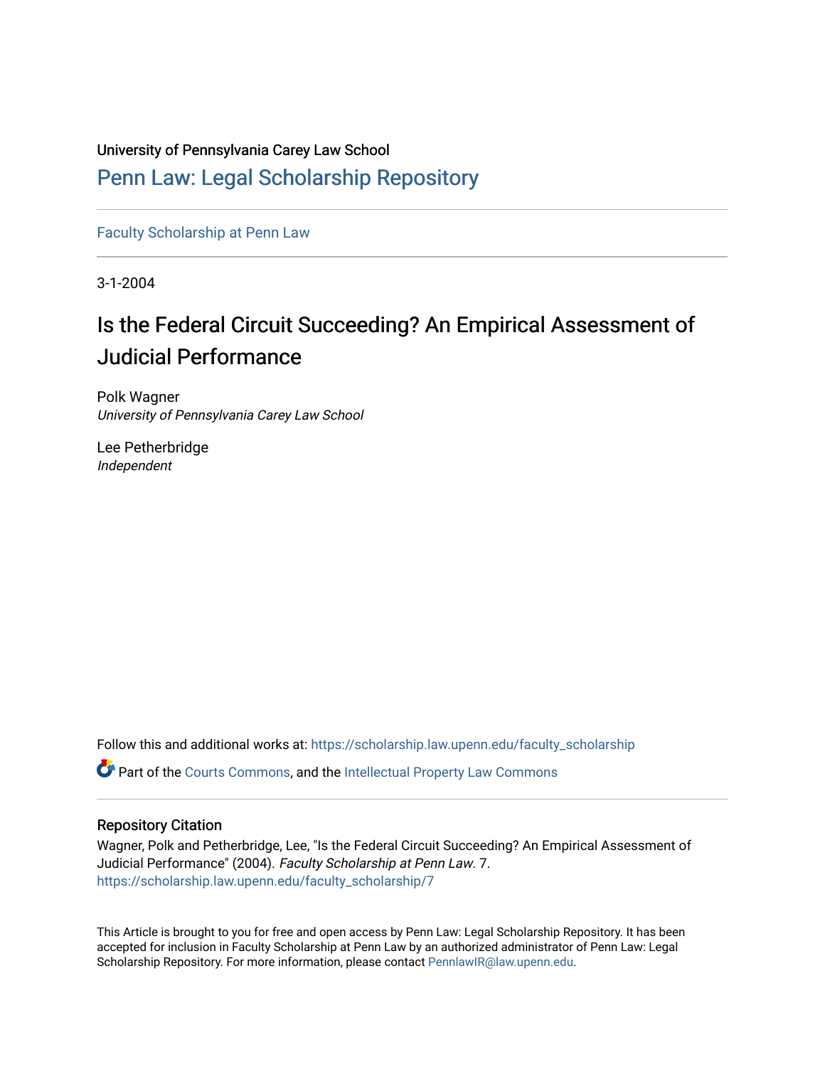University of Pennsylvania Carey Law School

# Penn Law: Legal Scholarship Repository

Faculty Scholarship at Penn Law

3-1-2004

## Is the Federal Circuit Succeeding? An Empirical Assessment of Judicial Performance

Polk Wagner
*University of Pennsylvania Carey Law School*

Lee Petherbridge
*Independent*

Follow this and additional works at: https://scholarship.law.upenn.edu/faculty_scholarship

Part of the Courts Commons, and the Intellectual Property Law Commons

### Repository Citation

Wagner, Polk and Petherbridge, Lee, "Is the Federal Circuit Succeeding? An Empirical Assessment of Judicial Performance" (2004). *Faculty Scholarship at Penn Law*. 7.
https://scholarship.law.upenn.edu/faculty_scholarship/7

This Article is brought to you for free and open access by Penn Law: Legal Scholarship Repository. It has been accepted for inclusion in Faculty Scholarship at Penn Law by an authorized administrator of Penn Law: Legal Scholarship Repository. For more information, please contact PennlawIR@law.upenn.edu.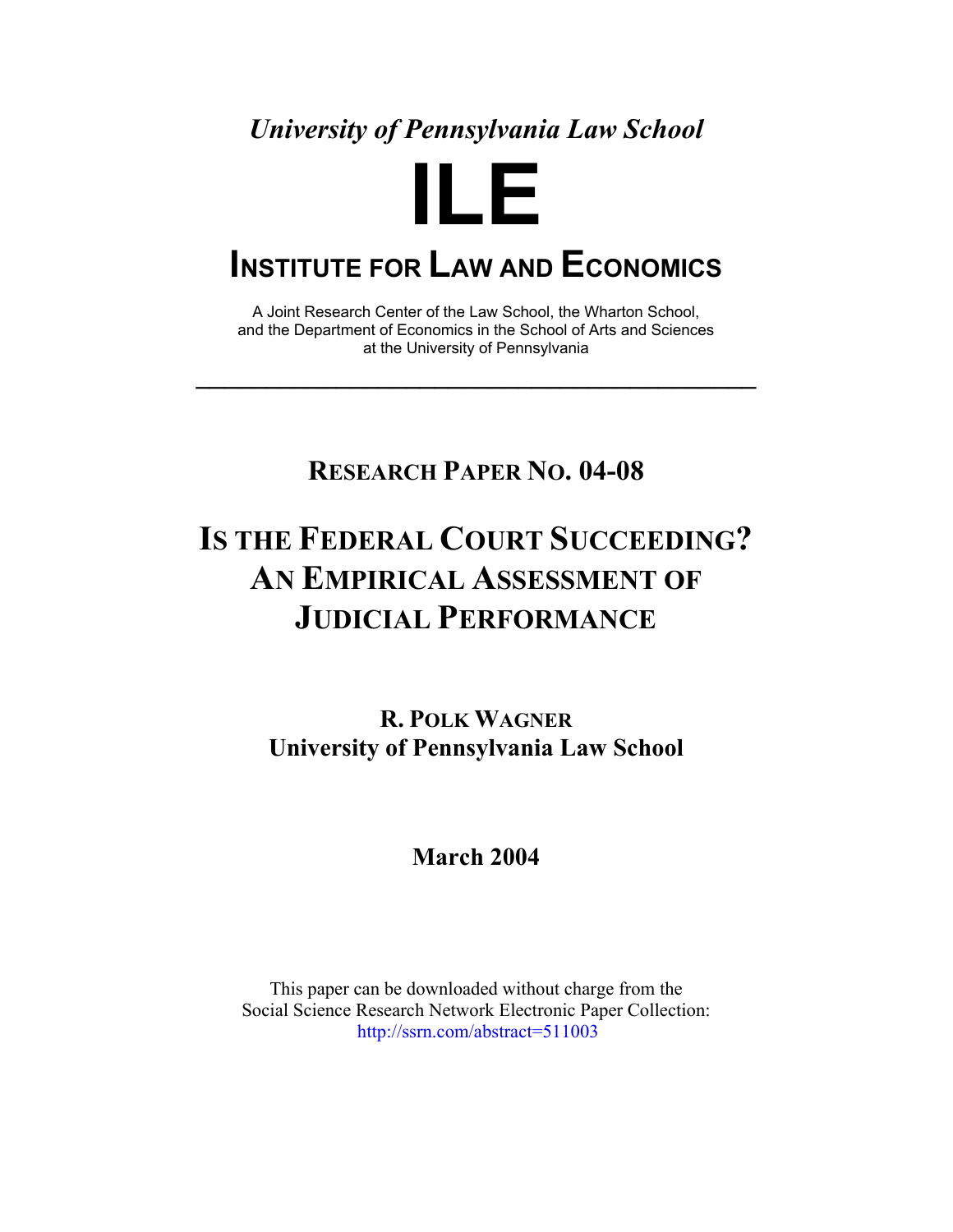*University of Pennsylvania Law School*

# ILE

## INSTITUTE FOR LAW AND ECONOMICS

A Joint Research Center of the Law School, the Wharton School, and the Department of Economics in the School of Arts and Sciences at the University of Pennsylvania

---

**RESEARCH PAPER NO. 04-08**

# IS THE FEDERAL COURT SUCCEEDING? AN EMPIRICAL ASSESSMENT OF JUDICIAL PERFORMANCE

**R. POLK WAGNER**
**University of Pennsylvania Law School**

**March 2004**

This paper can be downloaded without charge from the Social Science Research Network Electronic Paper Collection:
http://ssrn.com/abstract=511003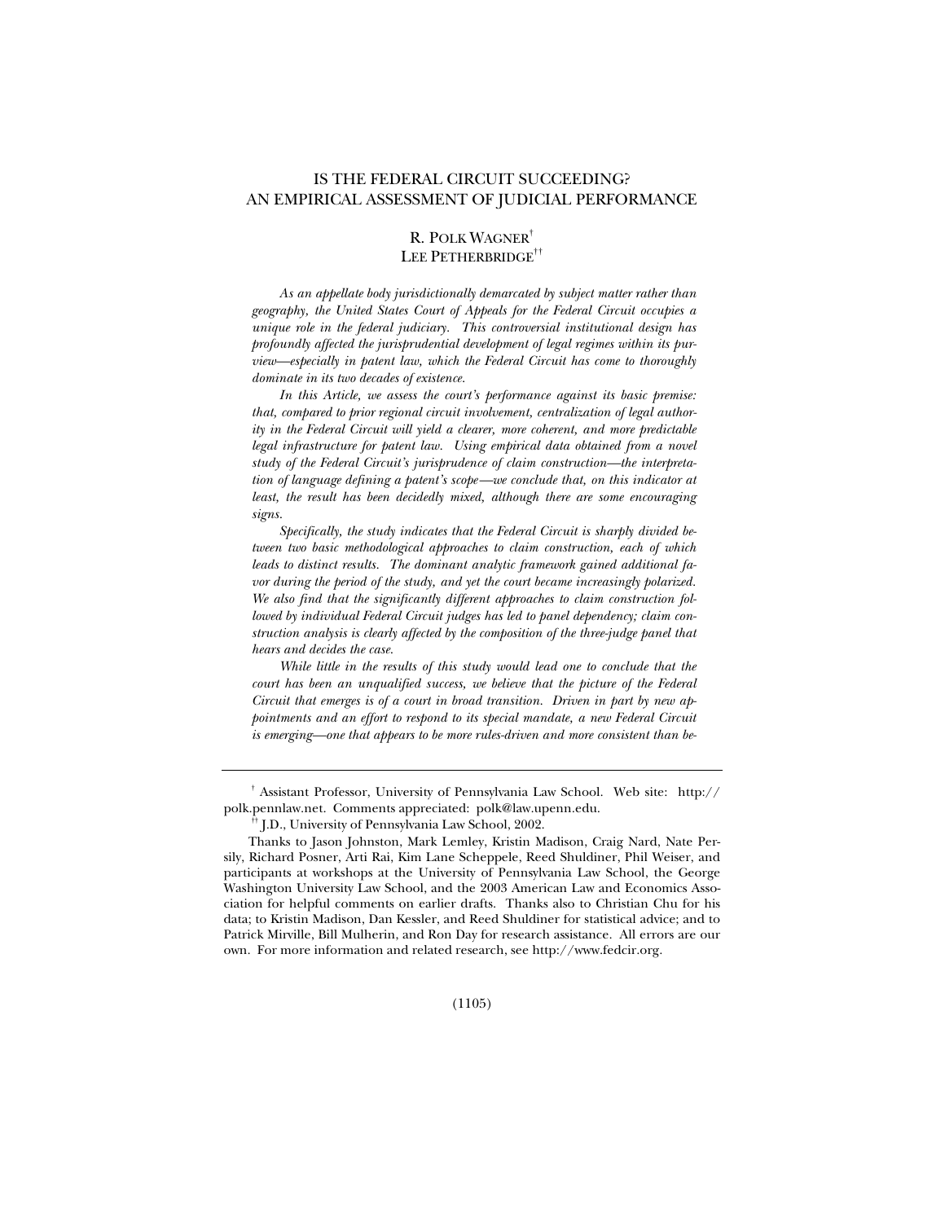# IS THE FEDERAL CIRCUIT SUCCEEDING? AN EMPIRICAL ASSESSMENT OF JUDICIAL PERFORMANCE

R. POLK WAGNER[†]
LEE PETHERBRIDGE[††]

*As an appellate body jurisdictionally demarcated by subject matter rather than geography, the United States Court of Appeals for the Federal Circuit occupies a unique role in the federal judiciary. This controversial institutional design has profoundly affected the jurisprudential development of legal regimes within its purview—especially in patent law, which the Federal Circuit has come to thoroughly dominate in its two decades of existence.*

*In this Article, we assess the court's performance against its basic premise: that, compared to prior regional circuit involvement, centralization of legal authority in the Federal Circuit will yield a clearer, more coherent, and more predictable legal infrastructure for patent law. Using empirical data obtained from a novel study of the Federal Circuit's jurisprudence of claim construction—the interpretation of language defining a patent's scope—we conclude that, on this indicator at least, the result has been decidedly mixed, although there are some encouraging signs.*

*Specifically, the study indicates that the Federal Circuit is sharply divided between two basic methodological approaches to claim construction, each of which leads to distinct results. The dominant analytic framework gained additional favor during the period of the study, and yet the court became increasingly polarized. We also find that the significantly different approaches to claim construction followed by individual Federal Circuit judges has led to panel dependency; claim construction analysis is clearly affected by the composition of the three-judge panel that hears and decides the case.*

*While little in the results of this study would lead one to conclude that the court has been an unqualified success, we believe that the picture of the Federal Circuit that emerges is of a court in broad transition. Driven in part by new appointments and an effort to respond to its special mandate, a new Federal Circuit is emerging—one that appears to be more rules-driven and more consistent than be-*

---

[†] Assistant Professor, University of Pennsylvania Law School. Web site: http://polk.pennlaw.net. Comments appreciated: polk@law.upenn.edu.

[††] J.D., University of Pennsylvania Law School, 2002.

Thanks to Jason Johnston, Mark Lemley, Kristin Madison, Craig Nard, Nate Persily, Richard Posner, Arti Rai, Kim Lane Scheppele, Reed Shuldiner, Phil Weiser, and participants at workshops at the University of Pennsylvania Law School, the George Washington University Law School, and the 2003 American Law and Economics Association for helpful comments on earlier drafts. Thanks also to Christian Chu for his data; to Kristin Madison, Dan Kessler, and Reed Shuldiner for statistical advice; and to Patrick Mirville, Bill Mulherin, and Ron Day for research assistance. All errors are our own. For more information and related research, see http://www.fedcir.org.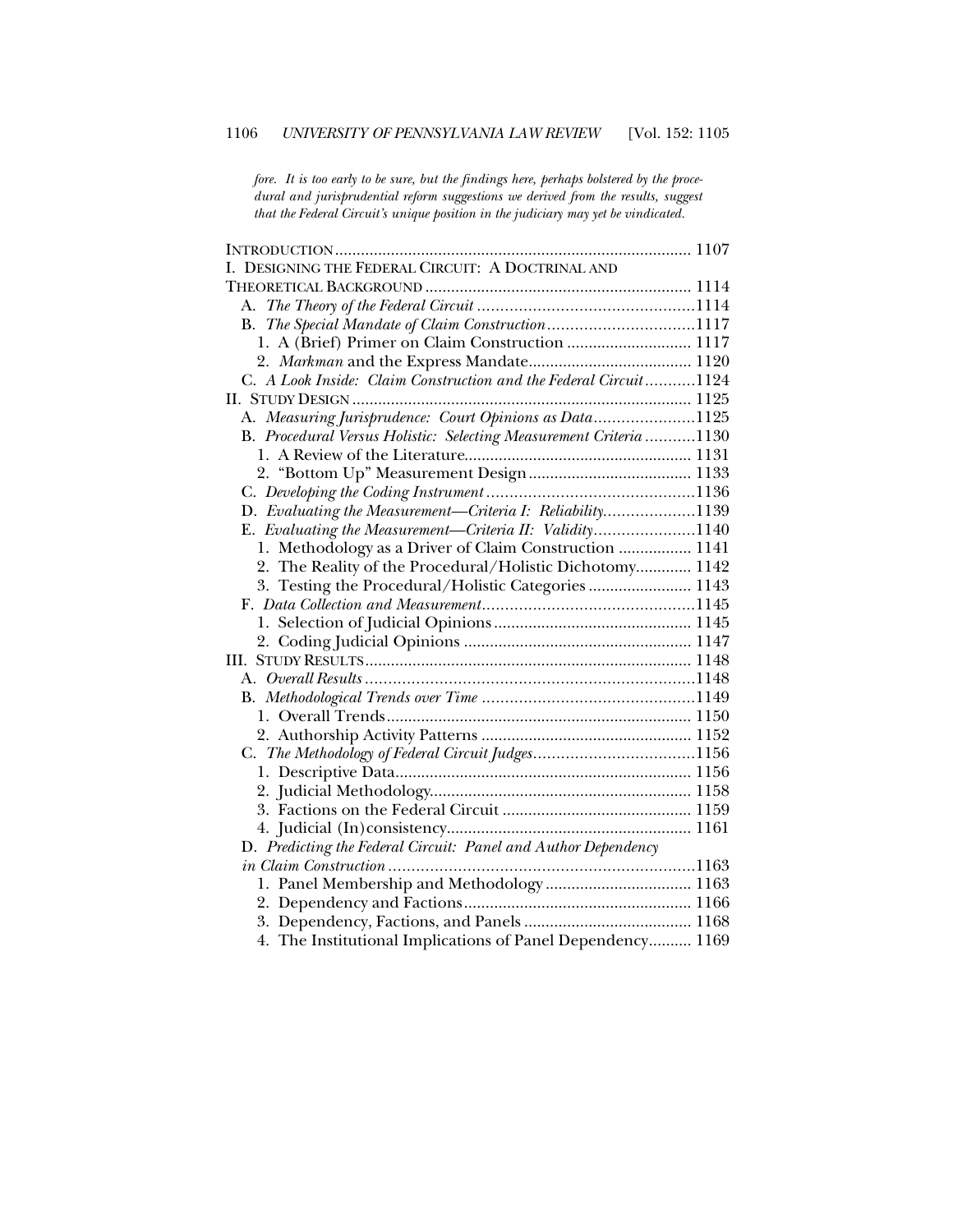*fore. It is too early to be sure, but the findings here, perhaps bolstered by the procedural and jurisprudential reform suggestions we derived from the results, suggest that the Federal Circuit's unique position in the judiciary may yet be vindicated.*

| | |
|---|---|
| INTRODUCTION | 1107 |
| I. DESIGNING THE FEDERAL CIRCUIT: A DOCTRINAL AND THEORETICAL BACKGROUND | 1114 |
| A. *The Theory of the Federal Circuit* | 1114 |
| B. *The Special Mandate of Claim Construction* | 1117 |
| 1. A (Brief) Primer on Claim Construction | 1117 |
| 2. *Markman* and the Express Mandate | 1120 |
| C. *A Look Inside: Claim Construction and the Federal Circuit* | 1124 |
| II. STUDY DESIGN | 1125 |
| A. *Measuring Jurisprudence: Court Opinions as Data* | 1125 |
| B. *Procedural Versus Holistic: Selecting Measurement Criteria* | 1130 |
| 1. A Review of the Literature | 1131 |
| 2. "Bottom Up" Measurement Design | 1133 |
| C. *Developing the Coding Instrument* | 1136 |
| D. *Evaluating the Measurement—Criteria I: Reliability* | 1139 |
| E. *Evaluating the Measurement—Criteria II: Validity* | 1140 |
| 1. Methodology as a Driver of Claim Construction | 1141 |
| 2. The Reality of the Procedural/Holistic Dichotomy | 1142 |
| 3. Testing the Procedural/Holistic Categories | 1143 |
| F. *Data Collection and Measurement* | 1145 |
| 1. Selection of Judicial Opinions | 1145 |
| 2. Coding Judicial Opinions | 1147 |
| III. STUDY RESULTS | 1148 |
| A. *Overall Results* | 1148 |
| B. *Methodological Trends over Time* | 1149 |
| 1. Overall Trends | 1150 |
| 2. Authorship Activity Patterns | 1152 |
| C. *The Methodology of Federal Circuit Judges* | 1156 |
| 1. Descriptive Data | 1156 |
| 2. Judicial Methodology | 1158 |
| 3. Factions on the Federal Circuit | 1159 |
| 4. Judicial (In)consistency | 1161 |
| D. *Predicting the Federal Circuit: Panel and Author Dependency in Claim Construction* | 1163 |
| 1. Panel Membership and Methodology | 1163 |
| 2. Dependency and Factions | 1166 |
| 3. Dependency, Factions, and Panels | 1168 |
| 4. The Institutional Implications of Panel Dependency | 1169 |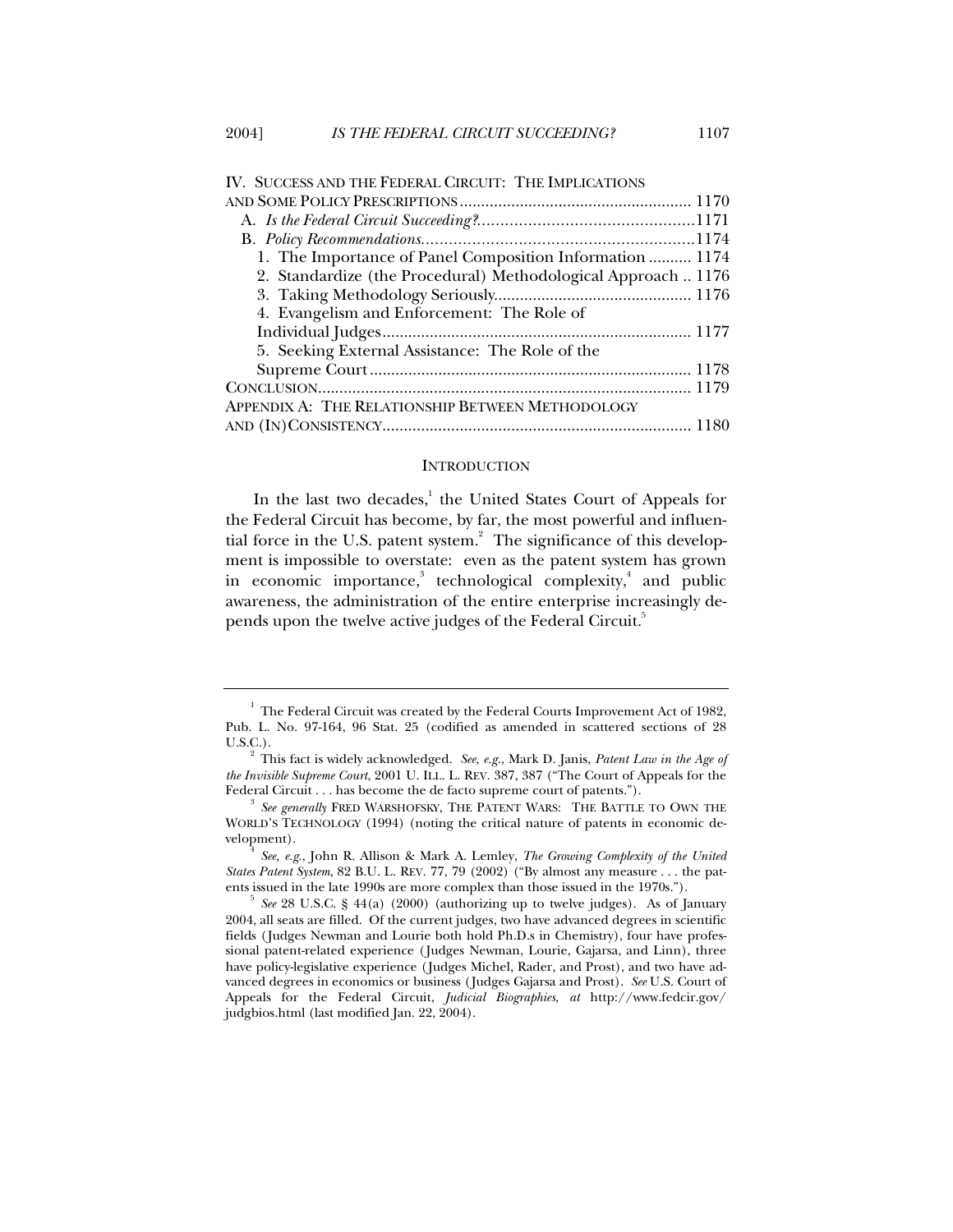IV. SUCCESS AND THE FEDERAL CIRCUIT: THE IMPLICATIONS AND SOME POLICY PRESCRIPTIONS ...................................................... 1170
  A. *Is the Federal Circuit Succeeding?*...............................................1171
  B. *Policy Recommendations*...........................................................1174
    1. The Importance of Panel Composition Information .......... 1174
    2. Standardize (the Procedural) Methodological Approach .. 1176
    3. Taking Methodology Seriously............................................. 1176
    4. Evangelism and Enforcement: The Role of Individual Judges....................................................................... 1177
    5. Seeking External Assistance: The Role of the Supreme Court.......................................................................... 1178
CONCLUSION...................................................................................... 1179
APPENDIX A: THE RELATIONSHIP BETWEEN METHODOLOGY AND (IN)CONSISTENCY....................................................................... 1180

## INTRODUCTION

In the last two decades,[1] the United States Court of Appeals for the Federal Circuit has become, by far, the most powerful and influential force in the U.S. patent system.[2] The significance of this development is impossible to overstate: even as the patent system has grown in economic importance,[3] technological complexity,[4] and public awareness, the administration of the entire enterprise increasingly depends upon the twelve active judges of the Federal Circuit.[5]

---

[1] The Federal Circuit was created by the Federal Courts Improvement Act of 1982, Pub. L. No. 97-164, 96 Stat. 25 (codified as amended in scattered sections of 28 U.S.C.).

[2] This fact is widely acknowledged. *See, e.g.*, Mark D. Janis, *Patent Law in the Age of the Invisible Supreme Court*, 2001 U. ILL. L. REV. 387, 387 ("The Court of Appeals for the Federal Circuit . . . has become the de facto supreme court of patents.").

[3] *See generally* FRED WARSHOFSKY, THE PATENT WARS: THE BATTLE TO OWN THE WORLD'S TECHNOLOGY (1994) (noting the critical nature of patents in economic development).

[4] *See, e.g.*, John R. Allison & Mark A. Lemley, *The Growing Complexity of the United States Patent System*, 82 B.U. L. REV. 77, 79 (2002) ("By almost any measure . . . the patents issued in the late 1990s are more complex than those issued in the 1970s.").

[5] *See* 28 U.S.C. § 44(a) (2000) (authorizing up to twelve judges). As of January 2004, all seats are filled. Of the current judges, two have advanced degrees in scientific fields (Judges Newman and Lourie both hold Ph.D.s in Chemistry), four have professional patent-related experience (Judges Newman, Lourie, Gajarsa, and Linn), three have policy-legislative experience (Judges Michel, Rader, and Prost), and two have advanced degrees in economics or business (Judges Gajarsa and Prost). *See* U.S. Court of Appeals for the Federal Circuit, *Judicial Biographies*, *at* http://www.fedcir.gov/judgbios.html (last modified Jan. 22, 2004).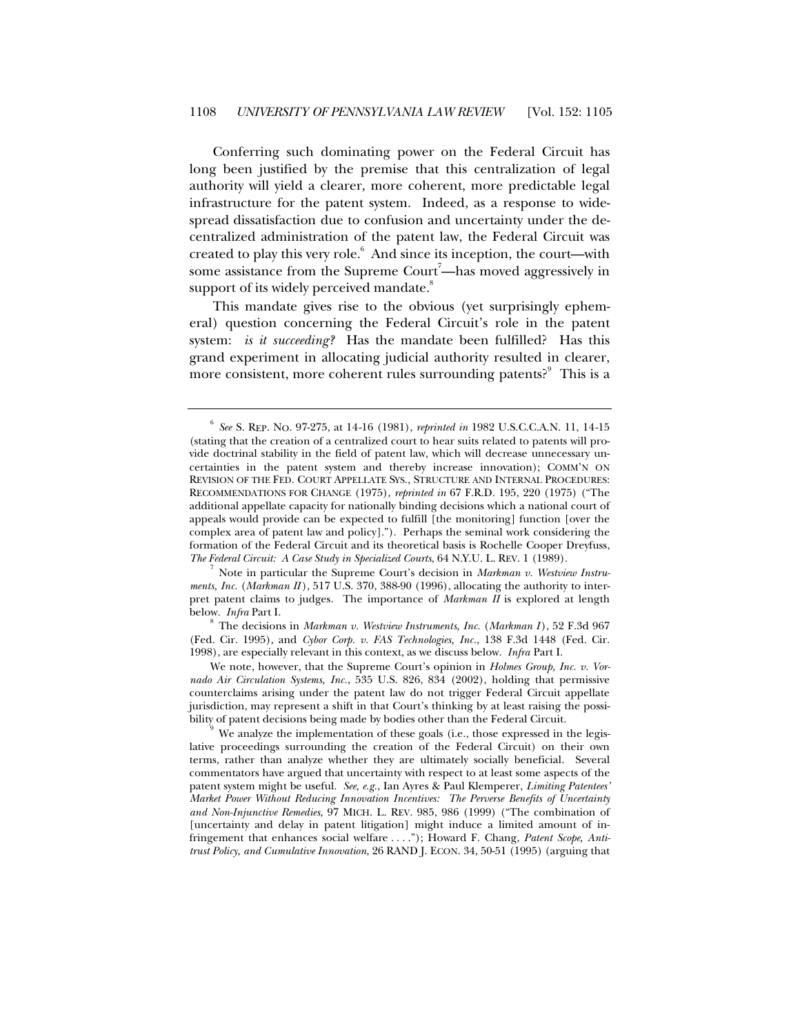Conferring such dominating power on the Federal Circuit has long been justified by the premise that this centralization of legal authority will yield a clearer, more coherent, more predictable legal infrastructure for the patent system. Indeed, as a response to widespread dissatisfaction due to confusion and uncertainty under the decentralized administration of the patent law, the Federal Circuit was created to play this very role.[6] And since its inception, the court—with some assistance from the Supreme Court[7]—has moved aggressively in support of its widely perceived mandate.[8]

This mandate gives rise to the obvious (yet surprisingly ephemeral) question concerning the Federal Circuit's role in the patent system: *is it succeeding?* Has the mandate been fulfilled? Has this grand experiment in allocating judicial authority resulted in clearer, more consistent, more coherent rules surrounding patents?[9] This is a

---

[6] *See* S. REP. NO. 97-275, at 14-16 (1981), *reprinted in* 1982 U.S.C.C.A.N. 11, 14-15 (stating that the creation of a centralized court to hear suits related to patents will provide doctrinal stability in the field of patent law, which will decrease unnecessary uncertainties in the patent system and thereby increase innovation); COMM'N ON REVISION OF THE FED. COURT APPELLATE SYS., STRUCTURE AND INTERNAL PROCEDURES: RECOMMENDATIONS FOR CHANGE (1975), *reprinted in* 67 F.R.D. 195, 220 (1975) ("The additional appellate capacity for nationally binding decisions which a national court of appeals would provide can be expected to fulfill [the monitoring] function [over the complex area of patent law and policy]."). Perhaps the seminal work considering the formation of the Federal Circuit and its theoretical basis is Rochelle Cooper Dreyfuss, *The Federal Circuit: A Case Study in Specialized Courts*, 64 N.Y.U. L. REV. 1 (1989).

[7] Note in particular the Supreme Court's decision in *Markman v. Westview Instruments, Inc.* (*Markman II*), 517 U.S. 370, 388-90 (1996), allocating the authority to interpret patent claims to judges. The importance of *Markman II* is explored at length below. *Infra* Part I.

[8] The decisions in *Markman v. Westview Instruments, Inc.* (*Markman I*), 52 F.3d 967 (Fed. Cir. 1995), and *Cybor Corp. v. FAS Technologies, Inc.*, 138 F.3d 1448 (Fed. Cir. 1998), are especially relevant in this context, as we discuss below. *Infra* Part I.

We note, however, that the Supreme Court's opinion in *Holmes Group, Inc. v. Vornado Air Circulation Systems, Inc.*, 535 U.S. 826, 834 (2002), holding that permissive counterclaims arising under the patent law do not trigger Federal Circuit appellate jurisdiction, may represent a shift in that Court's thinking by at least raising the possibility of patent decisions being made by bodies other than the Federal Circuit.

[9] We analyze the implementation of these goals (i.e., those expressed in the legislative proceedings surrounding the creation of the Federal Circuit) on their own terms, rather than analyze whether they are ultimately socially beneficial. Several commentators have argued that uncertainty with respect to at least some aspects of the patent system might be useful. *See, e.g.*, Ian Ayres & Paul Klemperer, *Limiting Patentees' Market Power Without Reducing Innovation Incentives: The Perverse Benefits of Uncertainty and Non-Injunctive Remedies*, 97 MICH. L. REV. 985, 986 (1999) ("The combination of [uncertainty and delay in patent litigation] might induce a limited amount of infringement that enhances social welfare . . . ."); Howard F. Chang, *Patent Scope, Antitrust Policy, and Cumulative Innovation*, 26 RAND J. ECON. 34, 50-51 (1995) (arguing that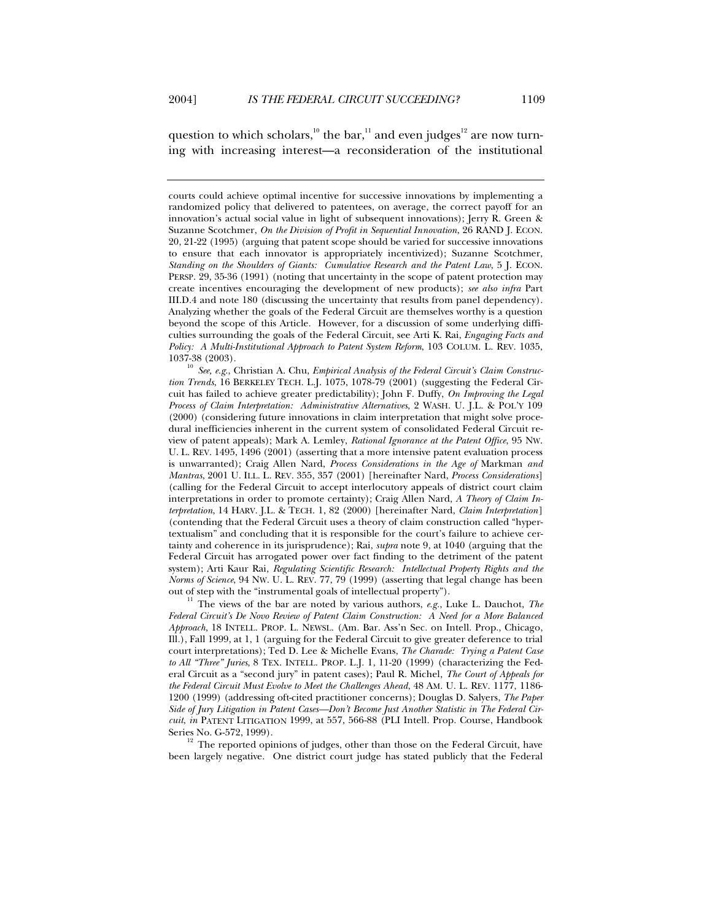question to which scholars,[10] the bar,[11] and even judges[12] are now turning with increasing interest—a reconsideration of the institutional

---

courts could achieve optimal incentive for successive innovations by implementing a randomized policy that delivered to patentees, on average, the correct payoff for an innovation's actual social value in light of subsequent innovations); Jerry R. Green & Suzanne Scotchmer, *On the Division of Profit in Sequential Innovation*, 26 RAND J. ECON. 20, 21-22 (1995) (arguing that patent scope should be varied for successive innovations to ensure that each innovator is appropriately incentivized); Suzanne Scotchmer, *Standing on the Shoulders of Giants: Cumulative Research and the Patent Law*, 5 J. ECON. PERSP. 29, 35-36 (1991) (noting that uncertainty in the scope of patent protection may create incentives encouraging the development of new products); *see also infra* Part III.D.4 and note 180 (discussing the uncertainty that results from panel dependency). Analyzing whether the goals of the Federal Circuit are themselves worthy is a question beyond the scope of this Article. However, for a discussion of some underlying difficulties surrounding the goals of the Federal Circuit, see Arti K. Rai, *Engaging Facts and Policy: A Multi-Institutional Approach to Patent System Reform*, 103 COLUM. L. REV. 1035, 1037-38 (2003).

[10] *See, e.g.*, Christian A. Chu, *Empirical Analysis of the Federal Circuit's Claim Construction Trends*, 16 BERKELEY TECH. L.J. 1075, 1078-79 (2001) (suggesting the Federal Circuit has failed to achieve greater predictability); John F. Duffy, *On Improving the Legal Process of Claim Interpretation: Administrative Alternatives*, 2 WASH. U. J.L. & POL'Y 109 (2000) (considering future innovations in claim interpretation that might solve procedural inefficiencies inherent in the current system of consolidated Federal Circuit review of patent appeals); Mark A. Lemley, *Rational Ignorance at the Patent Office*, 95 NW. U. L. REV. 1495, 1496 (2001) (asserting that a more intensive patent evaluation process is unwarranted); Craig Allen Nard, *Process Considerations in the Age of* Markman *and Mantras*, 2001 U. ILL. L. REV. 355, 357 (2001) [hereinafter Nard, *Process Considerations*] (calling for the Federal Circuit to accept interlocutory appeals of district court claim interpretations in order to promote certainty); Craig Allen Nard, *A Theory of Claim Interpretation*, 14 HARV. J.L. & TECH. 1, 82 (2000) [hereinafter Nard, *Claim Interpretation*] (contending that the Federal Circuit uses a theory of claim construction called "hypertextualism" and concluding that it is responsible for the court's failure to achieve certainty and coherence in its jurisprudence); Rai, *supra* note 9, at 1040 (arguing that the Federal Circuit has arrogated power over fact finding to the detriment of the patent system); Arti Kaur Rai, *Regulating Scientific Research: Intellectual Property Rights and the Norms of Science*, 94 NW. U. L. REV. 77, 79 (1999) (asserting that legal change has been out of step with the "instrumental goals of intellectual property").

[11] The views of the bar are noted by various authors, *e.g.*, Luke L. Dauchot, *The Federal Circuit's De Novo Review of Patent Claim Construction: A Need for a More Balanced Approach*, 18 INTELL. PROP. L. NEWSL. (Am. Bar. Ass'n Sec. on Intell. Prop., Chicago, Ill.), Fall 1999, at 1, 1 (arguing for the Federal Circuit to give greater deference to trial court interpretations); Ted D. Lee & Michelle Evans, *The Charade: Trying a Patent Case to All "Three" Juries*, 8 TEX. INTELL. PROP. L.J. 1, 11-20 (1999) (characterizing the Federal Circuit as a "second jury" in patent cases); Paul R. Michel, *The Court of Appeals for the Federal Circuit Must Evolve to Meet the Challenges Ahead*, 48 AM. U. L. REV. 1177, 1186-1200 (1999) (addressing oft-cited practitioner concerns); Douglas D. Salyers, *The Paper Side of Jury Litigation in Patent Cases—Don't Become Just Another Statistic in The Federal Circuit*, *in* PATENT LITIGATION 1999, at 557, 566-88 (PLI Intell. Prop. Course, Handbook Series No. G-572, 1999).

[12] The reported opinions of judges, other than those on the Federal Circuit, have been largely negative. One district court judge has stated publicly that the Federal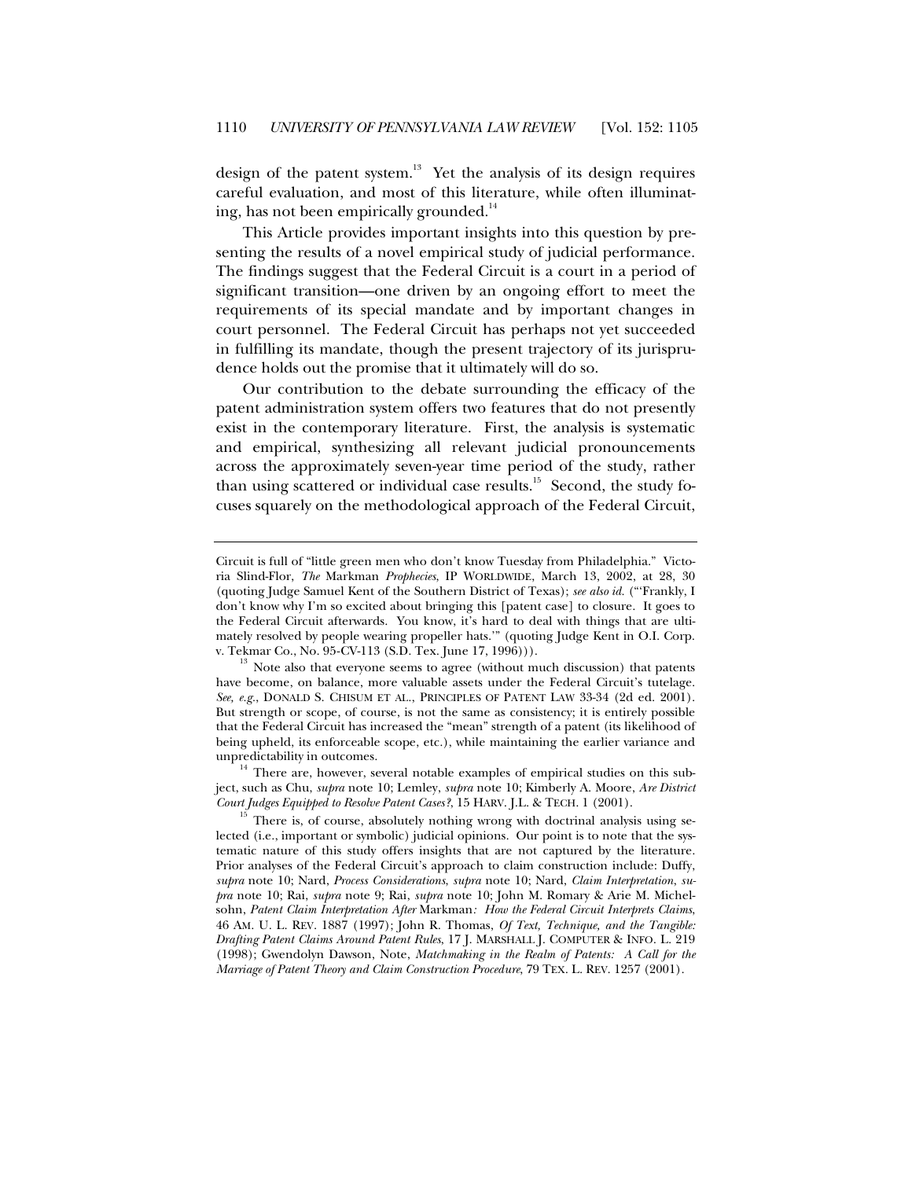design of the patent system.[13] Yet the analysis of its design requires careful evaluation, and most of this literature, while often illuminating, has not been empirically grounded.[14]

This Article provides important insights into this question by presenting the results of a novel empirical study of judicial performance. The findings suggest that the Federal Circuit is a court in a period of significant transition—one driven by an ongoing effort to meet the requirements of its special mandate and by important changes in court personnel. The Federal Circuit has perhaps not yet succeeded in fulfilling its mandate, though the present trajectory of its jurisprudence holds out the promise that it ultimately will do so.

Our contribution to the debate surrounding the efficacy of the patent administration system offers two features that do not presently exist in the contemporary literature. First, the analysis is systematic and empirical, synthesizing all relevant judicial pronouncements across the approximately seven-year time period of the study, rather than using scattered or individual case results.[15] Second, the study focuses squarely on the methodological approach of the Federal Circuit,

---

Circuit is full of "little green men who don't know Tuesday from Philadelphia." Victoria Slind-Flor, *The* Markman *Prophecies*, IP WORLDWIDE, March 13, 2002, at 28, 30 (quoting Judge Samuel Kent of the Southern District of Texas); *see also id.* ("'Frankly, I don't know why I'm so excited about bringing this [patent case] to closure. It goes to the Federal Circuit afterwards. You know, it's hard to deal with things that are ultimately resolved by people wearing propeller hats.'" (quoting Judge Kent in O.I. Corp. v. Tekmar Co., No. 95-CV-113 (S.D. Tex. June 17, 1996))).

[13] Note also that everyone seems to agree (without much discussion) that patents have become, on balance, more valuable assets under the Federal Circuit's tutelage. *See, e.g.*, DONALD S. CHISUM ET AL., PRINCIPLES OF PATENT LAW 33-34 (2d ed. 2001). But strength or scope, of course, is not the same as consistency; it is entirely possible that the Federal Circuit has increased the "mean" strength of a patent (its likelihood of being upheld, its enforceable scope, etc.), while maintaining the earlier variance and unpredictability in outcomes.

[14] There are, however, several notable examples of empirical studies on this subject, such as Chu, *supra* note 10; Lemley, *supra* note 10; Kimberly A. Moore, *Are District Court Judges Equipped to Resolve Patent Cases?*, 15 HARV. J.L. & TECH. 1 (2001).

[15] There is, of course, absolutely nothing wrong with doctrinal analysis using selected (i.e., important or symbolic) judicial opinions. Our point is to note that the systematic nature of this study offers insights that are not captured by the literature. Prior analyses of the Federal Circuit's approach to claim construction include: Duffy, *supra* note 10; Nard, *Process Considerations*, *supra* note 10; Nard, *Claim Interpretation*, *supra* note 10; Rai, *supra* note 9; Rai, *supra* note 10; John M. Romary & Arie M. Michelsohn, *Patent Claim Interpretation After* Markman*: How the Federal Circuit Interprets Claims*, 46 AM. U. L. REV. 1887 (1997); John R. Thomas, *Of Text, Technique, and the Tangible: Drafting Patent Claims Around Patent Rules*, 17 J. MARSHALL J. COMPUTER & INFO. L. 219 (1998); Gwendolyn Dawson, Note, *Matchmaking in the Realm of Patents: A Call for the Marriage of Patent Theory and Claim Construction Procedure*, 79 TEX. L. REV. 1257 (2001).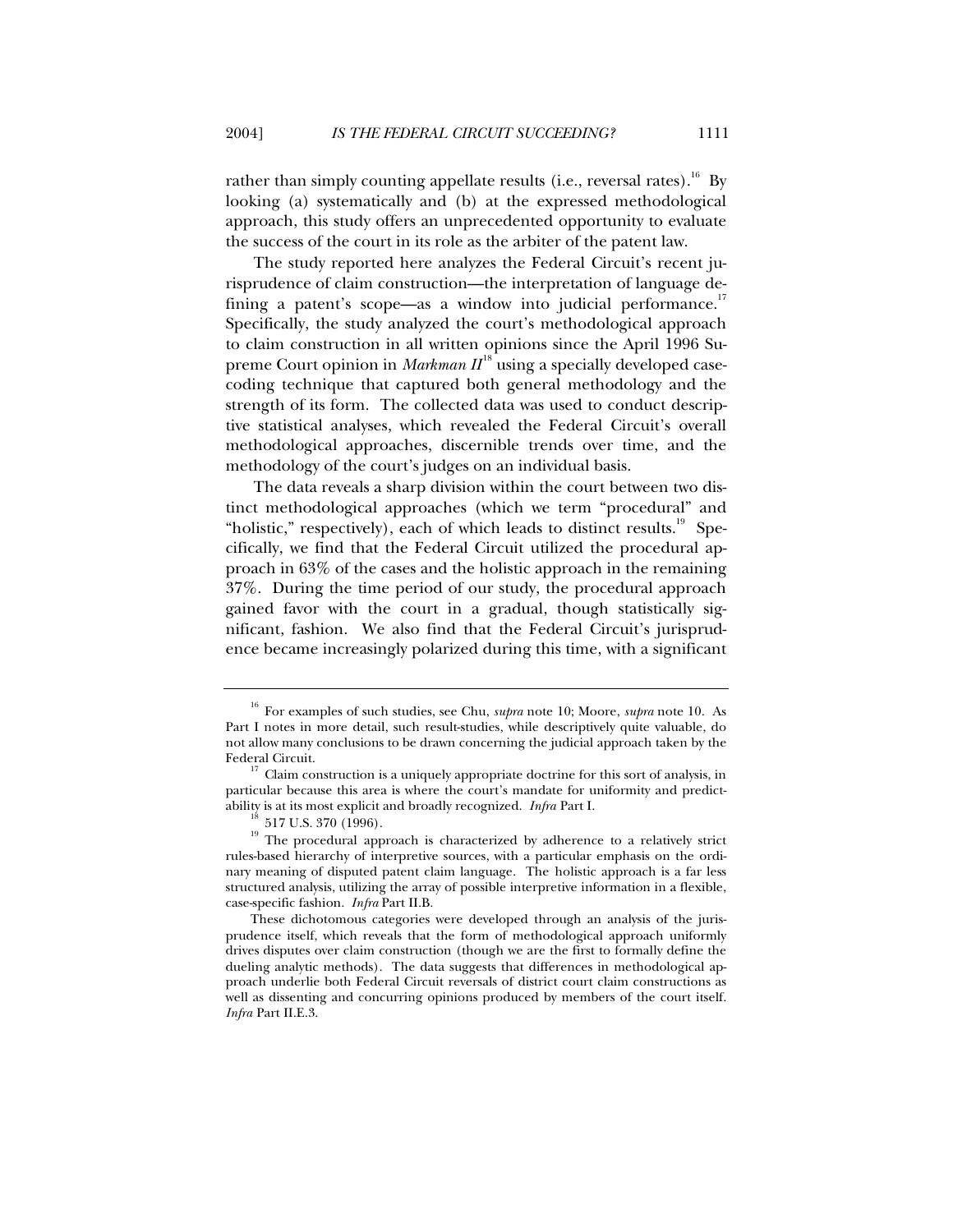rather than simply counting appellate results (i.e., reversal rates).[16] By looking (a) systematically and (b) at the expressed methodological approach, this study offers an unprecedented opportunity to evaluate the success of the court in its role as the arbiter of the patent law.

The study reported here analyzes the Federal Circuit's recent jurisprudence of claim construction—the interpretation of language defining a patent's scope—as a window into judicial performance.[17] Specifically, the study analyzed the court's methodological approach to claim construction in all written opinions since the April 1996 Supreme Court opinion in *Markman II*[18] using a specially developed case-coding technique that captured both general methodology and the strength of its form. The collected data was used to conduct descriptive statistical analyses, which revealed the Federal Circuit's overall methodological approaches, discernible trends over time, and the methodology of the court's judges on an individual basis.

The data reveals a sharp division within the court between two distinct methodological approaches (which we term "procedural" and "holistic," respectively), each of which leads to distinct results.[19] Specifically, we find that the Federal Circuit utilized the procedural approach in 63% of the cases and the holistic approach in the remaining 37%. During the time period of our study, the procedural approach gained favor with the court in a gradual, though statistically significant, fashion. We also find that the Federal Circuit's jurisprudence became increasingly polarized during this time, with a significant

---

[16] For examples of such studies, see Chu, *supra* note 10; Moore, *supra* note 10. As Part I notes in more detail, such result-studies, while descriptively quite valuable, do not allow many conclusions to be drawn concerning the judicial approach taken by the Federal Circuit.

[17] Claim construction is a uniquely appropriate doctrine for this sort of analysis, in particular because this area is where the court's mandate for uniformity and predictability is at its most explicit and broadly recognized. *Infra* Part I.

[18] 517 U.S. 370 (1996).

[19] The procedural approach is characterized by adherence to a relatively strict rules-based hierarchy of interpretive sources, with a particular emphasis on the ordinary meaning of disputed patent claim language. The holistic approach is a far less structured analysis, utilizing the array of possible interpretive information in a flexible, case-specific fashion. *Infra* Part II.B.

These dichotomous categories were developed through an analysis of the jurisprudence itself, which reveals that the form of methodological approach uniformly drives disputes over claim construction (though we are the first to formally define the dueling analytic methods). The data suggests that differences in methodological approach underlie both Federal Circuit reversals of district court claim constructions as well as dissenting and concurring opinions produced by members of the court itself. *Infra* Part II.E.3.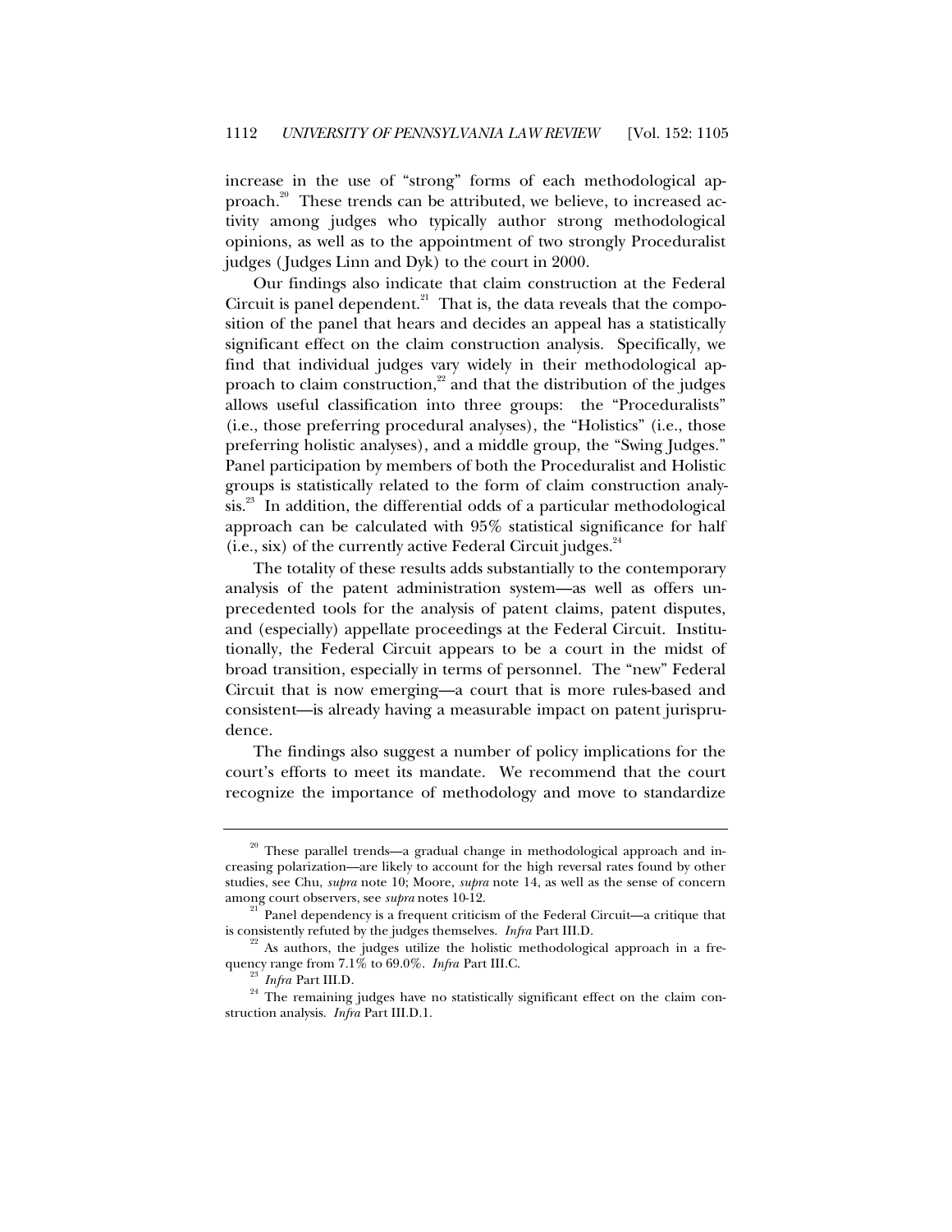increase in the use of "strong" forms of each methodological approach.[20] These trends can be attributed, we believe, to increased activity among judges who typically author strong methodological opinions, as well as to the appointment of two strongly Proceduralist judges (Judges Linn and Dyk) to the court in 2000.

Our findings also indicate that claim construction at the Federal Circuit is panel dependent.[21] That is, the data reveals that the composition of the panel that hears and decides an appeal has a statistically significant effect on the claim construction analysis. Specifically, we find that individual judges vary widely in their methodological approach to claim construction,[22] and that the distribution of the judges allows useful classification into three groups: the "Proceduralists" (i.e., those preferring procedural analyses), the "Holistics" (i.e., those preferring holistic analyses), and a middle group, the "Swing Judges." Panel participation by members of both the Proceduralist and Holistic groups is statistically related to the form of claim construction analysis.[23] In addition, the differential odds of a particular methodological approach can be calculated with 95% statistical significance for half (i.e., six) of the currently active Federal Circuit judges.[24]

The totality of these results adds substantially to the contemporary analysis of the patent administration system—as well as offers unprecedented tools for the analysis of patent claims, patent disputes, and (especially) appellate proceedings at the Federal Circuit. Institutionally, the Federal Circuit appears to be a court in the midst of broad transition, especially in terms of personnel. The "new" Federal Circuit that is now emerging—a court that is more rules-based and consistent—is already having a measurable impact on patent jurisprudence.

The findings also suggest a number of policy implications for the court's efforts to meet its mandate. We recommend that the court recognize the importance of methodology and move to standardize

---

[20] These parallel trends—a gradual change in methodological approach and increasing polarization—are likely to account for the high reversal rates found by other studies, see Chu, *supra* note 10; Moore, *supra* note 14, as well as the sense of concern among court observers, see *supra* notes 10-12.

[21] Panel dependency is a frequent criticism of the Federal Circuit—a critique that is consistently refuted by the judges themselves. *Infra* Part III.D.

[22] As authors, the judges utilize the holistic methodological approach in a frequency range from 7.1% to 69.0%. *Infra* Part III.C.

[23] *Infra* Part III.D.

[24] The remaining judges have no statistically significant effect on the claim construction analysis. *Infra* Part III.D.1.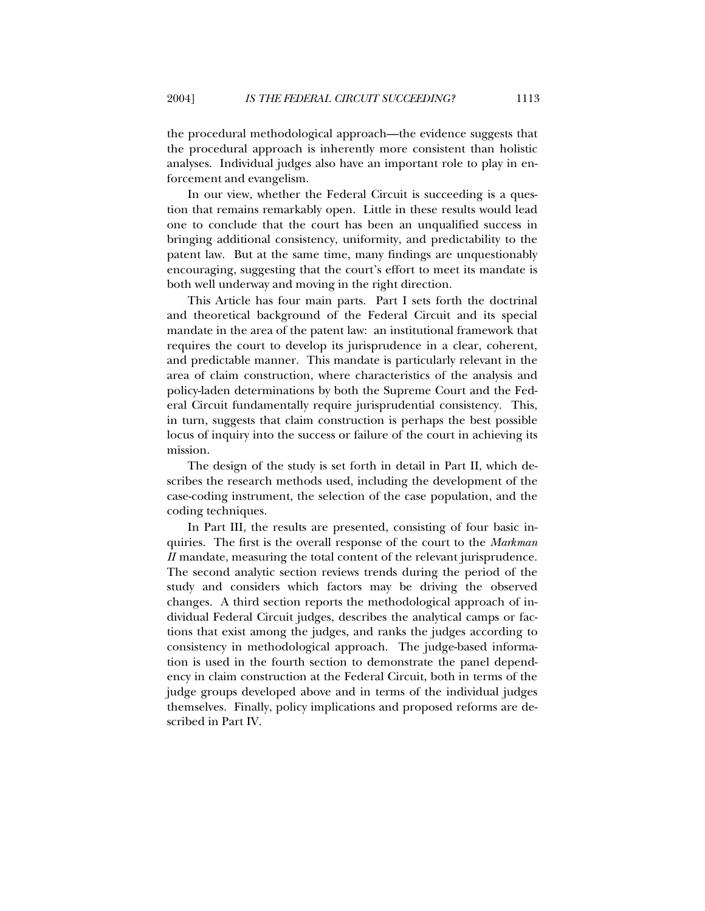the procedural methodological approach—the evidence suggests that the procedural approach is inherently more consistent than holistic analyses. Individual judges also have an important role to play in enforcement and evangelism.

In our view, whether the Federal Circuit is succeeding is a question that remains remarkably open. Little in these results would lead one to conclude that the court has been an unqualified success in bringing additional consistency, uniformity, and predictability to the patent law. But at the same time, many findings are unquestionably encouraging, suggesting that the court's effort to meet its mandate is both well underway and moving in the right direction.

This Article has four main parts. Part I sets forth the doctrinal and theoretical background of the Federal Circuit and its special mandate in the area of the patent law: an institutional framework that requires the court to develop its jurisprudence in a clear, coherent, and predictable manner. This mandate is particularly relevant in the area of claim construction, where characteristics of the analysis and policy-laden determinations by both the Supreme Court and the Federal Circuit fundamentally require jurisprudential consistency. This, in turn, suggests that claim construction is perhaps the best possible locus of inquiry into the success or failure of the court in achieving its mission.

The design of the study is set forth in detail in Part II, which describes the research methods used, including the development of the case-coding instrument, the selection of the case population, and the coding techniques.

In Part III, the results are presented, consisting of four basic inquiries. The first is the overall response of the court to the *Markman II* mandate, measuring the total content of the relevant jurisprudence. The second analytic section reviews trends during the period of the study and considers which factors may be driving the observed changes. A third section reports the methodological approach of individual Federal Circuit judges, describes the analytical camps or factions that exist among the judges, and ranks the judges according to consistency in methodological approach. The judge-based information is used in the fourth section to demonstrate the panel dependency in claim construction at the Federal Circuit, both in terms of the judge groups developed above and in terms of the individual judges themselves. Finally, policy implications and proposed reforms are described in Part IV.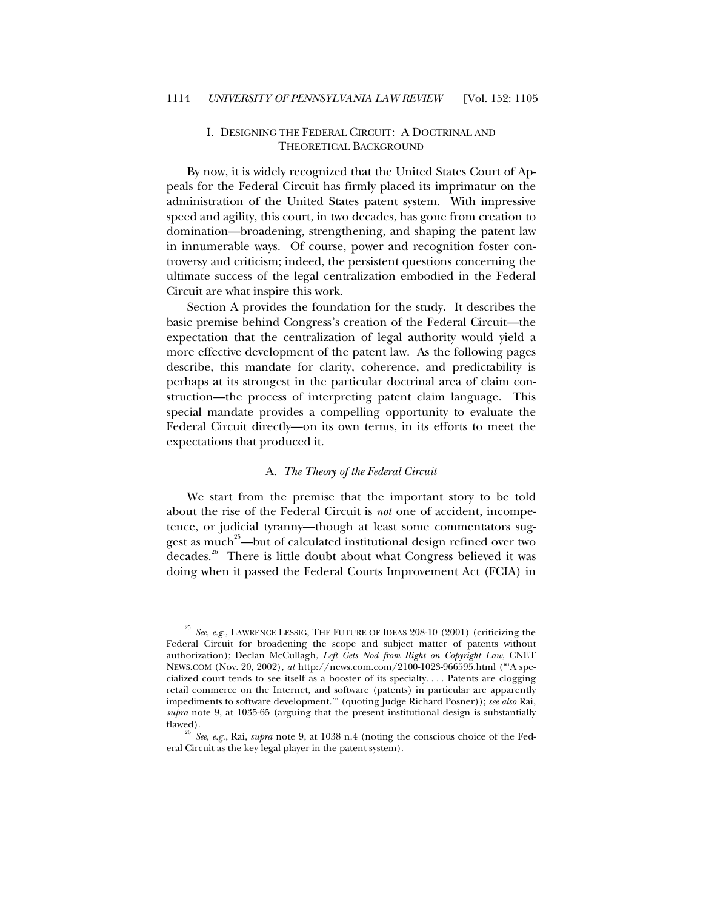## I. DESIGNING THE FEDERAL CIRCUIT: A DOCTRINAL AND THEORETICAL BACKGROUND

By now, it is widely recognized that the United States Court of Appeals for the Federal Circuit has firmly placed its imprimatur on the administration of the United States patent system. With impressive speed and agility, this court, in two decades, has gone from creation to domination—broadening, strengthening, and shaping the patent law in innumerable ways. Of course, power and recognition foster controversy and criticism; indeed, the persistent questions concerning the ultimate success of the legal centralization embodied in the Federal Circuit are what inspire this work.

Section A provides the foundation for the study. It describes the basic premise behind Congress's creation of the Federal Circuit—the expectation that the centralization of legal authority would yield a more effective development of the patent law. As the following pages describe, this mandate for clarity, coherence, and predictability is perhaps at its strongest in the particular doctrinal area of claim construction—the process of interpreting patent claim language. This special mandate provides a compelling opportunity to evaluate the Federal Circuit directly—on its own terms, in its efforts to meet the expectations that produced it.

### A. *The Theory of the Federal Circuit*

We start from the premise that the important story to be told about the rise of the Federal Circuit is *not* one of accident, incompetence, or judicial tyranny—though at least some commentators suggest as much[25]—but of calculated institutional design refined over two decades.[26] There is little doubt about what Congress believed it was doing when it passed the Federal Courts Improvement Act (FCIA) in

---

[25] *See, e.g.*, LAWRENCE LESSIG, THE FUTURE OF IDEAS 208-10 (2001) (criticizing the Federal Circuit for broadening the scope and subject matter of patents without authorization); Declan McCullagh, *Left Gets Nod from Right on Copyright Law*, CNET NEWS.COM (Nov. 20, 2002), *at* http://news.com.com/2100-1023-966595.html ("'A specialized court tends to see itself as a booster of its specialty. . . . Patents are clogging retail commerce on the Internet, and software (patents) in particular are apparently impediments to software development.'" (quoting Judge Richard Posner)); *see also* Rai, *supra* note 9, at 1035-65 (arguing that the present institutional design is substantially flawed).

[26] *See, e.g.*, Rai, *supra* note 9, at 1038 n.4 (noting the conscious choice of the Federal Circuit as the key legal player in the patent system).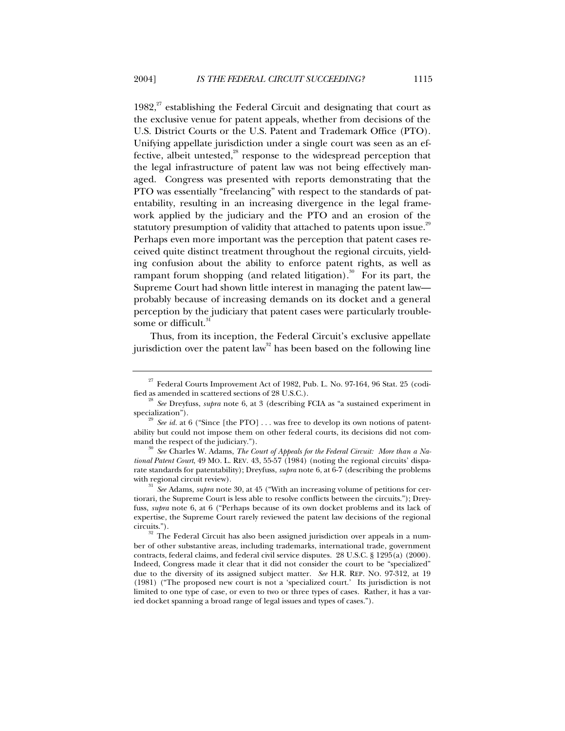1982,[27] establishing the Federal Circuit and designating that court as the exclusive venue for patent appeals, whether from decisions of the U.S. District Courts or the U.S. Patent and Trademark Office (PTO). Unifying appellate jurisdiction under a single court was seen as an effective, albeit untested,[28] response to the widespread perception that the legal infrastructure of patent law was not being effectively managed. Congress was presented with reports demonstrating that the PTO was essentially "freelancing" with respect to the standards of patentability, resulting in an increasing divergence in the legal framework applied by the judiciary and the PTO and an erosion of the statutory presumption of validity that attached to patents upon issue.[29] Perhaps even more important was the perception that patent cases received quite distinct treatment throughout the regional circuits, yielding confusion about the ability to enforce patent rights, as well as rampant forum shopping (and related litigation).[30] For its part, the Supreme Court had shown little interest in managing the patent law—probably because of increasing demands on its docket and a general perception by the judiciary that patent cases were particularly troublesome or difficult.[31]

Thus, from its inception, the Federal Circuit's exclusive appellate jurisdiction over the patent law[32] has been based on the following line

---

[27] Federal Courts Improvement Act of 1982, Pub. L. No. 97-164, 96 Stat. 25 (codified as amended in scattered sections of 28 U.S.C.).

[28] *See* Dreyfuss, *supra* note 6, at 3 (describing FCIA as "a sustained experiment in specialization").

[29] *See id.* at 6 ("Since [the PTO] . . . was free to develop its own notions of patentability but could not impose them on other federal courts, its decisions did not command the respect of the judiciary.").

[30] *See* Charles W. Adams, *The Court of Appeals for the Federal Circuit: More than a National Patent Court*, 49 MO. L. REV. 43, 55-57 (1984) (noting the regional circuits' disparate standards for patentability); Dreyfuss, *supra* note 6, at 6-7 (describing the problems with regional circuit review).

[31] *See* Adams, *supra* note 30, at 45 ("With an increasing volume of petitions for certiorari, the Supreme Court is less able to resolve conflicts between the circuits."); Dreyfuss, *supra* note 6, at 6 ("Perhaps because of its own docket problems and its lack of expertise, the Supreme Court rarely reviewed the patent law decisions of the regional circuits.").

[32] The Federal Circuit has also been assigned jurisdiction over appeals in a number of other substantive areas, including trademarks, international trade, government contracts, federal claims, and federal civil service disputes. 28 U.S.C. § 1295(a) (2000). Indeed, Congress made it clear that it did not consider the court to be "specialized" due to the diversity of its assigned subject matter. *See* H.R. REP. NO. 97-312, at 19 (1981) ("The proposed new court is not a 'specialized court.' Its jurisdiction is not limited to one type of case, or even to two or three types of cases. Rather, it has a varied docket spanning a broad range of legal issues and types of cases.").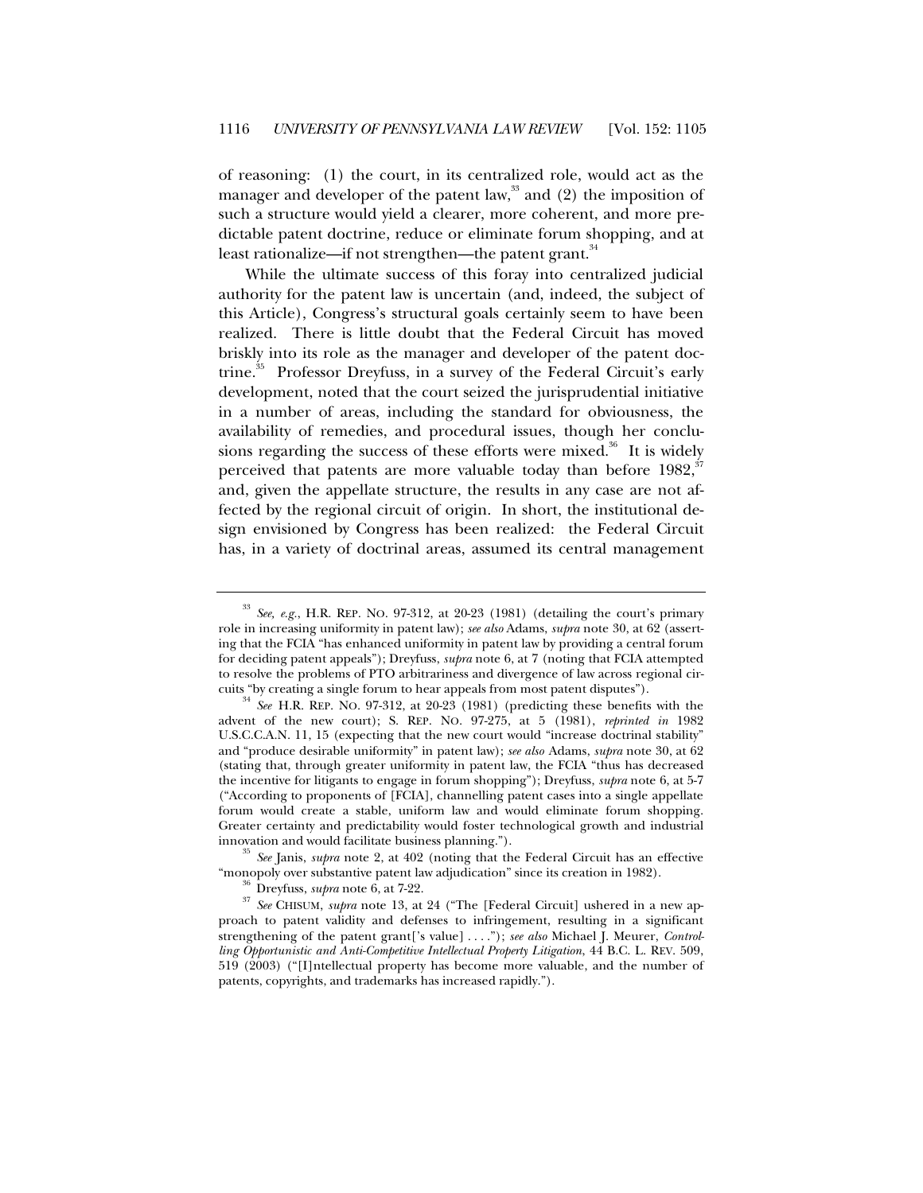of reasoning: (1) the court, in its centralized role, would act as the manager and developer of the patent law,[33] and (2) the imposition of such a structure would yield a clearer, more coherent, and more predictable patent doctrine, reduce or eliminate forum shopping, and at least rationalize—if not strengthen—the patent grant.[34]

While the ultimate success of this foray into centralized judicial authority for the patent law is uncertain (and, indeed, the subject of this Article), Congress's structural goals certainly seem to have been realized. There is little doubt that the Federal Circuit has moved briskly into its role as the manager and developer of the patent doctrine.[35] Professor Dreyfuss, in a survey of the Federal Circuit's early development, noted that the court seized the jurisprudential initiative in a number of areas, including the standard for obviousness, the availability of remedies, and procedural issues, though her conclusions regarding the success of these efforts were mixed.[36] It is widely perceived that patents are more valuable today than before 1982,[37] and, given the appellate structure, the results in any case are not affected by the regional circuit of origin. In short, the institutional design envisioned by Congress has been realized: the Federal Circuit has, in a variety of doctrinal areas, assumed its central management

---

[33] *See, e.g.*, H.R. REP. NO. 97-312, at 20-23 (1981) (detailing the court's primary role in increasing uniformity in patent law); *see also* Adams, *supra* note 30, at 62 (asserting that the FCIA "has enhanced uniformity in patent law by providing a central forum for deciding patent appeals"); Dreyfuss, *supra* note 6, at 7 (noting that FCIA attempted to resolve the problems of PTO arbitrariness and divergence of law across regional circuits "by creating a single forum to hear appeals from most patent disputes").

[34] *See* H.R. REP. NO. 97-312, at 20-23 (1981) (predicting these benefits with the advent of the new court); S. REP. NO. 97-275, at 5 (1981), *reprinted in* 1982 U.S.C.C.A.N. 11, 15 (expecting that the new court would "increase doctrinal stability" and "produce desirable uniformity" in patent law); *see also* Adams, *supra* note 30, at 62 (stating that, through greater uniformity in patent law, the FCIA "thus has decreased the incentive for litigants to engage in forum shopping"); Dreyfuss, *supra* note 6, at 5-7 ("According to proponents of [FCIA], channelling patent cases into a single appellate forum would create a stable, uniform law and would eliminate forum shopping. Greater certainty and predictability would foster technological growth and industrial innovation and would facilitate business planning.").

[35] *See* Janis, *supra* note 2, at 402 (noting that the Federal Circuit has an effective "monopoly over substantive patent law adjudication" since its creation in 1982).

[36] Dreyfuss, *supra* note 6, at 7-22.

[37] *See* CHISUM, *supra* note 13, at 24 ("The [Federal Circuit] ushered in a new approach to patent validity and defenses to infringement, resulting in a significant strengthening of the patent grant['s value] . . . ."); *see also* Michael J. Meurer, *Controlling Opportunistic and Anti-Competitive Intellectual Property Litigation*, 44 B.C. L. REV. 509, 519 (2003) ("[I]ntellectual property has become more valuable, and the number of patents, copyrights, and trademarks has increased rapidly.").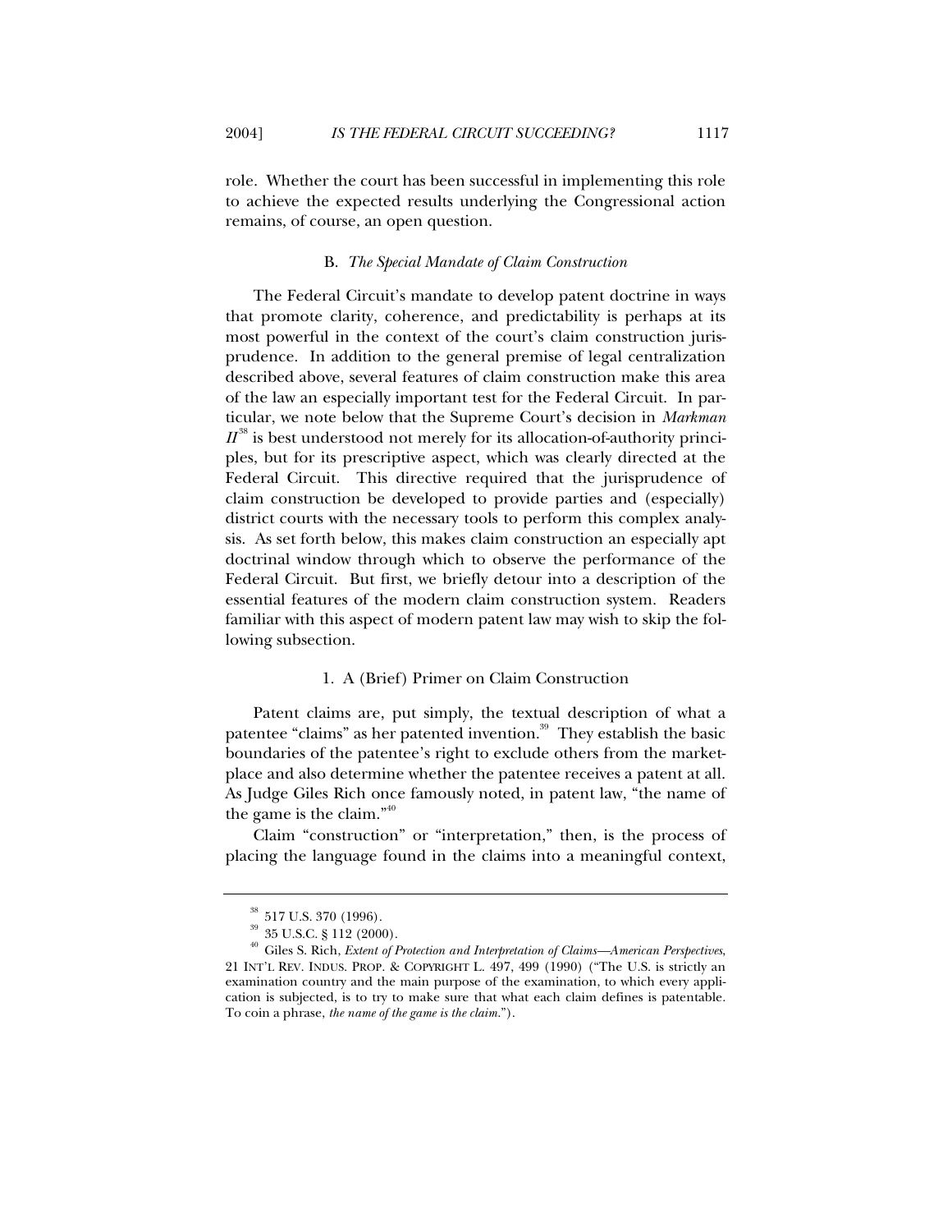role. Whether the court has been successful in implementing this role to achieve the expected results underlying the Congressional action remains, of course, an open question.

### B. *The Special Mandate of Claim Construction*

The Federal Circuit's mandate to develop patent doctrine in ways that promote clarity, coherence, and predictability is perhaps at its most powerful in the context of the court's claim construction jurisprudence. In addition to the general premise of legal centralization described above, several features of claim construction make this area of the law an especially important test for the Federal Circuit. In particular, we note below that the Supreme Court's decision in *Markman II*[38] is best understood not merely for its allocation-of-authority principles, but for its prescriptive aspect, which was clearly directed at the Federal Circuit. This directive required that the jurisprudence of claim construction be developed to provide parties and (especially) district courts with the necessary tools to perform this complex analysis. As set forth below, this makes claim construction an especially apt doctrinal window through which to observe the performance of the Federal Circuit. But first, we briefly detour into a description of the essential features of the modern claim construction system. Readers familiar with this aspect of modern patent law may wish to skip the following subsection.

#### 1. A (Brief) Primer on Claim Construction

Patent claims are, put simply, the textual description of what a patentee "claims" as her patented invention.[39] They establish the basic boundaries of the patentee's right to exclude others from the marketplace and also determine whether the patentee receives a patent at all. As Judge Giles Rich once famously noted, in patent law, "the name of the game is the claim."[40]

Claim "construction" or "interpretation," then, is the process of placing the language found in the claims into a meaningful context,

---

[38] 517 U.S. 370 (1996).

[39] 35 U.S.C. § 112 (2000).

[40] Giles S. Rich, *Extent of Protection and Interpretation of Claims—American Perspectives*, 21 INT'L REV. INDUS. PROP. & COPYRIGHT L. 497, 499 (1990) ("The U.S. is strictly an examination country and the main purpose of the examination, to which every application is subjected, is to try to make sure that what each claim defines is patentable. To coin a phrase, *the name of the game is the claim*.").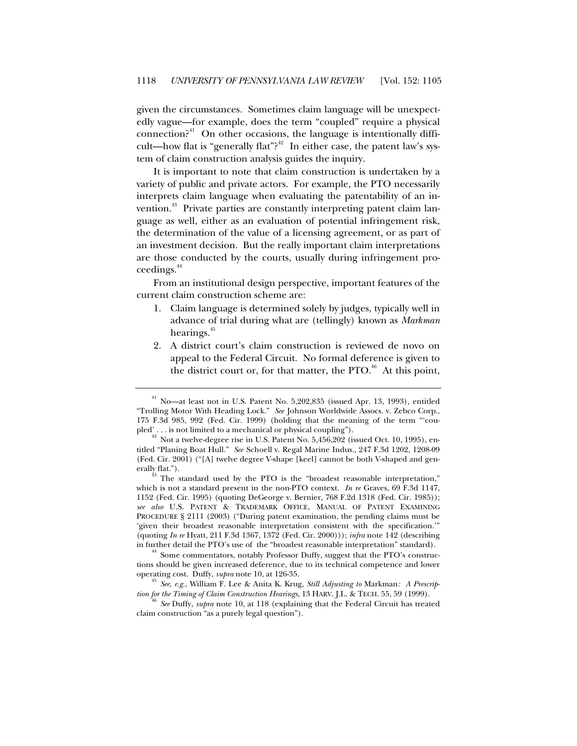given the circumstances. Sometimes claim language will be unexpectedly vague—for example, does the term "coupled" require a physical connection?[41] On other occasions, the language is intentionally difficult—how flat is "generally flat"?[42] In either case, the patent law's system of claim construction analysis guides the inquiry.

It is important to note that claim construction is undertaken by a variety of public and private actors. For example, the PTO necessarily interprets claim language when evaluating the patentability of an invention.[43] Private parties are constantly interpreting patent claim language as well, either as an evaluation of potential infringement risk, the determination of the value of a licensing agreement, or as part of an investment decision. But the really important claim interpretations are those conducted by the courts, usually during infringement proceedings.[44]

From an institutional design perspective, important features of the current claim construction scheme are:

1. Claim language is determined solely by judges, typically well in advance of trial during what are (tellingly) known as *Markman* hearings.[45]
2. A district court's claim construction is reviewed de novo on appeal to the Federal Circuit. No formal deference is given to the district court or, for that matter, the PTO.[46] At this point,

---

[41] No—at least not in U.S. Patent No. 5,202,835 (issued Apr. 13, 1993), entitled "Trolling Motor With Heading Lock." *See* Johnson Worldwide Assocs. v. Zebco Corp., 175 F.3d 985, 992 (Fed. Cir. 1999) (holding that the meaning of the term "'coupled' . . . is not limited to a mechanical or physical coupling").

[42] Not a twelve-degree rise in U.S. Patent No. 5,456,202 (issued Oct. 10, 1995), entitled "Planing Boat Hull." *See* Schoell v. Regal Marine Indus., 247 F.3d 1202, 1208-09 (Fed. Cir. 2001) ("[A] twelve degree V-shape [keel] cannot be both V-shaped and generally flat.").

[43] The standard used by the PTO is the "broadest reasonable interpretation," which is not a standard present in the non-PTO context. *In re* Graves, 69 F.3d 1147, 1152 (Fed. Cir. 1995) (quoting DeGeorge v. Bernier, 768 F.2d 1318 (Fed. Cir. 1985)); *see also* U.S. PATENT & TRADEMARK OFFICE, MANUAL OF PATENT EXAMINING PROCEDURE § 2111 (2003) ("During patent examination, the pending claims must be 'given their broadest reasonable interpretation consistent with the specification.'" (quoting *In re* Hyatt, 211 F.3d 1367, 1372 (Fed. Cir. 2000))); *infra* note 142 (describing in further detail the PTO's use of the "broadest reasonable interpretation" standard).

[44] Some commentators, notably Professor Duffy, suggest that the PTO's constructions should be given increased deference, due to its technical competence and lower operating cost. Duffy, *supra* note 10, at 126-35.

[45] *See, e.g.*, William F. Lee & Anita K. Krug, *Still Adjusting to* Markman*: A Prescription for the Timing of Claim Construction Hearings*, 13 HARV. J.L. & TECH. 55, 59 (1999).

[46] *See* Duffy, *supra* note 10, at 118 (explaining that the Federal Circuit has treated claim construction "as a purely legal question").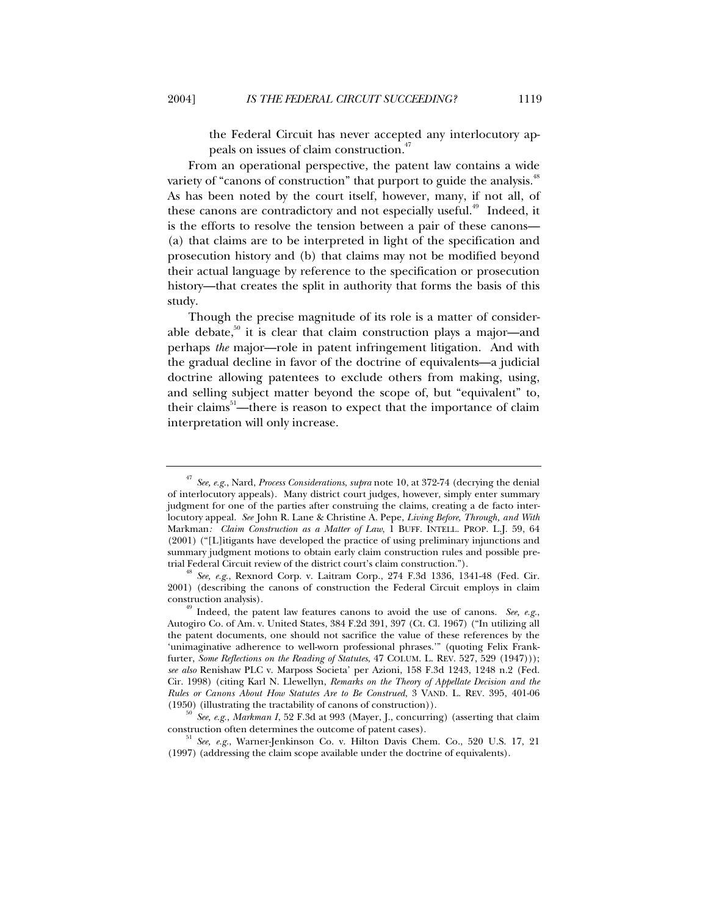the Federal Circuit has never accepted any interlocutory appeals on issues of claim construction.[47]

From an operational perspective, the patent law contains a wide variety of "canons of construction" that purport to guide the analysis.[48] As has been noted by the court itself, however, many, if not all, of these canons are contradictory and not especially useful.[49] Indeed, it is the efforts to resolve the tension between a pair of these canons—(a) that claims are to be interpreted in light of the specification and prosecution history and (b) that claims may not be modified beyond their actual language by reference to the specification or prosecution history—that creates the split in authority that forms the basis of this study.

Though the precise magnitude of its role is a matter of considerable debate,[50] it is clear that claim construction plays a major—and perhaps *the* major—role in patent infringement litigation. And with the gradual decline in favor of the doctrine of equivalents—a judicial doctrine allowing patentees to exclude others from making, using, and selling subject matter beyond the scope of, but "equivalent" to, their claims[51]—there is reason to expect that the importance of claim interpretation will only increase.

---

[47] *See, e.g.*, Nard, *Process Considerations*, *supra* note 10, at 372-74 (decrying the denial of interlocutory appeals). Many district court judges, however, simply enter summary judgment for one of the parties after construing the claims, creating a de facto interlocutory appeal. *See* John R. Lane & Christine A. Pepe, *Living Before, Through, and With* Markman*: Claim Construction as a Matter of Law*, 1 BUFF. INTELL. PROP. L.J. 59, 64 (2001) ("[L]itigants have developed the practice of using preliminary injunctions and summary judgment motions to obtain early claim construction rules and possible pretrial Federal Circuit review of the district court's claim construction.").

[48] *See, e.g.*, Rexnord Corp. v. Laitram Corp., 274 F.3d 1336, 1341-48 (Fed. Cir. 2001) (describing the canons of construction the Federal Circuit employs in claim construction analysis).

[49] Indeed, the patent law features canons to avoid the use of canons. *See, e.g.*, Autogiro Co. of Am. v. United States, 384 F.2d 391, 397 (Ct. Cl. 1967) ("In utilizing all the patent documents, one should not sacrifice the value of these references by the 'unimaginative adherence to well-worn professional phrases.'" (quoting Felix Frankfurter, *Some Reflections on the Reading of Statutes*, 47 COLUM. L. REV. 527, 529 (1947))); *see also* Renishaw PLC v. Marposs Societa' per Azioni, 158 F.3d 1243, 1248 n.2 (Fed. Cir. 1998) (citing Karl N. Llewellyn, *Remarks on the Theory of Appellate Decision and the Rules or Canons About How Statutes Are to Be Construed*, 3 VAND. L. REV. 395, 401-06 (1950) (illustrating the tractability of canons of construction)).

[50] *See, e.g.*, *Markman I*, 52 F.3d at 993 (Mayer, J., concurring) (asserting that claim construction often determines the outcome of patent cases).

[51] *See, e.g.*, Warner-Jenkinson Co. v. Hilton Davis Chem. Co., 520 U.S. 17, 21 (1997) (addressing the claim scope available under the doctrine of equivalents).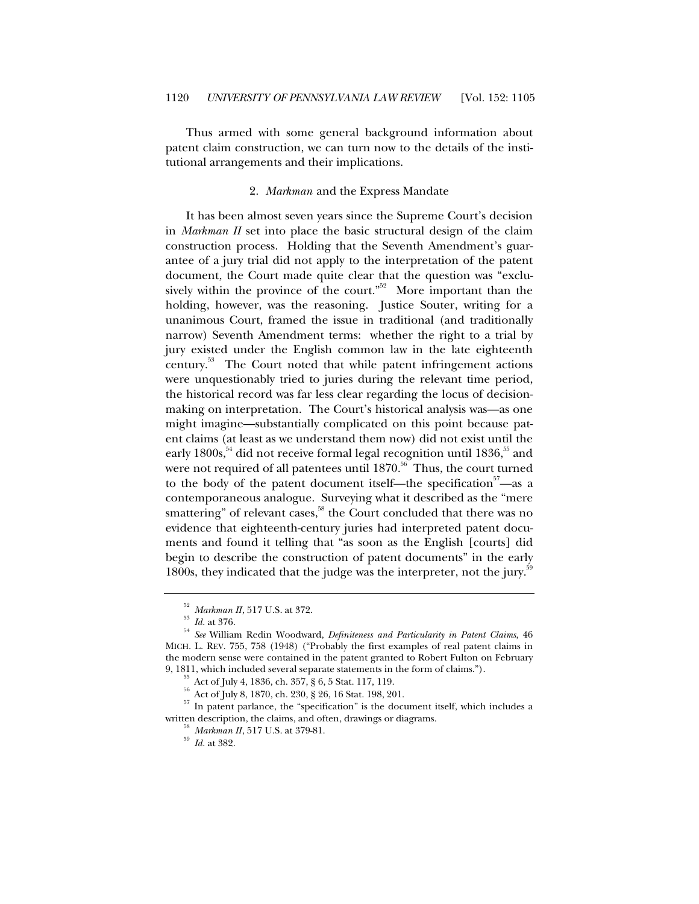Thus armed with some general background information about patent claim construction, we can turn now to the details of the institutional arrangements and their implications.

### 2. *Markman* and the Express Mandate

It has been almost seven years since the Supreme Court's decision in *Markman II* set into place the basic structural design of the claim construction process. Holding that the Seventh Amendment's guarantee of a jury trial did not apply to the interpretation of the patent document, the Court made quite clear that the question was "exclusively within the province of the court."[52] More important than the holding, however, was the reasoning. Justice Souter, writing for a unanimous Court, framed the issue in traditional (and traditionally narrow) Seventh Amendment terms: whether the right to a trial by jury existed under the English common law in the late eighteenth century.[53] The Court noted that while patent infringement actions were unquestionably tried to juries during the relevant time period, the historical record was far less clear regarding the locus of decision-making on interpretation. The Court's historical analysis was—as one might imagine—substantially complicated on this point because patent claims (at least as we understand them now) did not exist until the early 1800s,[54] did not receive formal legal recognition until 1836,[55] and were not required of all patentees until 1870.[56] Thus, the court turned to the body of the patent document itself—the specification[57]—as a contemporaneous analogue. Surveying what it described as the "mere smattering" of relevant cases,[58] the Court concluded that there was no evidence that eighteenth-century juries had interpreted patent documents and found it telling that "as soon as the English [courts] did begin to describe the construction of patent documents" in the early 1800s, they indicated that the judge was the interpreter, not the jury.[59]

---

[52] *Markman II*, 517 U.S. at 372.

[53] *Id.* at 376.

[54] *See* William Redin Woodward, *Definiteness and Particularity in Patent Claims*, 46 MICH. L. REV. 755, 758 (1948) ("Probably the first examples of real patent claims in the modern sense were contained in the patent granted to Robert Fulton on February 9, 1811, which included several separate statements in the form of claims.").

[55] Act of July 4, 1836, ch. 357, § 6, 5 Stat. 117, 119.

[56] Act of July 8, 1870, ch. 230, § 26, 16 Stat. 198, 201.

[57] In patent parlance, the "specification" is the document itself, which includes a written description, the claims, and often, drawings or diagrams.

[58] *Markman II*, 517 U.S. at 379-81.

[59] *Id.* at 382.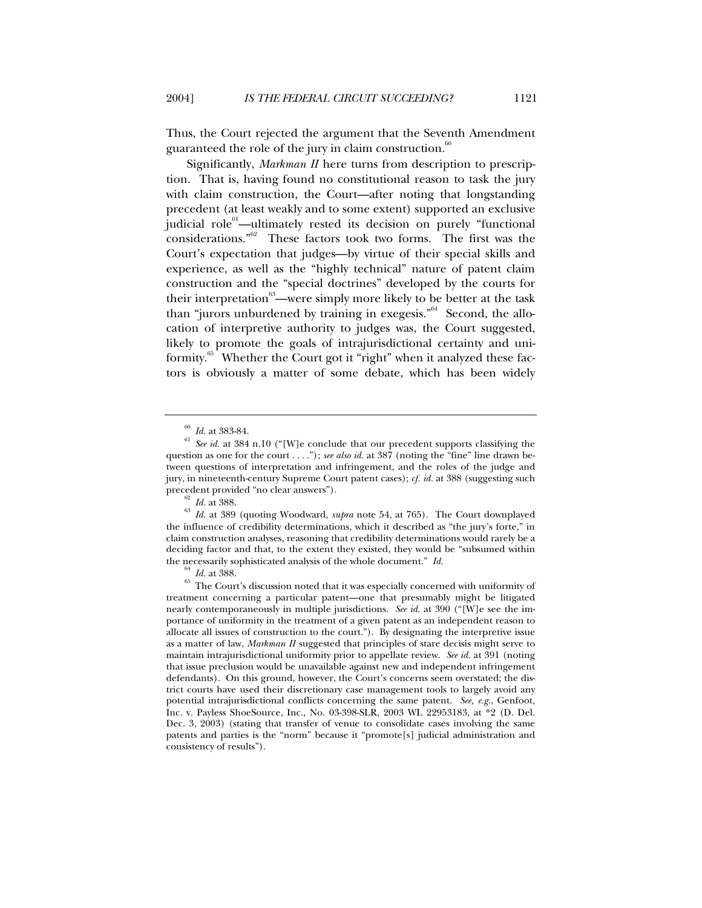Thus, the Court rejected the argument that the Seventh Amendment guaranteed the role of the jury in claim construction.[60]

Significantly, *Markman II* here turns from description to prescription. That is, having found no constitutional reason to task the jury with claim construction, the Court—after noting that longstanding precedent (at least weakly and to some extent) supported an exclusive judicial role[61]—ultimately rested its decision on purely "functional considerations."[62] These factors took two forms. The first was the Court's expectation that judges—by virtue of their special skills and experience, as well as the "highly technical" nature of patent claim construction and the "special doctrines" developed by the courts for their interpretation[63]—were simply more likely to be better at the task than "jurors unburdened by training in exegesis."[64] Second, the allocation of interpretive authority to judges was, the Court suggested, likely to promote the goals of intrajurisdictional certainty and uniformity.[65] Whether the Court got it "right" when it analyzed these factors is obviously a matter of some debate, which has been widely

---

[60] *Id.* at 383-84.

[61] *See id.* at 384 n.10 ("[W]e conclude that our precedent supports classifying the question as one for the court . . . ."); *see also id.* at 387 (noting the "fine" line drawn between questions of interpretation and infringement, and the roles of the judge and jury, in nineteenth-century Supreme Court patent cases); *cf. id.* at 388 (suggesting such precedent provided "no clear answers").

[62] *Id.* at 388.

[63] *Id.* at 389 (quoting Woodward, *supra* note 54, at 765). The Court downplayed the influence of credibility determinations, which it described as "the jury's forte," in claim construction analyses, reasoning that credibility determinations would rarely be a deciding factor and that, to the extent they existed, they would be "subsumed within the necessarily sophisticated analysis of the whole document." *Id.*

[64] *Id.* at 388.

[65] The Court's discussion noted that it was especially concerned with uniformity of treatment concerning a particular patent—one that presumably might be litigated nearly contemporaneously in multiple jurisdictions. *See id.* at 390 ("[W]e see the importance of uniformity in the treatment of a given patent as an independent reason to allocate all issues of construction to the court."). By designating the interpretive issue as a matter of law, *Markman II* suggested that principles of stare decisis might serve to maintain intrajurisdictional uniformity prior to appellate review. *See id.* at 391 (noting that issue preclusion would be unavailable against new and independent infringement defendants). On this ground, however, the Court's concerns seem overstated; the district courts have used their discretionary case management tools to largely avoid any potential intrajurisdictional conflicts concerning the same patent. *See, e.g.*, Genfoot, Inc. v. Payless ShoeSource, Inc., No. 03-398-SLR, 2003 WL 22953183, at *2 (D. Del. Dec. 3, 2003) (stating that transfer of venue to consolidate cases involving the same patents and parties is the "norm" because it "promote[s] judicial administration and consistency of results").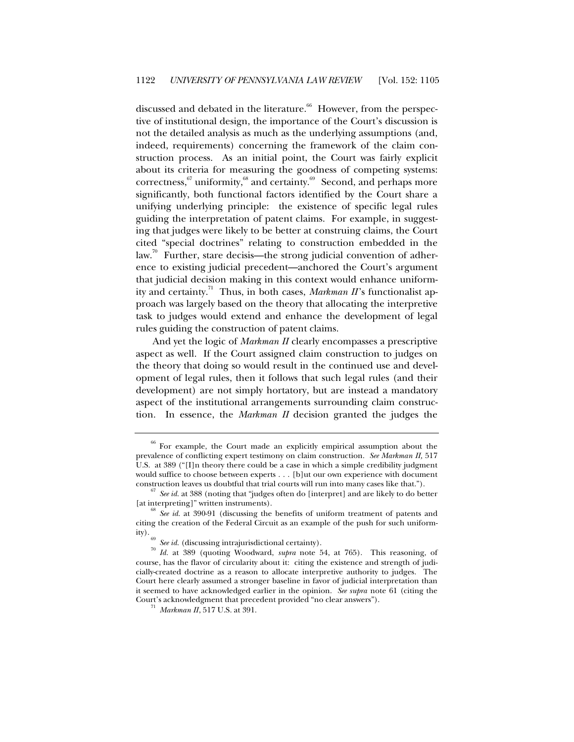discussed and debated in the literature.[66] However, from the perspective of institutional design, the importance of the Court's discussion is not the detailed analysis as much as the underlying assumptions (and, indeed, requirements) concerning the framework of the claim construction process. As an initial point, the Court was fairly explicit about its criteria for measuring the goodness of competing systems: correctness,[67] uniformity,[68] and certainty.[69] Second, and perhaps more significantly, both functional factors identified by the Court share a unifying underlying principle: the existence of specific legal rules guiding the interpretation of patent claims. For example, in suggesting that judges were likely to be better at construing claims, the Court cited "special doctrines" relating to construction embedded in the law.[70] Further, stare decisis—the strong judicial convention of adherence to existing judicial precedent—anchored the Court's argument that judicial decision making in this context would enhance uniformity and certainty.[71] Thus, in both cases, *Markman II*'s functionalist approach was largely based on the theory that allocating the interpretive task to judges would extend and enhance the development of legal rules guiding the construction of patent claims.

And yet the logic of *Markman II* clearly encompasses a prescriptive aspect as well. If the Court assigned claim construction to judges on the theory that doing so would result in the continued use and development of legal rules, then it follows that such legal rules (and their development) are not simply hortatory, but are instead a mandatory aspect of the institutional arrangements surrounding claim construction. In essence, the *Markman II* decision granted the judges the

---

[66] For example, the Court made an explicitly empirical assumption about the prevalence of conflicting expert testimony on claim construction. *See Markman II,* 517 U.S. at 389 ("[I]n theory there could be a case in which a simple credibility judgment would suffice to choose between experts . . . [b]ut our own experience with document construction leaves us doubtful that trial courts will run into many cases like that.").

[67] *See id.* at 388 (noting that "judges often do [interpret] and are likely to do better [at interpreting]" written instruments).

[68] *See id.* at 390-91 (discussing the benefits of uniform treatment of patents and citing the creation of the Federal Circuit as an example of the push for such uniformity).

[69] *See id.* (discussing intrajurisdictional certainty).

[70] *Id.* at 389 (quoting Woodward, *supra* note 54, at 765). This reasoning, of course, has the flavor of circularity about it: citing the existence and strength of judicially-created doctrine as a reason to allocate interpretive authority to judges. The Court here clearly assumed a stronger baseline in favor of judicial interpretation than it seemed to have acknowledged earlier in the opinion. *See supra* note 61 (citing the Court's acknowledgment that precedent provided "no clear answers").

[71] *Markman II*, 517 U.S. at 391.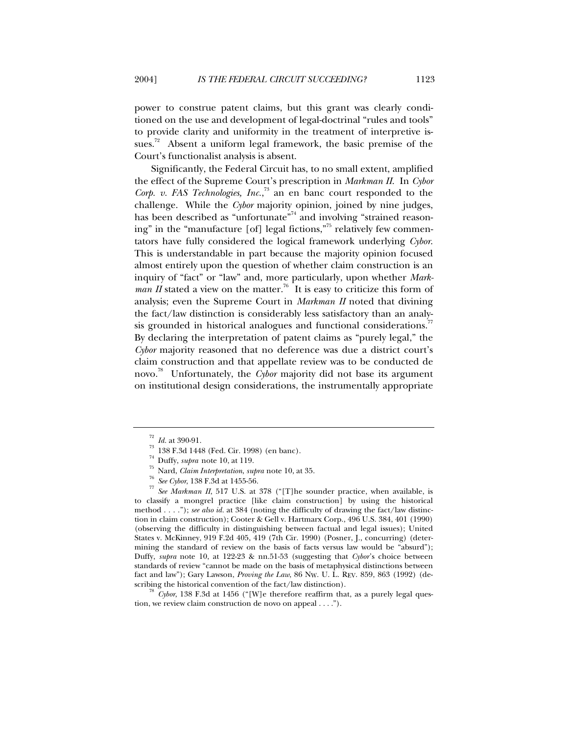power to construe patent claims, but this grant was clearly conditioned on the use and development of legal-doctrinal "rules and tools" to provide clarity and uniformity in the treatment of interpretive issues.[72] Absent a uniform legal framework, the basic premise of the Court's functionalist analysis is absent.

Significantly, the Federal Circuit has, to no small extent, amplified the effect of the Supreme Court's prescription in *Markman II*. In *Cybor Corp. v. FAS Technologies, Inc.*,[73] an en banc court responded to the challenge. While the *Cybor* majority opinion, joined by nine judges, has been described as "unfortunate"[74] and involving "strained reasoning" in the "manufacture [of] legal fictions,"[75] relatively few commentators have fully considered the logical framework underlying *Cybor*. This is understandable in part because the majority opinion focused almost entirely upon the question of whether claim construction is an inquiry of "fact" or "law" and, more particularly, upon whether *Markman II* stated a view on the matter.[76] It is easy to criticize this form of analysis; even the Supreme Court in *Markman II* noted that divining the fact/law distinction is considerably less satisfactory than an analysis grounded in historical analogues and functional considerations.[77] By declaring the interpretation of patent claims as "purely legal," the *Cybor* majority reasoned that no deference was due a district court's claim construction and that appellate review was to be conducted de novo.[78] Unfortunately, the *Cybor* majority did not base its argument on institutional design considerations, the instrumentally appropriate

---

[72] *Id.* at 390-91.

[73] 138 F.3d 1448 (Fed. Cir. 1998) (en banc).

[74] Duffy, *supra* note 10, at 119.

[75] Nard, *Claim Interpretation*, *supra* note 10, at 35.

[76] *See Cybor*, 138 F.3d at 1455-56.

[77] *See Markman II*, 517 U.S. at 378 ("[T]he sounder practice, when available, is to classify a mongrel practice [like claim construction] by using the historical method . . . ."); *see also id.* at 384 (noting the difficulty of drawing the fact/law distinction in claim construction); Cooter & Gell v. Hartmarx Corp., 496 U.S. 384, 401 (1990) (observing the difficulty in distinguishing between factual and legal issues); United States v. McKinney, 919 F.2d 405, 419 (7th Cir. 1990) (Posner, J., concurring) (determining the standard of review on the basis of facts versus law would be "absurd"); Duffy, *supra* note 10, at 122-23 & nn.51-53 (suggesting that *Cybor*'s choice between standards of review "cannot be made on the basis of metaphysical distinctions between fact and law"); Gary Lawson, *Proving the Law*, 86 NW. U. L. REV. 859, 863 (1992) (describing the historical convention of the fact/law distinction).

[78] *Cybor*, 138 F.3d at 1456 ("[W]e therefore reaffirm that, as a purely legal question, we review claim construction de novo on appeal . . . .").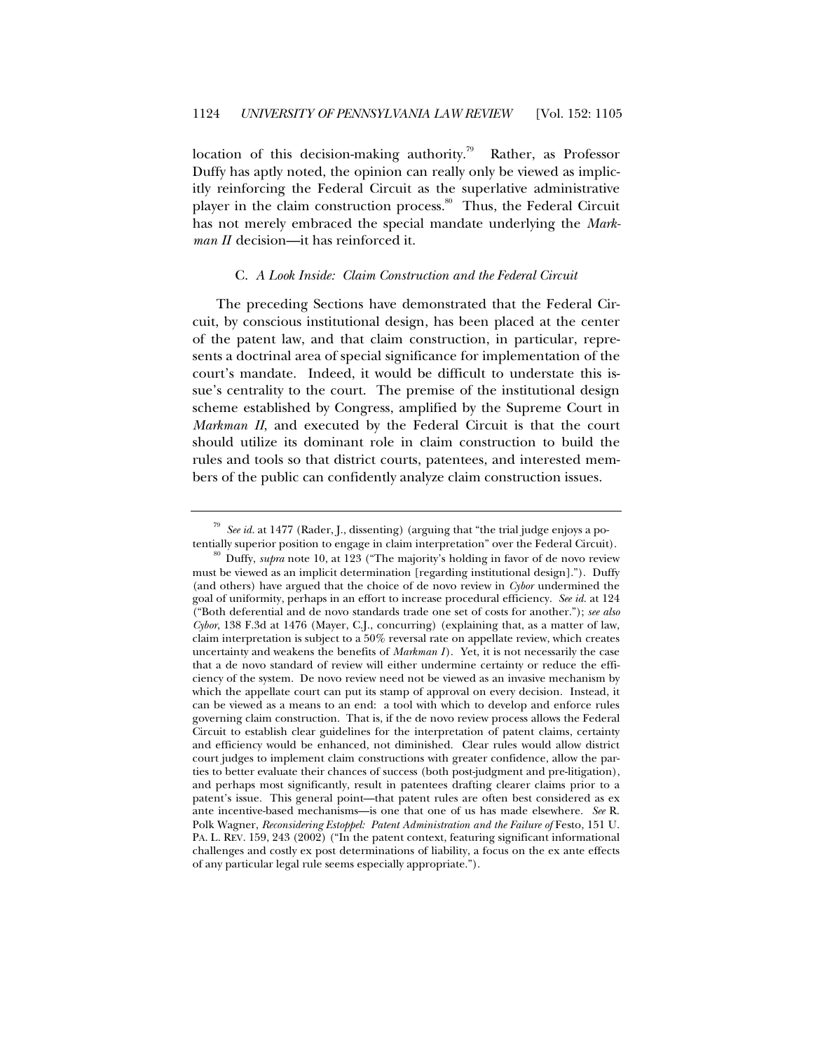location of this decision-making authority.[79] Rather, as Professor Duffy has aptly noted, the opinion can really only be viewed as implicitly reinforcing the Federal Circuit as the superlative administrative player in the claim construction process.[80] Thus, the Federal Circuit has not merely embraced the special mandate underlying the *Markman II* decision—it has reinforced it.

### C. *A Look Inside: Claim Construction and the Federal Circuit*

The preceding Sections have demonstrated that the Federal Circuit, by conscious institutional design, has been placed at the center of the patent law, and that claim construction, in particular, represents a doctrinal area of special significance for implementation of the court's mandate. Indeed, it would be difficult to understate this issue's centrality to the court. The premise of the institutional design scheme established by Congress, amplified by the Supreme Court in *Markman II*, and executed by the Federal Circuit is that the court should utilize its dominant role in claim construction to build the rules and tools so that district courts, patentees, and interested members of the public can confidently analyze claim construction issues.

---

[79] *See id.* at 1477 (Rader, J., dissenting) (arguing that "the trial judge enjoys a potentially superior position to engage in claim interpretation" over the Federal Circuit).

[80] Duffy, *supra* note 10, at 123 ("The majority's holding in favor of de novo review must be viewed as an implicit determination [regarding institutional design]."). Duffy (and others) have argued that the choice of de novo review in *Cybor* undermined the goal of uniformity, perhaps in an effort to increase procedural efficiency. *See id.* at 124 ("Both deferential and de novo standards trade one set of costs for another."); *see also Cybor*, 138 F.3d at 1476 (Mayer, C.J., concurring) (explaining that, as a matter of law, claim interpretation is subject to a 50% reversal rate on appellate review, which creates uncertainty and weakens the benefits of *Markman I*). Yet, it is not necessarily the case that a de novo standard of review will either undermine certainty or reduce the efficiency of the system. De novo review need not be viewed as an invasive mechanism by which the appellate court can put its stamp of approval on every decision. Instead, it can be viewed as a means to an end: a tool with which to develop and enforce rules governing claim construction. That is, if the de novo review process allows the Federal Circuit to establish clear guidelines for the interpretation of patent claims, certainty and efficiency would be enhanced, not diminished. Clear rules would allow district court judges to implement claim constructions with greater confidence, allow the parties to better evaluate their chances of success (both post-judgment and pre-litigation), and perhaps most significantly, result in patentees drafting clearer claims prior to a patent's issue. This general point—that patent rules are often best considered as ex ante incentive-based mechanisms—is one that one of us has made elsewhere. *See* R. Polk Wagner, *Reconsidering Estoppel: Patent Administration and the Failure of* Festo, 151 U. PA. L. REV. 159, 243 (2002) ("In the patent context, featuring significant informational challenges and costly ex post determinations of liability, a focus on the ex ante effects of any particular legal rule seems especially appropriate.").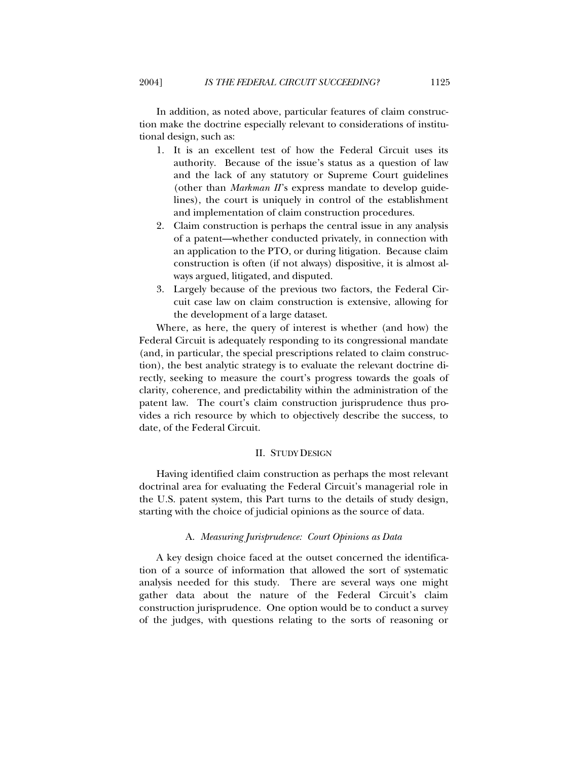In addition, as noted above, particular features of claim construction make the doctrine especially relevant to considerations of institutional design, such as:

1. It is an excellent test of how the Federal Circuit uses its authority. Because of the issue's status as a question of law and the lack of any statutory or Supreme Court guidelines (other than *Markman II*'s express mandate to develop guidelines), the court is uniquely in control of the establishment and implementation of claim construction procedures.
2. Claim construction is perhaps the central issue in any analysis of a patent—whether conducted privately, in connection with an application to the PTO, or during litigation. Because claim construction is often (if not always) dispositive, it is almost always argued, litigated, and disputed.
3. Largely because of the previous two factors, the Federal Circuit case law on claim construction is extensive, allowing for the development of a large dataset.

Where, as here, the query of interest is whether (and how) the Federal Circuit is adequately responding to its congressional mandate (and, in particular, the special prescriptions related to claim construction), the best analytic strategy is to evaluate the relevant doctrine directly, seeking to measure the court's progress towards the goals of clarity, coherence, and predictability within the administration of the patent law. The court's claim construction jurisprudence thus provides a rich resource by which to objectively describe the success, to date, of the Federal Circuit.

## II. Study Design

Having identified claim construction as perhaps the most relevant doctrinal area for evaluating the Federal Circuit's managerial role in the U.S. patent system, this Part turns to the details of study design, starting with the choice of judicial opinions as the source of data.

### A. *Measuring Jurisprudence: Court Opinions as Data*

A key design choice faced at the outset concerned the identification of a source of information that allowed the sort of systematic analysis needed for this study. There are several ways one might gather data about the nature of the Federal Circuit's claim construction jurisprudence. One option would be to conduct a survey of the judges, with questions relating to the sorts of reasoning or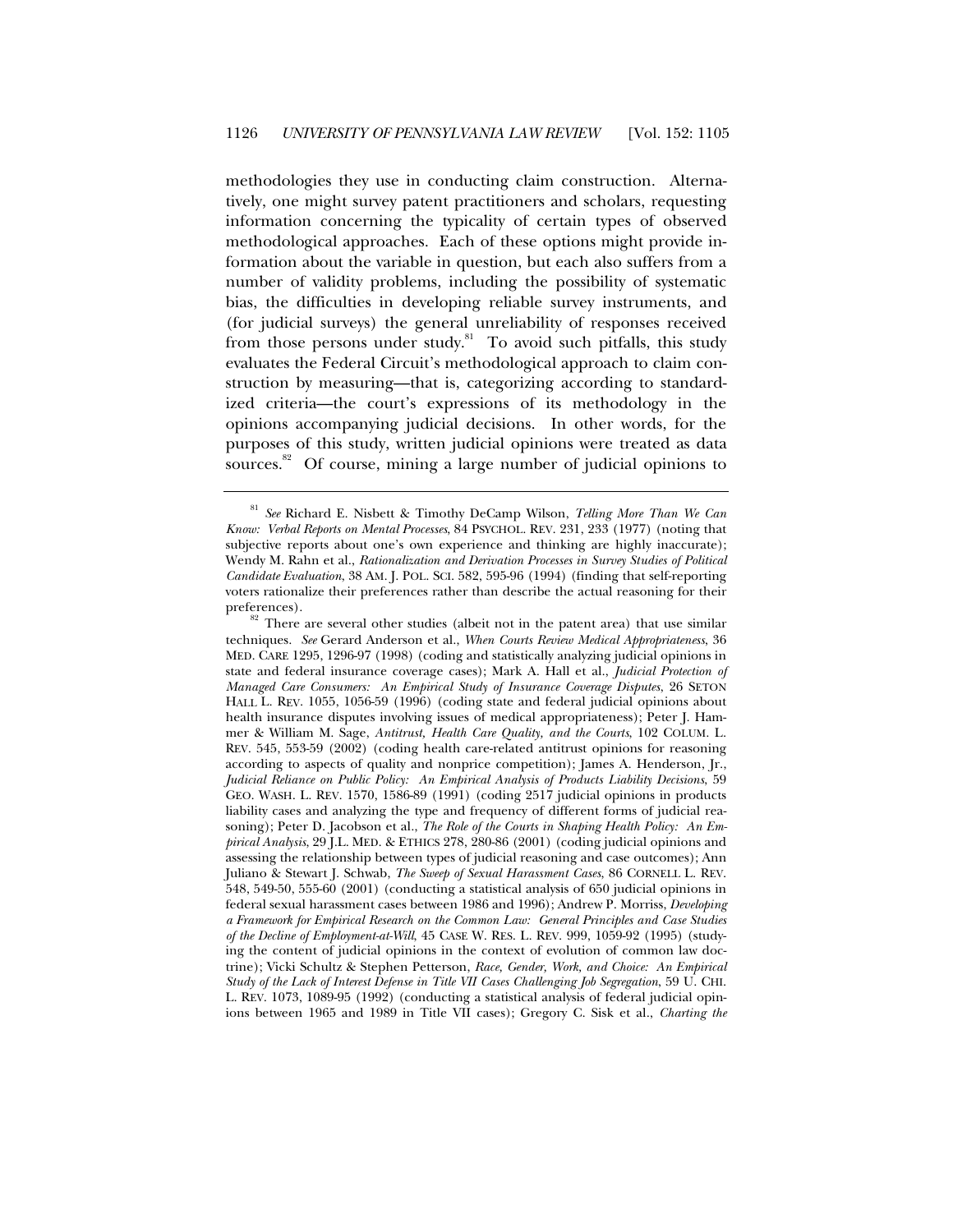methodologies they use in conducting claim construction. Alternatively, one might survey patent practitioners and scholars, requesting information concerning the typicality of certain types of observed methodological approaches. Each of these options might provide information about the variable in question, but each also suffers from a number of validity problems, including the possibility of systematic bias, the difficulties in developing reliable survey instruments, and (for judicial surveys) the general unreliability of responses received from those persons under study.[81] To avoid such pitfalls, this study evaluates the Federal Circuit's methodological approach to claim construction by measuring—that is, categorizing according to standardized criteria—the court's expressions of its methodology in the opinions accompanying judicial decisions. In other words, for the purposes of this study, written judicial opinions were treated as data sources.[82] Of course, mining a large number of judicial opinions to

---

[81] *See* Richard E. Nisbett & Timothy DeCamp Wilson, *Telling More Than We Can Know: Verbal Reports on Mental Processes*, 84 PSYCHOL. REV. 231, 233 (1977) (noting that subjective reports about one's own experience and thinking are highly inaccurate); Wendy M. Rahn et al., *Rationalization and Derivation Processes in Survey Studies of Political Candidate Evaluation*, 38 AM. J. POL. SCI. 582, 595-96 (1994) (finding that self-reporting voters rationalize their preferences rather than describe the actual reasoning for their preferences).

[82] There are several other studies (albeit not in the patent area) that use similar techniques. *See* Gerard Anderson et al., *When Courts Review Medical Appropriateness*, 36 MED. CARE 1295, 1296-97 (1998) (coding and statistically analyzing judicial opinions in state and federal insurance coverage cases); Mark A. Hall et al., *Judicial Protection of Managed Care Consumers: An Empirical Study of Insurance Coverage Disputes*, 26 SETON HALL L. REV. 1055, 1056-59 (1996) (coding state and federal judicial opinions about health insurance disputes involving issues of medical appropriateness); Peter J. Hammer & William M. Sage, *Antitrust, Health Care Quality, and the Courts*, 102 COLUM. L. REV. 545, 553-59 (2002) (coding health care-related antitrust opinions for reasoning according to aspects of quality and nonprice competition); James A. Henderson, Jr., *Judicial Reliance on Public Policy: An Empirical Analysis of Products Liability Decisions*, 59 GEO. WASH. L. REV. 1570, 1586-89 (1991) (coding 2517 judicial opinions in products liability cases and analyzing the type and frequency of different forms of judicial reasoning); Peter D. Jacobson et al., *The Role of the Courts in Shaping Health Policy: An Empirical Analysis*, 29 J.L. MED. & ETHICS 278, 280-86 (2001) (coding judicial opinions and assessing the relationship between types of judicial reasoning and case outcomes); Ann Juliano & Stewart J. Schwab, *The Sweep of Sexual Harassment Cases*, 86 CORNELL L. REV. 548, 549-50, 555-60 (2001) (conducting a statistical analysis of 650 judicial opinions in federal sexual harassment cases between 1986 and 1996); Andrew P. Morriss, *Developing a Framework for Empirical Research on the Common Law: General Principles and Case Studies of the Decline of Employment-at-Will*, 45 CASE W. RES. L. REV. 999, 1059-92 (1995) (studying the content of judicial opinions in the context of evolution of common law doctrine); Vicki Schultz & Stephen Petterson, *Race, Gender, Work, and Choice: An Empirical Study of the Lack of Interest Defense in Title VII Cases Challenging Job Segregation*, 59 U. CHI. L. REV. 1073, 1089-95 (1992) (conducting a statistical analysis of federal judicial opinions between 1965 and 1989 in Title VII cases); Gregory C. Sisk et al., *Charting the*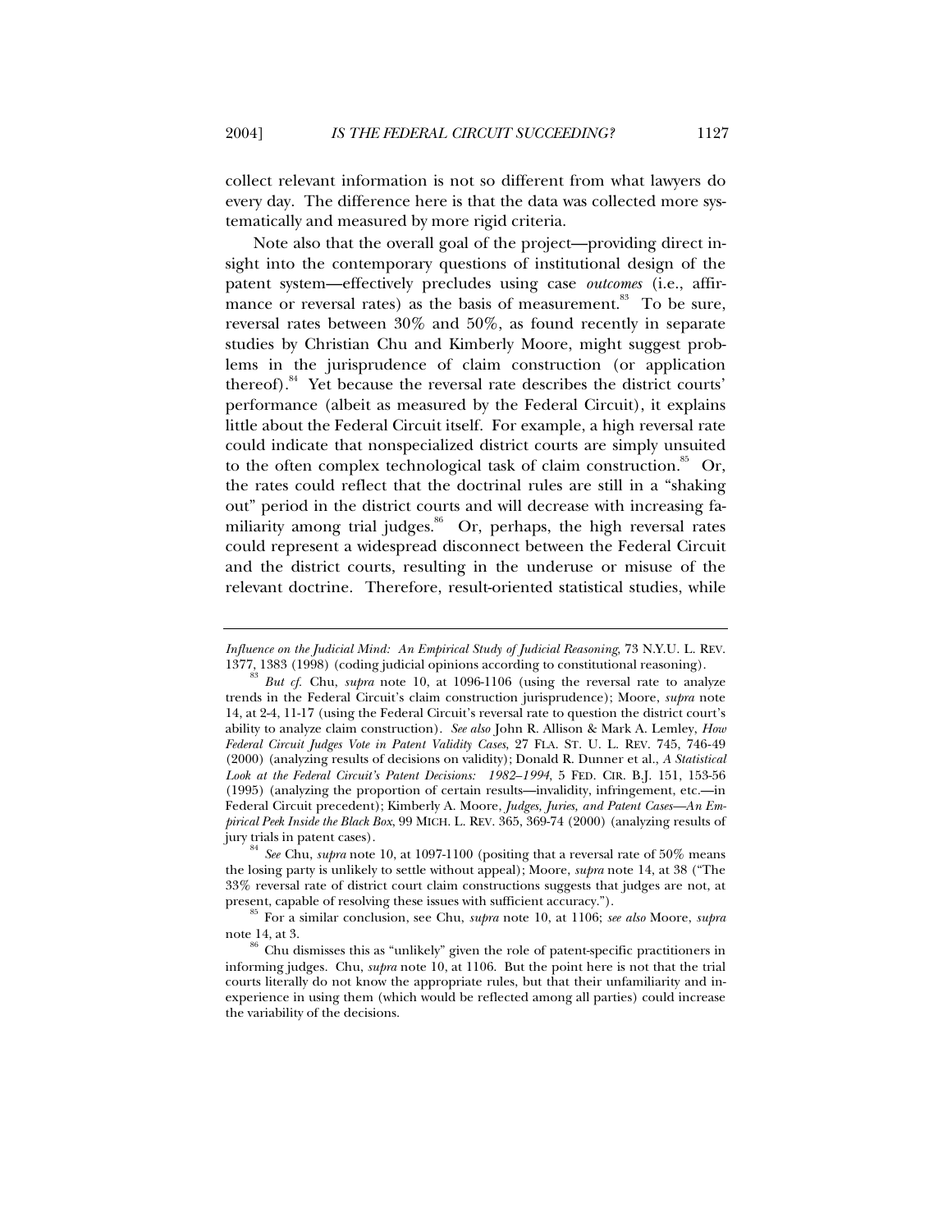collect relevant information is not so different from what lawyers do every day. The difference here is that the data was collected more systematically and measured by more rigid criteria.

Note also that the overall goal of the project—providing direct insight into the contemporary questions of institutional design of the patent system—effectively precludes using case *outcomes* (i.e., affirmance or reversal rates) as the basis of measurement.[83] To be sure, reversal rates between 30% and 50%, as found recently in separate studies by Christian Chu and Kimberly Moore, might suggest problems in the jurisprudence of claim construction (or application thereof).[84] Yet because the reversal rate describes the district courts' performance (albeit as measured by the Federal Circuit), it explains little about the Federal Circuit itself. For example, a high reversal rate could indicate that nonspecialized district courts are simply unsuited to the often complex technological task of claim construction.[85] Or, the rates could reflect that the doctrinal rules are still in a "shaking out" period in the district courts and will decrease with increasing familiarity among trial judges.[86] Or, perhaps, the high reversal rates could represent a widespread disconnect between the Federal Circuit and the district courts, resulting in the underuse or misuse of the relevant doctrine. Therefore, result-oriented statistical studies, while

---

*Influence on the Judicial Mind: An Empirical Study of Judicial Reasoning*, 73 N.Y.U. L. REV. 1377, 1383 (1998) (coding judicial opinions according to constitutional reasoning).

[83] *But cf.* Chu, *supra* note 10, at 1096-1106 (using the reversal rate to analyze trends in the Federal Circuit's claim construction jurisprudence); Moore, *supra* note 14, at 2-4, 11-17 (using the Federal Circuit's reversal rate to question the district court's ability to analyze claim construction). *See also* John R. Allison & Mark A. Lemley, *How Federal Circuit Judges Vote in Patent Validity Cases*, 27 FLA. ST. U. L. REV. 745, 746-49 (2000) (analyzing results of decisions on validity); Donald R. Dunner et al., *A Statistical Look at the Federal Circuit's Patent Decisions: 1982–1994*, 5 FED. CIR. B.J. 151, 153-56 (1995) (analyzing the proportion of certain results—invalidity, infringement, etc.—in Federal Circuit precedent); Kimberly A. Moore, *Judges, Juries, and Patent Cases—An Empirical Peek Inside the Black Box*, 99 MICH. L. REV. 365, 369-74 (2000) (analyzing results of jury trials in patent cases).

[84] *See* Chu, *supra* note 10, at 1097-1100 (positing that a reversal rate of 50% means the losing party is unlikely to settle without appeal); Moore, *supra* note 14, at 38 ("The 33% reversal rate of district court claim constructions suggests that judges are not, at present, capable of resolving these issues with sufficient accuracy.").

[85] For a similar conclusion, see Chu, *supra* note 10, at 1106; *see also* Moore, *supra* note 14, at 3.

[86] Chu dismisses this as "unlikely" given the role of patent-specific practitioners in informing judges. Chu, *supra* note 10, at 1106. But the point here is not that the trial courts literally do not know the appropriate rules, but that their unfamiliarity and inexperience in using them (which would be reflected among all parties) could increase the variability of the decisions.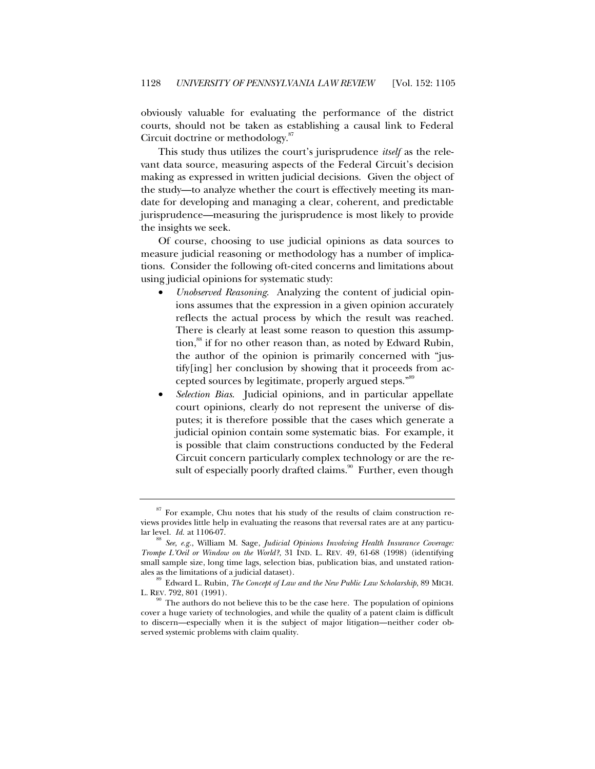obviously valuable for evaluating the performance of the district courts, should not be taken as establishing a causal link to Federal Circuit doctrine or methodology.[87]

This study thus utilizes the court's jurisprudence *itself* as the relevant data source, measuring aspects of the Federal Circuit's decision making as expressed in written judicial decisions. Given the object of the study—to analyze whether the court is effectively meeting its mandate for developing and managing a clear, coherent, and predictable jurisprudence—measuring the jurisprudence is most likely to provide the insights we seek.

Of course, choosing to use judicial opinions as data sources to measure judicial reasoning or methodology has a number of implications. Consider the following oft-cited concerns and limitations about using judicial opinions for systematic study:

- *Unobserved Reasoning*. Analyzing the content of judicial opinions assumes that the expression in a given opinion accurately reflects the actual process by which the result was reached. There is clearly at least some reason to question this assumption,[88] if for no other reason than, as noted by Edward Rubin, the author of the opinion is primarily concerned with "justify[ing] her conclusion by showing that it proceeds from accepted sources by legitimate, properly argued steps."[89]
- *Selection Bias*. Judicial opinions, and in particular appellate court opinions, clearly do not represent the universe of disputes; it is therefore possible that the cases which generate a judicial opinion contain some systematic bias. For example, it is possible that claim constructions conducted by the Federal Circuit concern particularly complex technology or are the result of especially poorly drafted claims.[90] Further, even though

---

[87] For example, Chu notes that his study of the results of claim construction reviews provides little help in evaluating the reasons that reversal rates are at any particular level. *Id.* at 1106-07.

[88] *See, e.g.*, William M. Sage, *Judicial Opinions Involving Health Insurance Coverage: Trompe L'Oeil or Window on the World?*, 31 IND. L. REV. 49, 61-68 (1998) (identifying small sample size, long time lags, selection bias, publication bias, and unstated rationales as the limitations of a judicial dataset).

[89] Edward L. Rubin, *The Concept of Law and the New Public Law Scholarship*, 89 MICH. L. REV. 792, 801 (1991).

[90] The authors do not believe this to be the case here. The population of opinions cover a huge variety of technologies, and while the quality of a patent claim is difficult to discern—especially when it is the subject of major litigation—neither coder observed systemic problems with claim quality.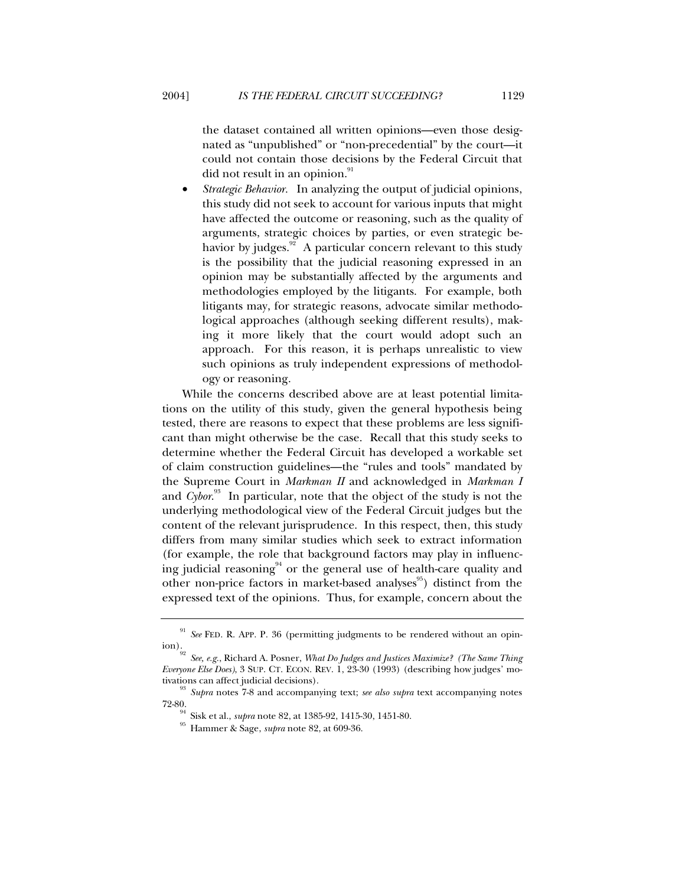the dataset contained all written opinions—even those designated as "unpublished" or "non-precedential" by the court—it could not contain those decisions by the Federal Circuit that did not result in an opinion.[91]

- *Strategic Behavior*. In analyzing the output of judicial opinions, this study did not seek to account for various inputs that might have affected the outcome or reasoning, such as the quality of arguments, strategic choices by parties, or even strategic behavior by judges.[92] A particular concern relevant to this study is the possibility that the judicial reasoning expressed in an opinion may be substantially affected by the arguments and methodologies employed by the litigants. For example, both litigants may, for strategic reasons, advocate similar methodological approaches (although seeking different results), making it more likely that the court would adopt such an approach. For this reason, it is perhaps unrealistic to view such opinions as truly independent expressions of methodology or reasoning.

While the concerns described above are at least potential limitations on the utility of this study, given the general hypothesis being tested, there are reasons to expect that these problems are less significant than might otherwise be the case. Recall that this study seeks to determine whether the Federal Circuit has developed a workable set of claim construction guidelines—the "rules and tools" mandated by the Supreme Court in *Markman II* and acknowledged in *Markman I* and *Cybor*.[93] In particular, note that the object of the study is not the underlying methodological view of the Federal Circuit judges but the content of the relevant jurisprudence. In this respect, then, this study differs from many similar studies which seek to extract information (for example, the role that background factors may play in influencing judicial reasoning[94] or the general use of health-care quality and other non-price factors in market-based analyses[95]) distinct from the expressed text of the opinions. Thus, for example, concern about the

---

[91] *See* FED. R. APP. P. 36 (permitting judgments to be rendered without an opinion).

[92] *See, e.g.*, Richard A. Posner, *What Do Judges and Justices Maximize? (The Same Thing Everyone Else Does)*, 3 SUP. CT. ECON. REV. 1, 23-30 (1993) (describing how judges' motivations can affect judicial decisions).

[93] *Supra* notes 7-8 and accompanying text; *see also supra* text accompanying notes 72-80.

[94] Sisk et al., *supra* note 82, at 1385-92, 1415-30, 1451-80.

[95] Hammer & Sage, *supra* note 82, at 609-36.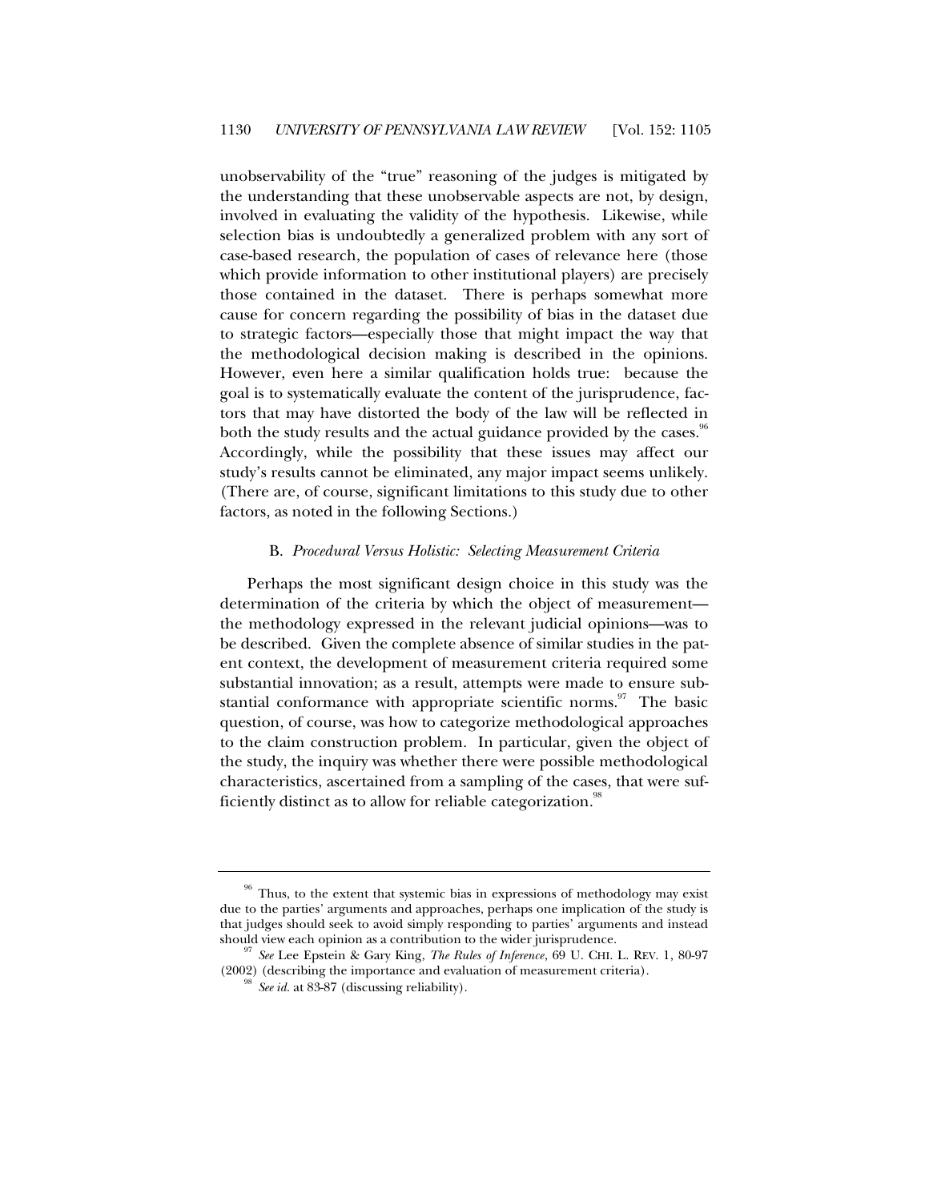unobservability of the "true" reasoning of the judges is mitigated by the understanding that these unobservable aspects are not, by design, involved in evaluating the validity of the hypothesis. Likewise, while selection bias is undoubtedly a generalized problem with any sort of case-based research, the population of cases of relevance here (those which provide information to other institutional players) are precisely those contained in the dataset. There is perhaps somewhat more cause for concern regarding the possibility of bias in the dataset due to strategic factors—especially those that might impact the way that the methodological decision making is described in the opinions. However, even here a similar qualification holds true: because the goal is to systematically evaluate the content of the jurisprudence, factors that may have distorted the body of the law will be reflected in both the study results and the actual guidance provided by the cases.[96] Accordingly, while the possibility that these issues may affect our study's results cannot be eliminated, any major impact seems unlikely. (There are, of course, significant limitations to this study due to other factors, as noted in the following Sections.)

### B. *Procedural Versus Holistic: Selecting Measurement Criteria*

Perhaps the most significant design choice in this study was the determination of the criteria by which the object of measurement—the methodology expressed in the relevant judicial opinions—was to be described. Given the complete absence of similar studies in the patent context, the development of measurement criteria required some substantial innovation; as a result, attempts were made to ensure substantial conformance with appropriate scientific norms.[97] The basic question, of course, was how to categorize methodological approaches to the claim construction problem. In particular, given the object of the study, the inquiry was whether there were possible methodological characteristics, ascertained from a sampling of the cases, that were sufficiently distinct as to allow for reliable categorization.[98]

---

[96] Thus, to the extent that systemic bias in expressions of methodology may exist due to the parties' arguments and approaches, perhaps one implication of the study is that judges should seek to avoid simply responding to parties' arguments and instead should view each opinion as a contribution to the wider jurisprudence.

[97] *See* Lee Epstein & Gary King, *The Rules of Inference*, 69 U. CHI. L. REV. 1, 80-97 (2002) (describing the importance and evaluation of measurement criteria).

[98] *See id.* at 83-87 (discussing reliability).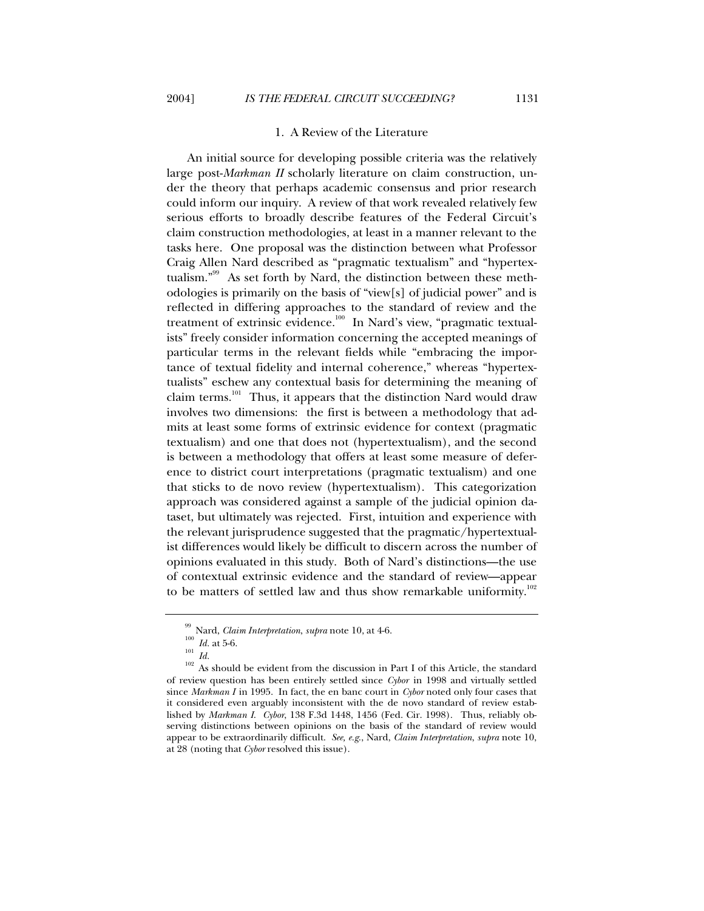### 1. A Review of the Literature

An initial source for developing possible criteria was the relatively large post-*Markman II* scholarly literature on claim construction, under the theory that perhaps academic consensus and prior research could inform our inquiry. A review of that work revealed relatively few serious efforts to broadly describe features of the Federal Circuit's claim construction methodologies, at least in a manner relevant to the tasks here. One proposal was the distinction between what Professor Craig Allen Nard described as "pragmatic textualism" and "hypertextualism."[99] As set forth by Nard, the distinction between these methodologies is primarily on the basis of "view[s] of judicial power" and is reflected in differing approaches to the standard of review and the treatment of extrinsic evidence.[100] In Nard's view, "pragmatic textualists" freely consider information concerning the accepted meanings of particular terms in the relevant fields while "embracing the importance of textual fidelity and internal coherence," whereas "hypertextualists" eschew any contextual basis for determining the meaning of claim terms.[101] Thus, it appears that the distinction Nard would draw involves two dimensions: the first is between a methodology that admits at least some forms of extrinsic evidence for context (pragmatic textualism) and one that does not (hypertextualism), and the second is between a methodology that offers at least some measure of deference to district court interpretations (pragmatic textualism) and one that sticks to de novo review (hypertextualism). This categorization approach was considered against a sample of the judicial opinion dataset, but ultimately was rejected. First, intuition and experience with the relevant jurisprudence suggested that the pragmatic/hypertextualist differences would likely be difficult to discern across the number of opinions evaluated in this study. Both of Nard's distinctions—the use of contextual extrinsic evidence and the standard of review—appear to be matters of settled law and thus show remarkable uniformity.[102]

---

[99] Nard, *Claim Interpretation*, *supra* note 10, at 4-6.

[100] *Id.* at 5-6.

[101] *Id.*

[102] As should be evident from the discussion in Part I of this Article, the standard of review question has been entirely settled since *Cybor* in 1998 and virtually settled since *Markman I* in 1995. In fact, the en banc court in *Cybor* noted only four cases that it considered even arguably inconsistent with the de novo standard of review established by *Markman I*. *Cybor*, 138 F.3d 1448, 1456 (Fed. Cir. 1998). Thus, reliably observing distinctions between opinions on the basis of the standard of review would appear to be extraordinarily difficult. *See, e.g.*, Nard, *Claim Interpretation*, *supra* note 10, at 28 (noting that *Cybor* resolved this issue).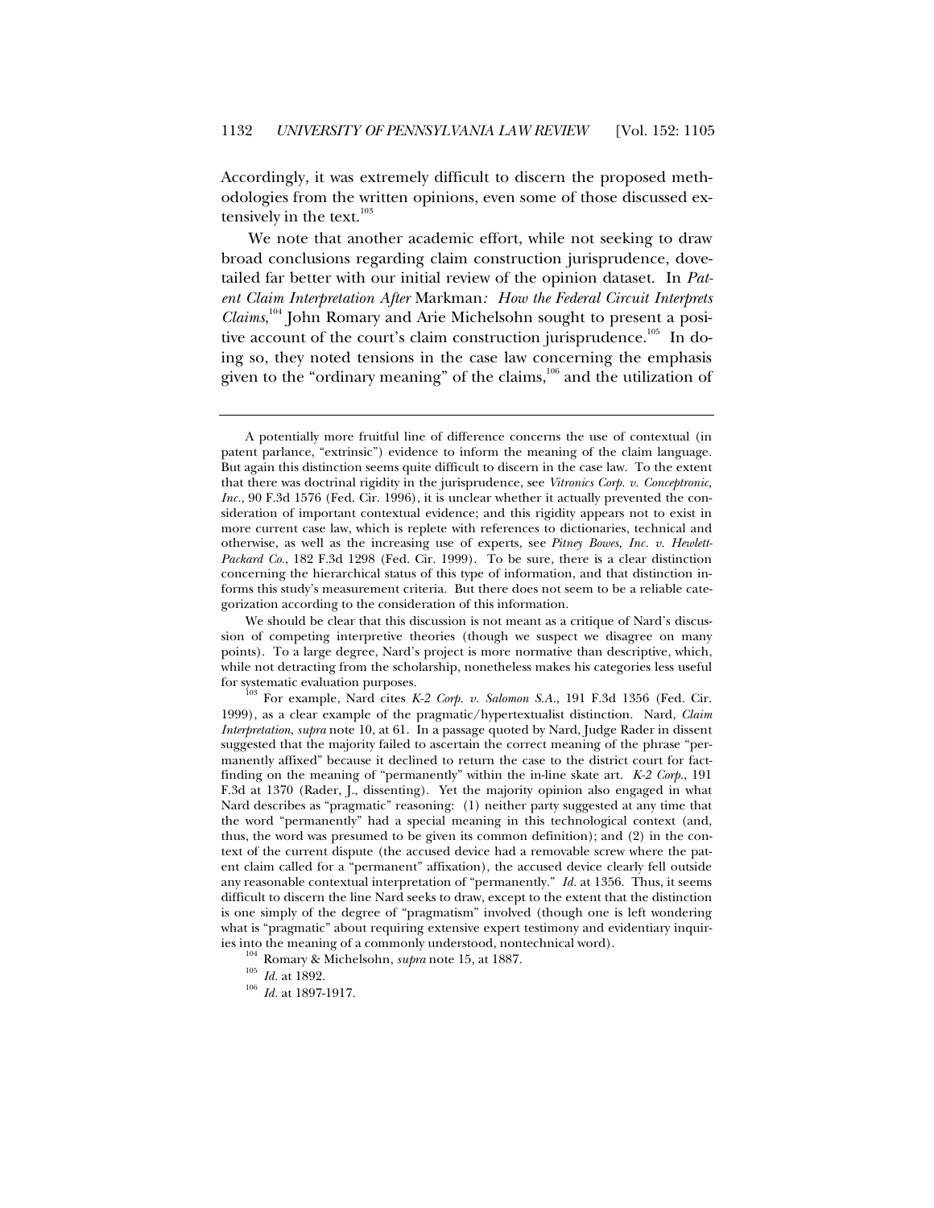Accordingly, it was extremely difficult to discern the proposed methodologies from the written opinions, even some of those discussed extensively in the text.[103]

We note that another academic effort, while not seeking to draw broad conclusions regarding claim construction jurisprudence, dovetailed far better with our initial review of the opinion dataset. In *Patent Claim Interpretation After* Markman*: How the Federal Circuit Interprets Claims*,[104] John Romary and Arie Michelsohn sought to present a positive account of the court's claim construction jurisprudence.[105] In doing so, they noted tensions in the case law concerning the emphasis given to the "ordinary meaning" of the claims,[106] and the utilization of

---

A potentially more fruitful line of difference concerns the use of contextual (in patent parlance, "extrinsic") evidence to inform the meaning of the claim language. But again this distinction seems quite difficult to discern in the case law. To the extent that there was doctrinal rigidity in the jurisprudence, see *Vitronics Corp. v. Conceptronic, Inc.*, 90 F.3d 1576 (Fed. Cir. 1996), it is unclear whether it actually prevented the consideration of important contextual evidence; and this rigidity appears not to exist in more current case law, which is replete with references to dictionaries, technical and otherwise, as well as the increasing use of experts, see *Pitney Bowes, Inc. v. Hewlett-Packard Co.*, 182 F.3d 1298 (Fed. Cir. 1999). To be sure, there is a clear distinction concerning the hierarchical status of this type of information, and that distinction informs this study's measurement criteria. But there does not seem to be a reliable categorization according to the consideration of this information.

We should be clear that this discussion is not meant as a critique of Nard's discussion of competing interpretive theories (though we suspect we disagree on many points). To a large degree, Nard's project is more normative than descriptive, which, while not detracting from the scholarship, nonetheless makes his categories less useful for systematic evaluation purposes.

[103] For example, Nard cites *K-2 Corp. v. Salomon S.A.*, 191 F.3d 1356 (Fed. Cir. 1999), as a clear example of the pragmatic/hypertextualist distinction. Nard, *Claim Interpretation*, *supra* note 10, at 61. In a passage quoted by Nard, Judge Rader in dissent suggested that the majority failed to ascertain the correct meaning of the phrase "permanently affixed" because it declined to return the case to the district court for fact-finding on the meaning of "permanently" within the in-line skate art. *K-2 Corp.*, 191 F.3d at 1370 (Rader, J., dissenting). Yet the majority opinion also engaged in what Nard describes as "pragmatic" reasoning: (1) neither party suggested at any time that the word "permanently" had a special meaning in this technological context (and, thus, the word was presumed to be given its common definition); and (2) in the context of the current dispute (the accused device had a removable screw where the patent claim called for a "permanent" affixation), the accused device clearly fell outside any reasonable contextual interpretation of "permanently." *Id.* at 1356. Thus, it seems difficult to discern the line Nard seeks to draw, except to the extent that the distinction is one simply of the degree of "pragmatism" involved (though one is left wondering what is "pragmatic" about requiring extensive expert testimony and evidentiary inquiries into the meaning of a commonly understood, nontechnical word).

[104] Romary & Michelsohn, *supra* note 15, at 1887.

[105] *Id.* at 1892.

[106] *Id.* at 1897-1917.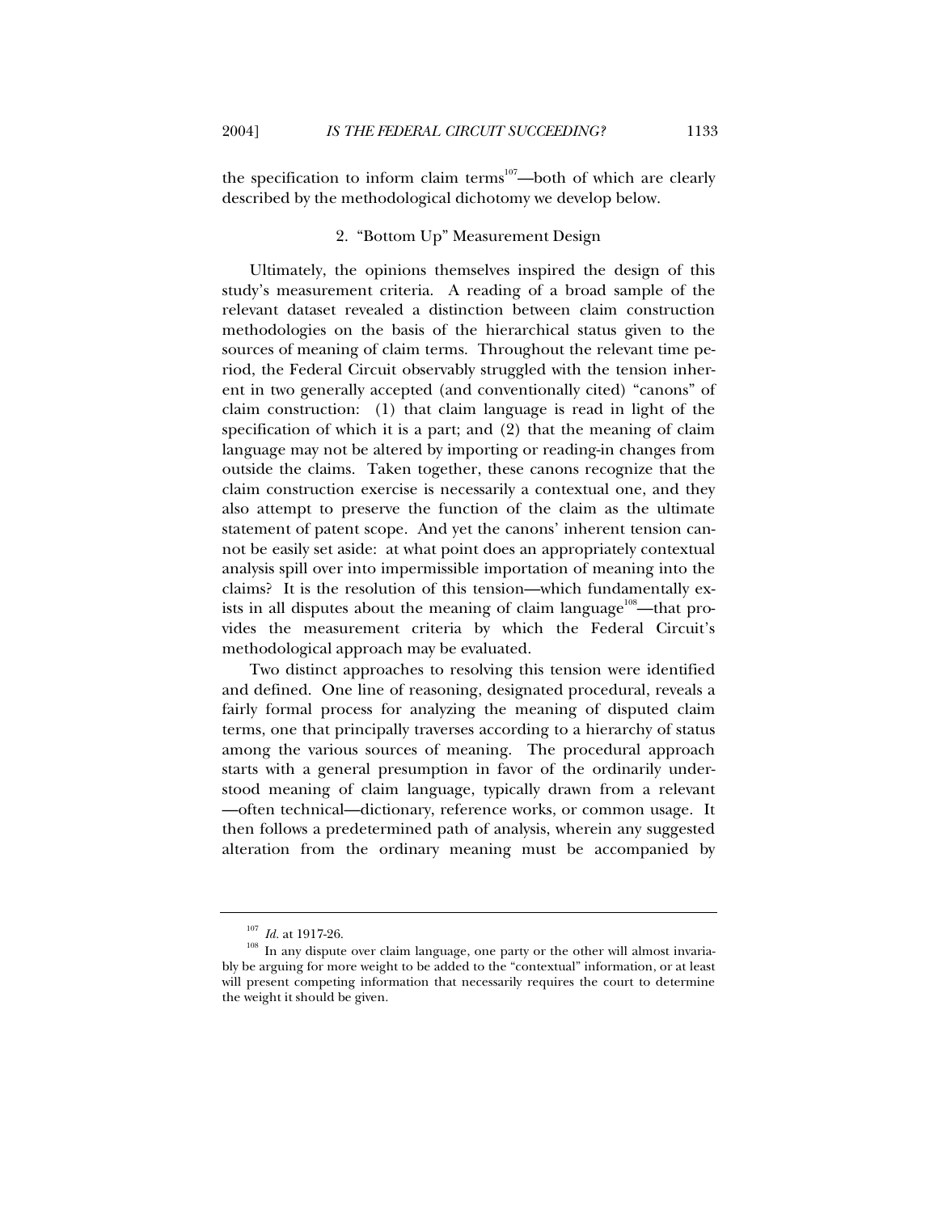the specification to inform claim terms[107]—both of which are clearly described by the methodological dichotomy we develop below.

### 2. "Bottom Up" Measurement Design

Ultimately, the opinions themselves inspired the design of this study's measurement criteria. A reading of a broad sample of the relevant dataset revealed a distinction between claim construction methodologies on the basis of the hierarchical status given to the sources of meaning of claim terms. Throughout the relevant time period, the Federal Circuit observably struggled with the tension inherent in two generally accepted (and conventionally cited) "canons" of claim construction: (1) that claim language is read in light of the specification of which it is a part; and (2) that the meaning of claim language may not be altered by importing or reading-in changes from outside the claims. Taken together, these canons recognize that the claim construction exercise is necessarily a contextual one, and they also attempt to preserve the function of the claim as the ultimate statement of patent scope. And yet the canons' inherent tension cannot be easily set aside: at what point does an appropriately contextual analysis spill over into impermissible importation of meaning into the claims? It is the resolution of this tension—which fundamentally exists in all disputes about the meaning of claim language[108]—that provides the measurement criteria by which the Federal Circuit's methodological approach may be evaluated.

Two distinct approaches to resolving this tension were identified and defined. One line of reasoning, designated procedural, reveals a fairly formal process for analyzing the meaning of disputed claim terms, one that principally traverses according to a hierarchy of status among the various sources of meaning. The procedural approach starts with a general presumption in favor of the ordinarily understood meaning of claim language, typically drawn from a relevant—often technical—dictionary, reference works, or common usage. It then follows a predetermined path of analysis, wherein any suggested alteration from the ordinary meaning must be accompanied by

---

[107] *Id.* at 1917-26.

[108] In any dispute over claim language, one party or the other will almost invariably be arguing for more weight to be added to the "contextual" information, or at least will present competing information that necessarily requires the court to determine the weight it should be given.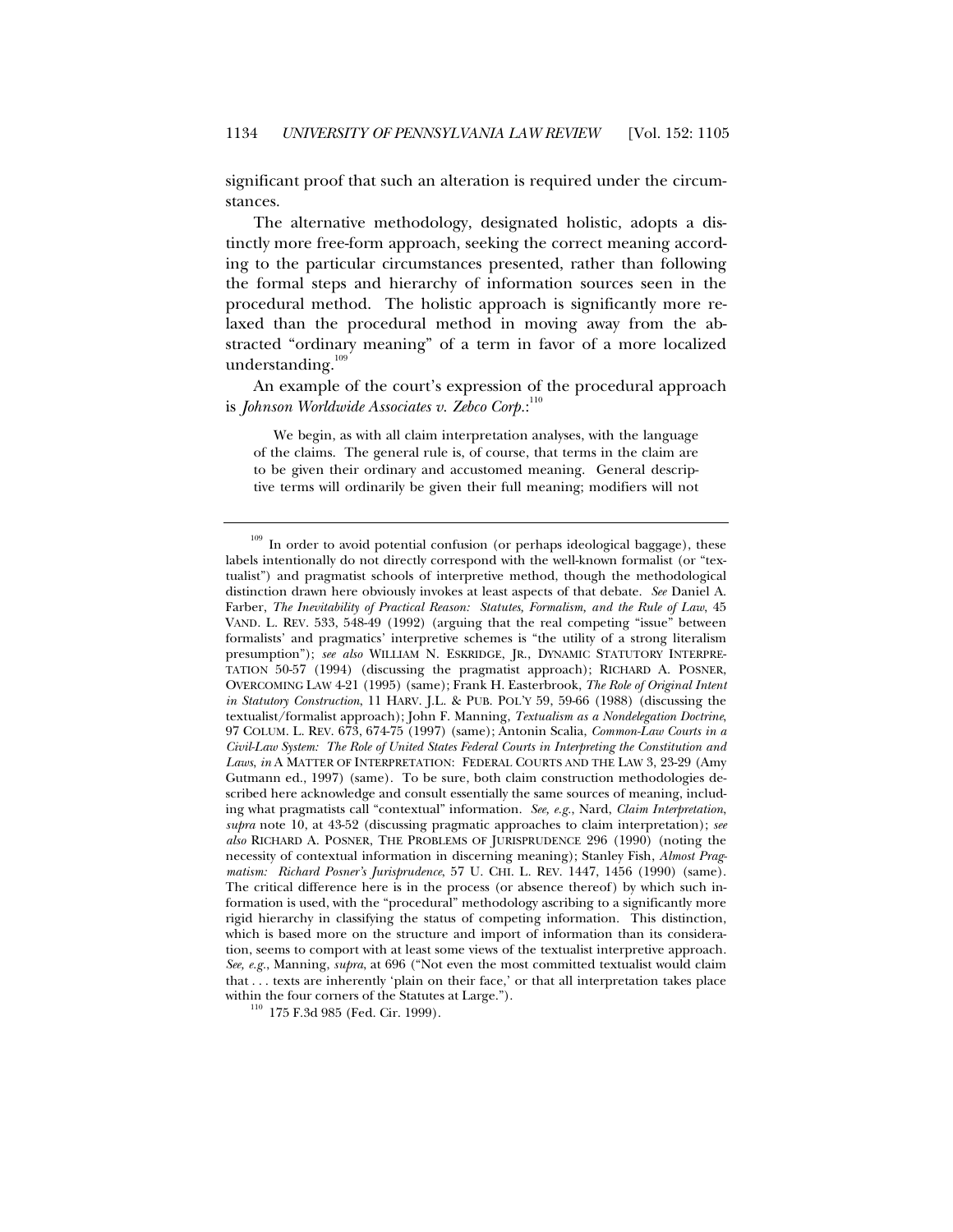significant proof that such an alteration is required under the circumstances.

The alternative methodology, designated holistic, adopts a distinctly more free-form approach, seeking the correct meaning according to the particular circumstances presented, rather than following the formal steps and hierarchy of information sources seen in the procedural method. The holistic approach is significantly more relaxed than the procedural method in moving away from the abstracted "ordinary meaning" of a term in favor of a more localized understanding.[109]

An example of the court's expression of the procedural approach is *Johnson Worldwide Associates v. Zebco Corp.*:[110]

> We begin, as with all claim interpretation analyses, with the language of the claims. The general rule is, of course, that terms in the claim are to be given their ordinary and accustomed meaning. General descriptive terms will ordinarily be given their full meaning; modifiers will not

---

[109] In order to avoid potential confusion (or perhaps ideological baggage), these labels intentionally do not directly correspond with the well-known formalist (or "textualist") and pragmatist schools of interpretive method, though the methodological distinction drawn here obviously invokes at least aspects of that debate. *See* Daniel A. Farber, *The Inevitability of Practical Reason: Statutes, Formalism, and the Rule of Law*, 45 VAND. L. REV. 533, 548-49 (1992) (arguing that the real competing "issue" between formalists' and pragmatics' interpretive schemes is "the utility of a strong literalism presumption"); *see also* WILLIAM N. ESKRIDGE, JR., DYNAMIC STATUTORY INTERPRETATION 50-57 (1994) (discussing the pragmatist approach); RICHARD A. POSNER, OVERCOMING LAW 4-21 (1995) (same); Frank H. Easterbrook, *The Role of Original Intent in Statutory Construction*, 11 HARV. J.L. & PUB. POL'Y 59, 59-66 (1988) (discussing the textualist/formalist approach); John F. Manning, *Textualism as a Nondelegation Doctrine*, 97 COLUM. L. REV. 673, 674-75 (1997) (same); Antonin Scalia, *Common-Law Courts in a Civil-Law System: The Role of United States Federal Courts in Interpreting the Constitution and Laws*, *in* A MATTER OF INTERPRETATION: FEDERAL COURTS AND THE LAW 3, 23-29 (Amy Gutmann ed., 1997) (same). To be sure, both claim construction methodologies described here acknowledge and consult essentially the same sources of meaning, including what pragmatists call "contextual" information. *See, e.g.*, Nard, *Claim Interpretation*, *supra* note 10, at 43-52 (discussing pragmatic approaches to claim interpretation); *see also* RICHARD A. POSNER, THE PROBLEMS OF JURISPRUDENCE 296 (1990) (noting the necessity of contextual information in discerning meaning); Stanley Fish, *Almost Pragmatism: Richard Posner's Jurisprudence*, 57 U. CHI. L. REV. 1447, 1456 (1990) (same). The critical difference here is in the process (or absence thereof) by which such information is used, with the "procedural" methodology ascribing to a significantly more rigid hierarchy in classifying the status of competing information. This distinction, which is based more on the structure and import of information than its consideration, seems to comport with at least some views of the textualist interpretive approach. *See, e.g.*, Manning, *supra*, at 696 ("Not even the most committed textualist would claim that . . . texts are inherently 'plain on their face,' or that all interpretation takes place within the four corners of the Statutes at Large.").

[110] 175 F.3d 985 (Fed. Cir. 1999).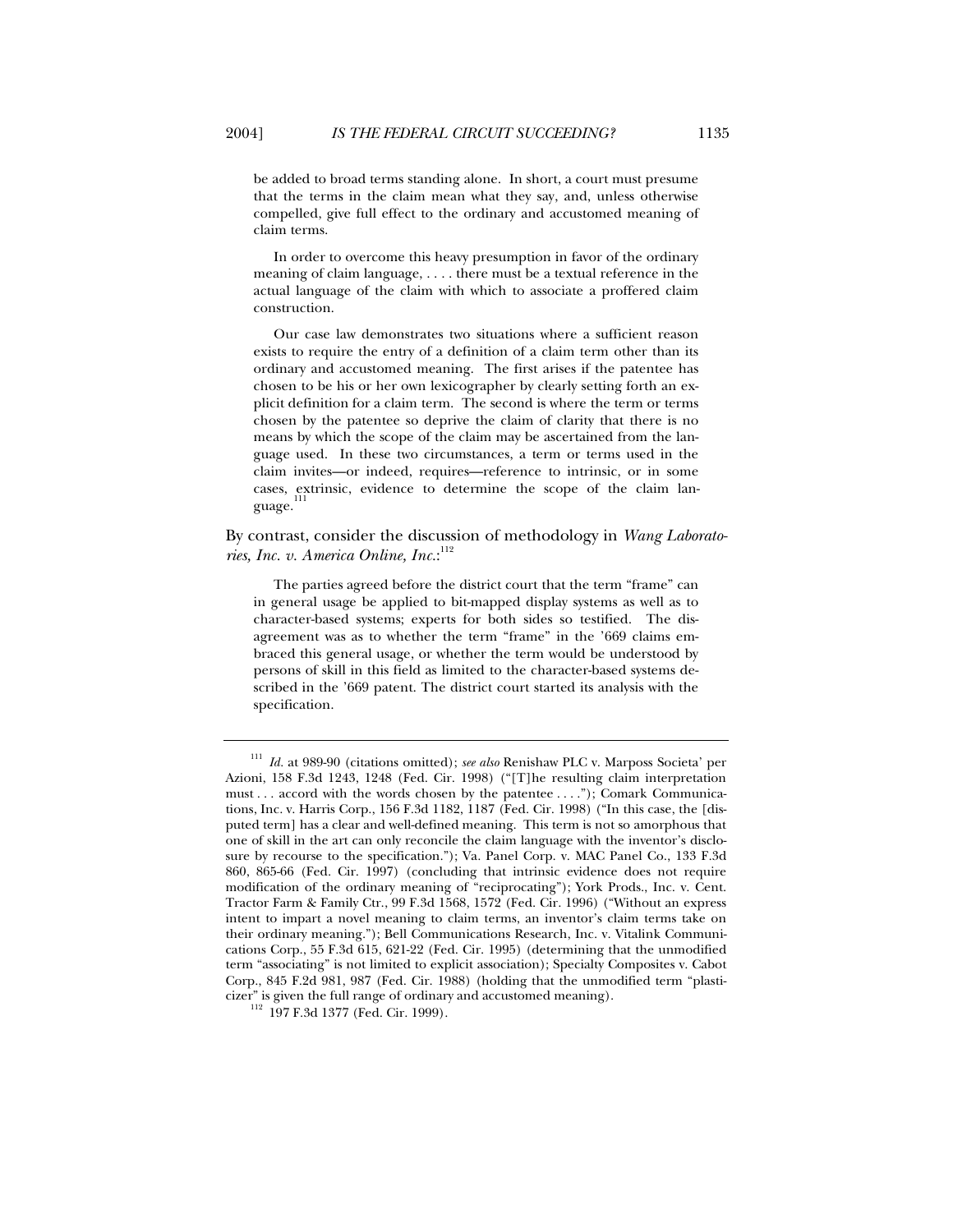> be added to broad terms standing alone. In short, a court must presume that the terms in the claim mean what they say, and, unless otherwise compelled, give full effect to the ordinary and accustomed meaning of claim terms.
>
> In order to overcome this heavy presumption in favor of the ordinary meaning of claim language, . . . . there must be a textual reference in the actual language of the claim with which to associate a proffered claim construction.
>
> Our case law demonstrates two situations where a sufficient reason exists to require the entry of a definition of a claim term other than its ordinary and accustomed meaning. The first arises if the patentee has chosen to be his or her own lexicographer by clearly setting forth an explicit definition for a claim term. The second is where the term or terms chosen by the patentee so deprive the claim of clarity that there is no means by which the scope of the claim may be ascertained from the language used. In these two circumstances, a term or terms used in the claim invites—or indeed, requires—reference to intrinsic, or in some cases, extrinsic, evidence to determine the scope of the claim language.[111]

By contrast, consider the discussion of methodology in *Wang Laboratories, Inc. v. America Online, Inc.*:[112]

> The parties agreed before the district court that the term "frame" can in general usage be applied to bit-mapped display systems as well as to character-based systems; experts for both sides so testified. The disagreement was as to whether the term "frame" in the '669 claims embraced this general usage, or whether the term would be understood by persons of skill in this field as limited to the character-based systems described in the '669 patent. The district court started its analysis with the specification.

---

[111] *Id.* at 989-90 (citations omitted); *see also* Renishaw PLC v. Marposs Societa' per Azioni, 158 F.3d 1243, 1248 (Fed. Cir. 1998) ("[T]he resulting claim interpretation must . . . accord with the words chosen by the patentee . . . ."); Comark Communications, Inc. v. Harris Corp., 156 F.3d 1182, 1187 (Fed. Cir. 1998) ("In this case, the [disputed term] has a clear and well-defined meaning. This term is not so amorphous that one of skill in the art can only reconcile the claim language with the inventor's disclosure by recourse to the specification."); Va. Panel Corp. v. MAC Panel Co., 133 F.3d 860, 865-66 (Fed. Cir. 1997) (concluding that intrinsic evidence does not require modification of the ordinary meaning of "reciprocating"); York Prods., Inc. v. Cent. Tractor Farm & Family Ctr., 99 F.3d 1568, 1572 (Fed. Cir. 1996) ("Without an express intent to impart a novel meaning to claim terms, an inventor's claim terms take on their ordinary meaning."); Bell Communications Research, Inc. v. Vitalink Communications Corp., 55 F.3d 615, 621-22 (Fed. Cir. 1995) (determining that the unmodified term "associating" is not limited to explicit association); Specialty Composites v. Cabot Corp., 845 F.2d 981, 987 (Fed. Cir. 1988) (holding that the unmodified term "plasticizer" is given the full range of ordinary and accustomed meaning).

[112] 197 F.3d 1377 (Fed. Cir. 1999).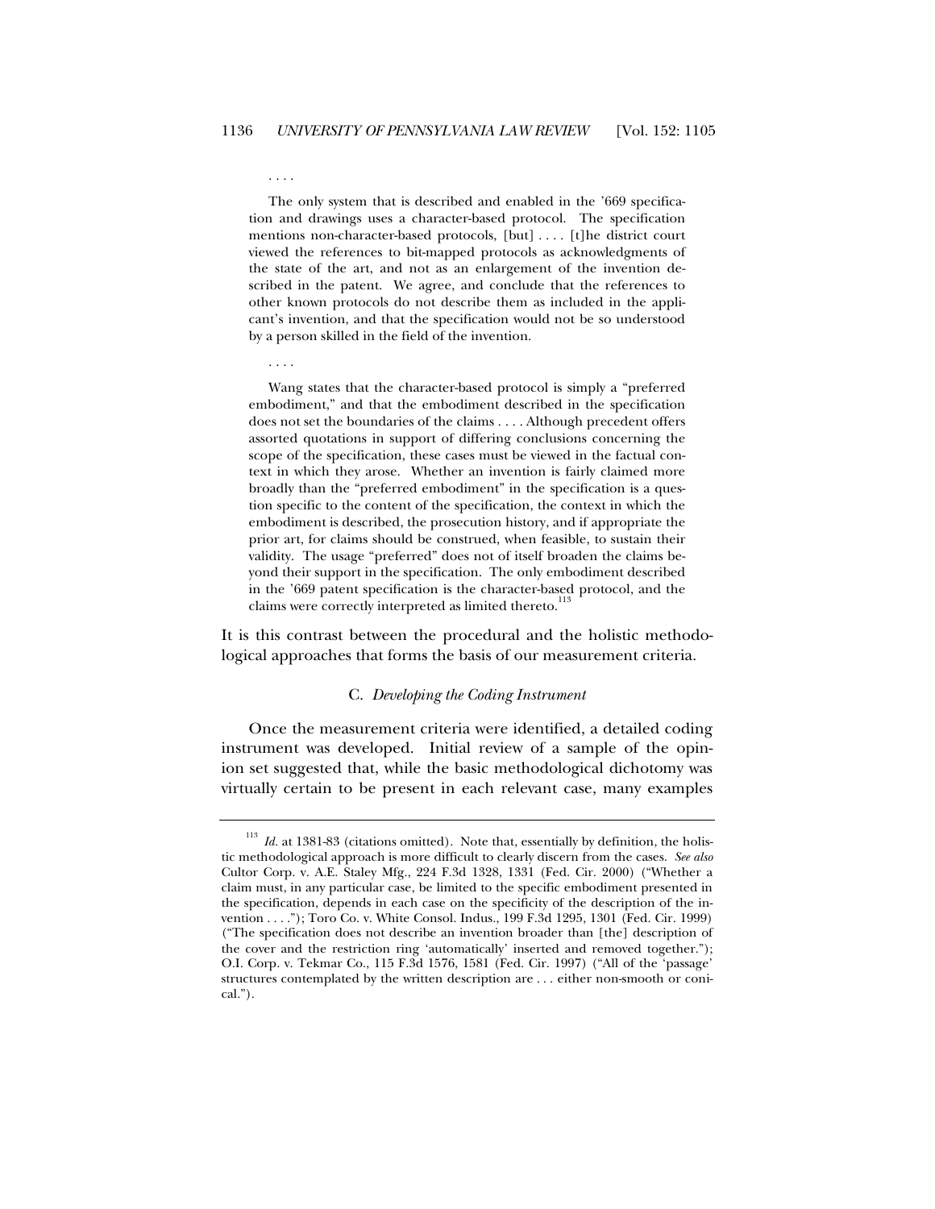. . . .

> The only system that is described and enabled in the '669 specification and drawings uses a character-based protocol. The specification mentions non-character-based protocols, [but] . . . . [t]he district court viewed the references to bit-mapped protocols as acknowledgments of the state of the art, and not as an enlargement of the invention described in the patent. We agree, and conclude that the references to other known protocols do not describe them as included in the applicant's invention, and that the specification would not be so understood by a person skilled in the field of the invention.

. . . .

> Wang states that the character-based protocol is simply a "preferred embodiment," and that the embodiment described in the specification does not set the boundaries of the claims . . . . Although precedent offers assorted quotations in support of differing conclusions concerning the scope of the specification, these cases must be viewed in the factual context in which they arose. Whether an invention is fairly claimed more broadly than the "preferred embodiment" in the specification is a question specific to the content of the specification, the context in which the embodiment is described, the prosecution history, and if appropriate the prior art, for claims should be construed, when feasible, to sustain their validity. The usage "preferred" does not of itself broaden the claims beyond their support in the specification. The only embodiment described in the '669 patent specification is the character-based protocol, and the claims were correctly interpreted as limited thereto.[113]

It is this contrast between the procedural and the holistic methodological approaches that forms the basis of our measurement criteria.

### C. *Developing the Coding Instrument*

Once the measurement criteria were identified, a detailed coding instrument was developed. Initial review of a sample of the opinion set suggested that, while the basic methodological dichotomy was virtually certain to be present in each relevant case, many examples

---

[113] *Id.* at 1381-83 (citations omitted). Note that, essentially by definition, the holistic methodological approach is more difficult to clearly discern from the cases. *See also* Cultor Corp. v. A.E. Staley Mfg., 224 F.3d 1328, 1331 (Fed. Cir. 2000) ("Whether a claim must, in any particular case, be limited to the specific embodiment presented in the specification, depends in each case on the specificity of the description of the invention . . . ."); Toro Co. v. White Consol. Indus., 199 F.3d 1295, 1301 (Fed. Cir. 1999) ("The specification does not describe an invention broader than [the] description of the cover and the restriction ring 'automatically' inserted and removed together."); O.I. Corp. v. Tekmar Co., 115 F.3d 1576, 1581 (Fed. Cir. 1997) ("All of the 'passage' structures contemplated by the written description are . . . either non-smooth or conical.").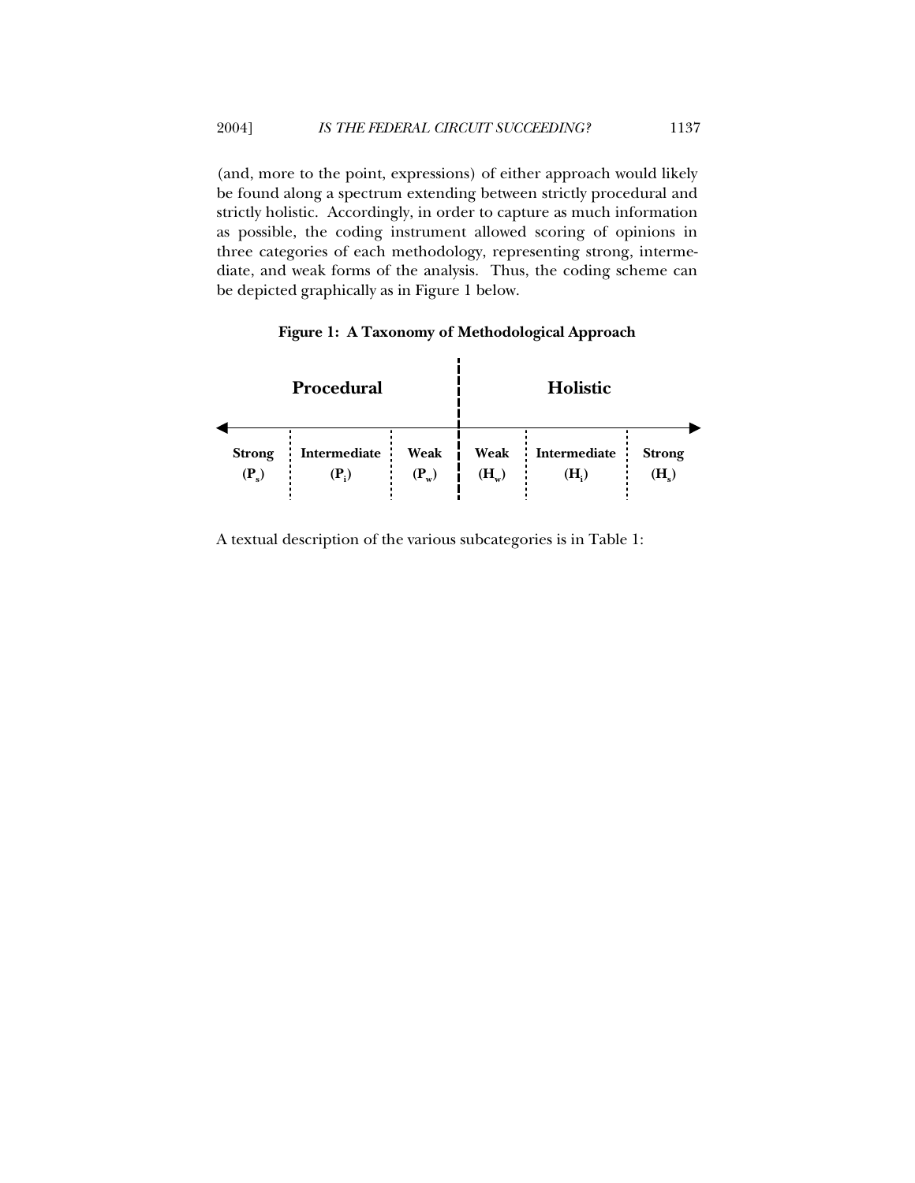(and, more to the point, expressions) of either approach would likely be found along a spectrum extending between strictly procedural and strictly holistic. Accordingly, in order to capture as much information as possible, the coding instrument allowed scoring of opinions in three categories of each methodology, representing strong, intermediate, and weak forms of the analysis. Thus, the coding scheme can be depicted graphically as in Figure 1 below.

**Figure 1: A Taxonomy of Methodological Approach**

| Procedural | | | Holistic | | |
|---|---|---|---|---|---|
| **Strong ($P_s$)** | **Intermediate ($P_i$)** | **Weak ($P_w$)** | **Weak ($H_w$)** | **Intermediate ($H_i$)** | **Strong ($H_s$)** |

A textual description of the various subcategories is in Table 1: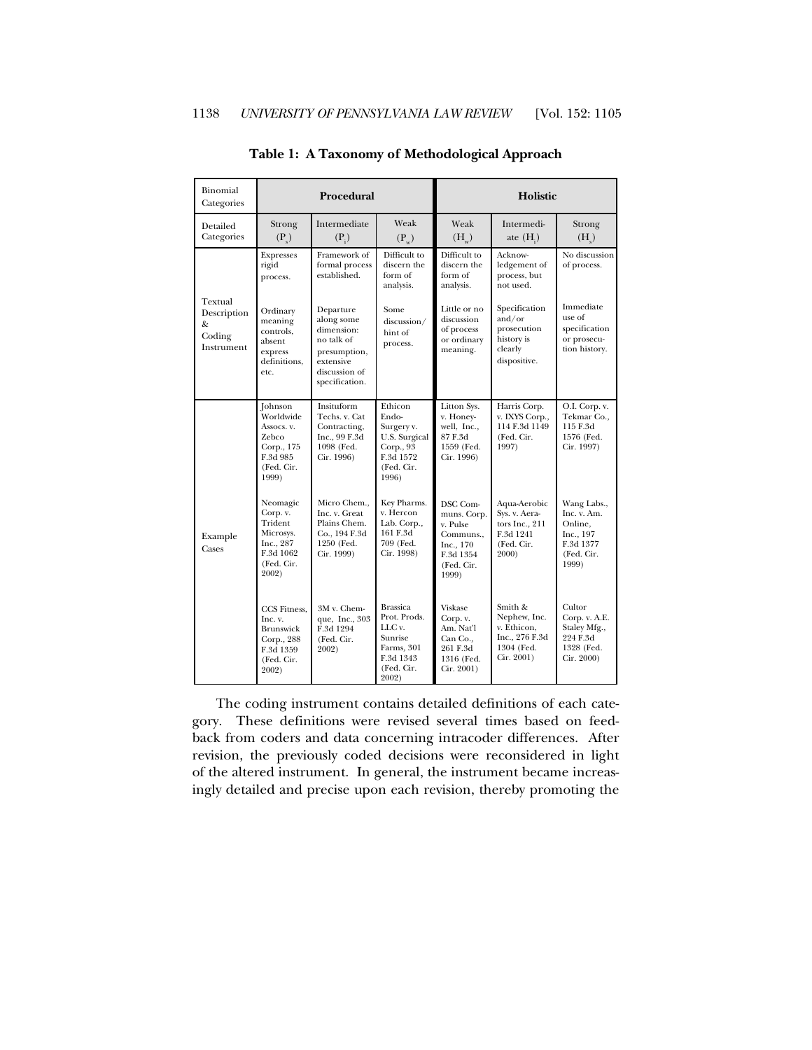**Table 1: A Taxonomy of Methodological Approach**

| Binomial Categories | Procedural | | | Holistic | | |
|---|---|---|---|---|---|---|
| Detailed Categories | Strong ($P_s$) | Intermediate ($P_i$) | Weak ($P_w$) | Weak ($H_w$) | Intermediate ($H_i$) | Strong ($H_s$) |
| Textual Description & Coding Instrument | Expresses rigid process. Ordinary meaning controls, absent express definitions, etc. | Framework of formal process established. Departure along some dimension: no talk of presumption, extensive discussion of specification. | Difficult to discern the form of analysis. Some discussion/ hint of process. | Difficult to discern the form of analysis. Little or no discussion of process or ordinary meaning. | Acknowledgement of process, but not used. Specification and/or prosecution history is clearly dispositive. | No discussion of process. Immediate use of specification or prosecution history. |
| Example Cases | Johnson Worldwide Assocs. v. Zebco Corp., 175 F.3d 985 (Fed. Cir. 1999) | Insituform Techs. v. Cat Contracting, Inc., 99 F.3d 1098 (Fed. Cir. 1996) | Ethicon Endo-Surgery v. U.S. Surgical Corp., 93 F.3d 1572 (Fed. Cir. 1996) | Litton Sys. v. Honeywell, Inc., 87 F.3d 1559 (Fed. Cir. 1996) | Harris Corp. v. IXYS Corp., 114 F.3d 1149 (Fed. Cir. 1997) | O.I. Corp. v. Tekmar Co., 115 F.3d 1576 (Fed. Cir. 1997) |
| | Neomagic Corp. v. Trident Microsys. Inc., 287 F.3d 1062 (Fed. Cir. 2002) | Micro Chem., Inc. v. Great Plains Chem. Co., 194 F.3d 1250 (Fed. Cir. 1999) | Key Pharms. v. Hercon Lab. Corp., 161 F.3d 709 (Fed. Cir. 1998) | DSC Communs. Corp. v. Pulse Communs., Inc., 170 F.3d 1354 (Fed. Cir. 1999) | Aqua-Aerobic Sys. v. Aerators Inc., 211 F.3d 1241 (Fed. Cir. 2000) | Wang Labs., Inc. v. Am. Online, Inc., 197 F.3d 1377 (Fed. Cir. 1999) |
| | CCS Fitness, Inc. v. Brunswick Corp., 288 F.3d 1359 (Fed. Cir. 2002) | 3M v. Chemque, Inc., 303 F.3d 1294 (Fed. Cir. 2002) | Brassica Prot. Prods. LLC v. Sunrise Farms, 301 F.3d 1343 (Fed. Cir. 2002) | Viskase Corp. v. Am. Nat'l Can Co., 261 F.3d 1316 (Fed. Cir. 2001) | Smith & Nephew, Inc. v. Ethicon, Inc., 276 F.3d 1304 (Fed. Cir. 2001) | Cultor Corp. v. A.E. Staley Mfg., 224 F.3d 1328 (Fed. Cir. 2000) |

The coding instrument contains detailed definitions of each category. These definitions were revised several times based on feedback from coders and data concerning intracoder differences. After revision, the previously coded decisions were reconsidered in light of the altered instrument. In general, the instrument became increasingly detailed and precise upon each revision, thereby promoting the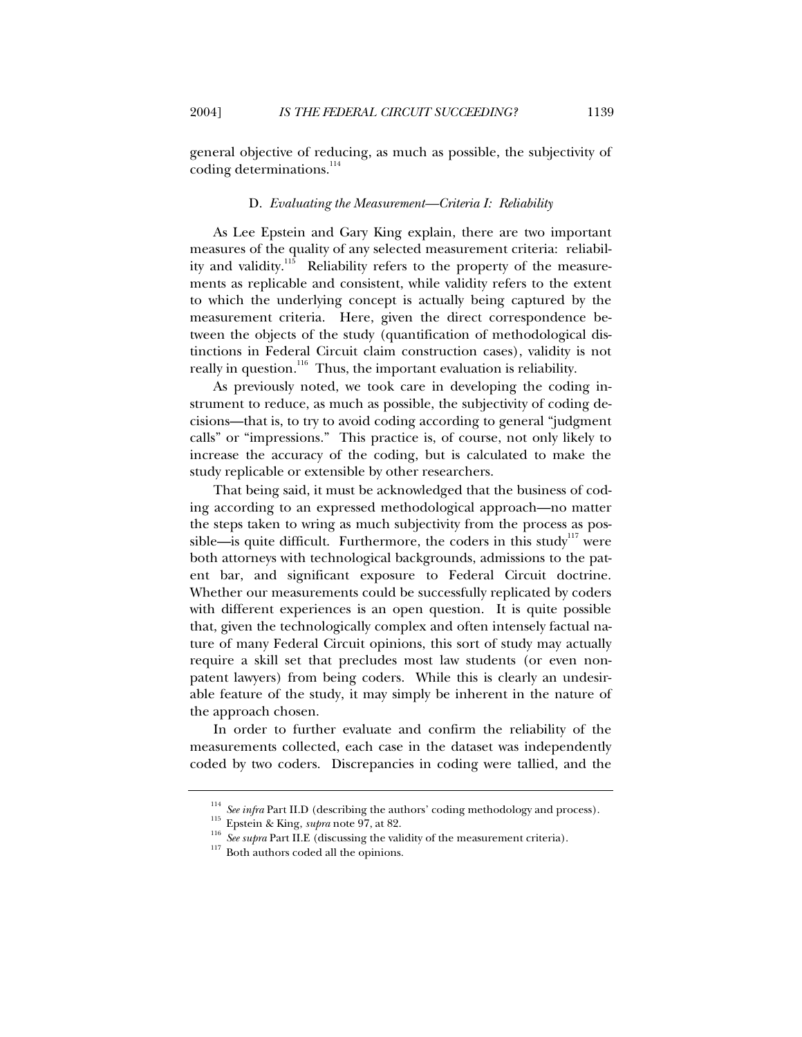general objective of reducing, as much as possible, the subjectivity of coding determinations.[114]

### D. *Evaluating the Measurement—Criteria I: Reliability*

As Lee Epstein and Gary King explain, there are two important measures of the quality of any selected measurement criteria: reliability and validity.[115] Reliability refers to the property of the measurements as replicable and consistent, while validity refers to the extent to which the underlying concept is actually being captured by the measurement criteria. Here, given the direct correspondence between the objects of the study (quantification of methodological distinctions in Federal Circuit claim construction cases), validity is not really in question.[116] Thus, the important evaluation is reliability.

As previously noted, we took care in developing the coding instrument to reduce, as much as possible, the subjectivity of coding decisions—that is, to try to avoid coding according to general "judgment calls" or "impressions." This practice is, of course, not only likely to increase the accuracy of the coding, but is calculated to make the study replicable or extensible by other researchers.

That being said, it must be acknowledged that the business of coding according to an expressed methodological approach—no matter the steps taken to wring as much subjectivity from the process as possible—is quite difficult. Furthermore, the coders in this study[117] were both attorneys with technological backgrounds, admissions to the patent bar, and significant exposure to Federal Circuit doctrine. Whether our measurements could be successfully replicated by coders with different experiences is an open question. It is quite possible that, given the technologically complex and often intensely factual nature of many Federal Circuit opinions, this sort of study may actually require a skill set that precludes most law students (or even non-patent lawyers) from being coders. While this is clearly an undesirable feature of the study, it may simply be inherent in the nature of the approach chosen.

In order to further evaluate and confirm the reliability of the measurements collected, each case in the dataset was independently coded by two coders. Discrepancies in coding were tallied, and the

---

[114] *See infra* Part II.D (describing the authors' coding methodology and process).

[115] Epstein & King, *supra* note 97, at 82.

[116] *See supra* Part II.E (discussing the validity of the measurement criteria).

[117] Both authors coded all the opinions.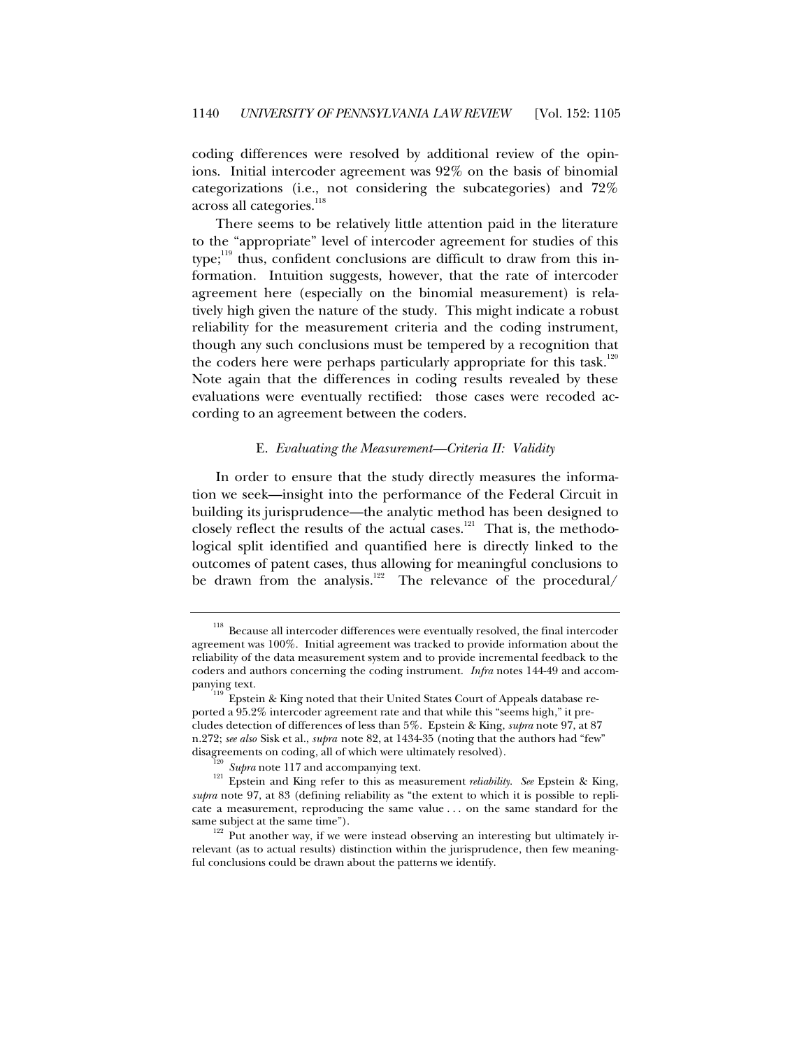coding differences were resolved by additional review of the opinions. Initial intercoder agreement was 92% on the basis of binomial categorizations (i.e., not considering the subcategories) and 72% across all categories.[118]

There seems to be relatively little attention paid in the literature to the "appropriate" level of intercoder agreement for studies of this type;[119] thus, confident conclusions are difficult to draw from this information. Intuition suggests, however, that the rate of intercoder agreement here (especially on the binomial measurement) is relatively high given the nature of the study. This might indicate a robust reliability for the measurement criteria and the coding instrument, though any such conclusions must be tempered by a recognition that the coders here were perhaps particularly appropriate for this task.[120] Note again that the differences in coding results revealed by these evaluations were eventually rectified: those cases were recoded according to an agreement between the coders.

### E. *Evaluating the Measurement—Criteria II: Validity*

In order to ensure that the study directly measures the information we seek—insight into the performance of the Federal Circuit in building its jurisprudence—the analytic method has been designed to closely reflect the results of the actual cases.[121] That is, the methodological split identified and quantified here is directly linked to the outcomes of patent cases, thus allowing for meaningful conclusions to be drawn from the analysis.[122] The relevance of the procedural/

---

[118] Because all intercoder differences were eventually resolved, the final intercoder agreement was 100%. Initial agreement was tracked to provide information about the reliability of the data measurement system and to provide incremental feedback to the coders and authors concerning the coding instrument. *Infra* notes 144-49 and accompanying text.

[119] Epstein & King noted that their United States Court of Appeals database reported a 95.2% intercoder agreement rate and that while this "seems high," it precludes detection of differences of less than 5%. Epstein & King, *supra* note 97, at 87 n.272; *see also* Sisk et al., *supra* note 82, at 1434-35 (noting that the authors had "few" disagreements on coding, all of which were ultimately resolved).

[120] *Supra* note 117 and accompanying text.

[121] Epstein and King refer to this as measurement *reliability*. *See* Epstein & King, *supra* note 97, at 83 (defining reliability as "the extent to which it is possible to replicate a measurement, reproducing the same value . . . on the same standard for the same subject at the same time").

[122] Put another way, if we were instead observing an interesting but ultimately irrelevant (as to actual results) distinction within the jurisprudence, then few meaningful conclusions could be drawn about the patterns we identify.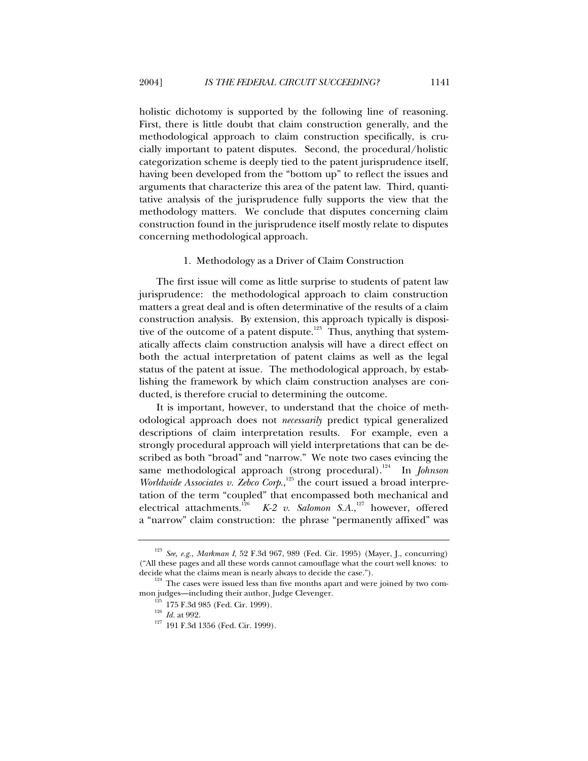holistic dichotomy is supported by the following line of reasoning. First, there is little doubt that claim construction generally, and the methodological approach to claim construction specifically, is crucially important to patent disputes. Second, the procedural/holistic categorization scheme is deeply tied to the patent jurisprudence itself, having been developed from the "bottom up" to reflect the issues and arguments that characterize this area of the patent law. Third, quantitative analysis of the jurisprudence fully supports the view that the methodology matters. We conclude that disputes concerning claim construction found in the jurisprudence itself mostly relate to disputes concerning methodological approach.

### 1. Methodology as a Driver of Claim Construction

The first issue will come as little surprise to students of patent law jurisprudence: the methodological approach to claim construction matters a great deal and is often determinative of the results of a claim construction analysis. By extension, this approach typically is dispositive of the outcome of a patent dispute.[123] Thus, anything that systematically affects claim construction analysis will have a direct effect on both the actual interpretation of patent claims as well as the legal status of the patent at issue. The methodological approach, by establishing the framework by which claim construction analyses are conducted, is therefore crucial to determining the outcome.

It is important, however, to understand that the choice of methodological approach does not *necessarily* predict typical generalized descriptions of claim interpretation results. For example, even a strongly procedural approach will yield interpretations that can be described as both "broad" and "narrow." We note two cases evincing the same methodological approach (strong procedural).[124] In *Johnson Worldwide Associates v. Zebco Corp.*,[125] the court issued a broad interpretation of the term "coupled" that encompassed both mechanical and electrical attachments.[126] *K-2 v. Salomon S.A.*,[127] however, offered a "narrow" claim construction: the phrase "permanently affixed" was

---

[123] *See, e.g., Markman I*, 52 F.3d 967, 989 (Fed. Cir. 1995) (Mayer, J., concurring) ("All these pages and all these words cannot camouflage what the court well knows: to decide what the claims mean is nearly always to decide the case.").

[124] The cases were issued less than five months apart and were joined by two common judges—including their author, Judge Clevenger.

[125] 175 F.3d 985 (Fed. Cir. 1999).

[126] *Id.* at 992.

[127] 191 F.3d 1356 (Fed. Cir. 1999).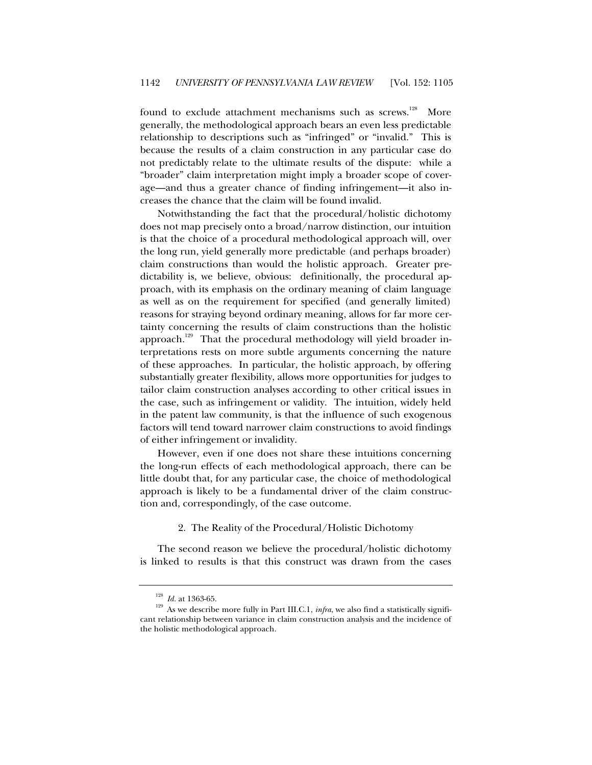found to exclude attachment mechanisms such as screws.[128] More generally, the methodological approach bears an even less predictable relationship to descriptions such as "infringed" or "invalid." This is because the results of a claim construction in any particular case do not predictably relate to the ultimate results of the dispute: while a "broader" claim interpretation might imply a broader scope of coverage—and thus a greater chance of finding infringement—it also increases the chance that the claim will be found invalid.

Notwithstanding the fact that the procedural/holistic dichotomy does not map precisely onto a broad/narrow distinction, our intuition is that the choice of a procedural methodological approach will, over the long run, yield generally more predictable (and perhaps broader) claim constructions than would the holistic approach. Greater predictability is, we believe, obvious: definitionally, the procedural approach, with its emphasis on the ordinary meaning of claim language as well as on the requirement for specified (and generally limited) reasons for straying beyond ordinary meaning, allows for far more certainty concerning the results of claim constructions than the holistic approach.[129] That the procedural methodology will yield broader interpretations rests on more subtle arguments concerning the nature of these approaches. In particular, the holistic approach, by offering substantially greater flexibility, allows more opportunities for judges to tailor claim construction analyses according to other critical issues in the case, such as infringement or validity. The intuition, widely held in the patent law community, is that the influence of such exogenous factors will tend toward narrower claim constructions to avoid findings of either infringement or invalidity.

However, even if one does not share these intuitions concerning the long-run effects of each methodological approach, there can be little doubt that, for any particular case, the choice of methodological approach is likely to be a fundamental driver of the claim construction and, correspondingly, of the case outcome.

### 2. The Reality of the Procedural/Holistic Dichotomy

The second reason we believe the procedural/holistic dichotomy is linked to results is that this construct was drawn from the cases

---

[128] *Id.* at 1363-65.

[129] As we describe more fully in Part III.C.1, *infra*, we also find a statistically significant relationship between variance in claim construction analysis and the incidence of the holistic methodological approach.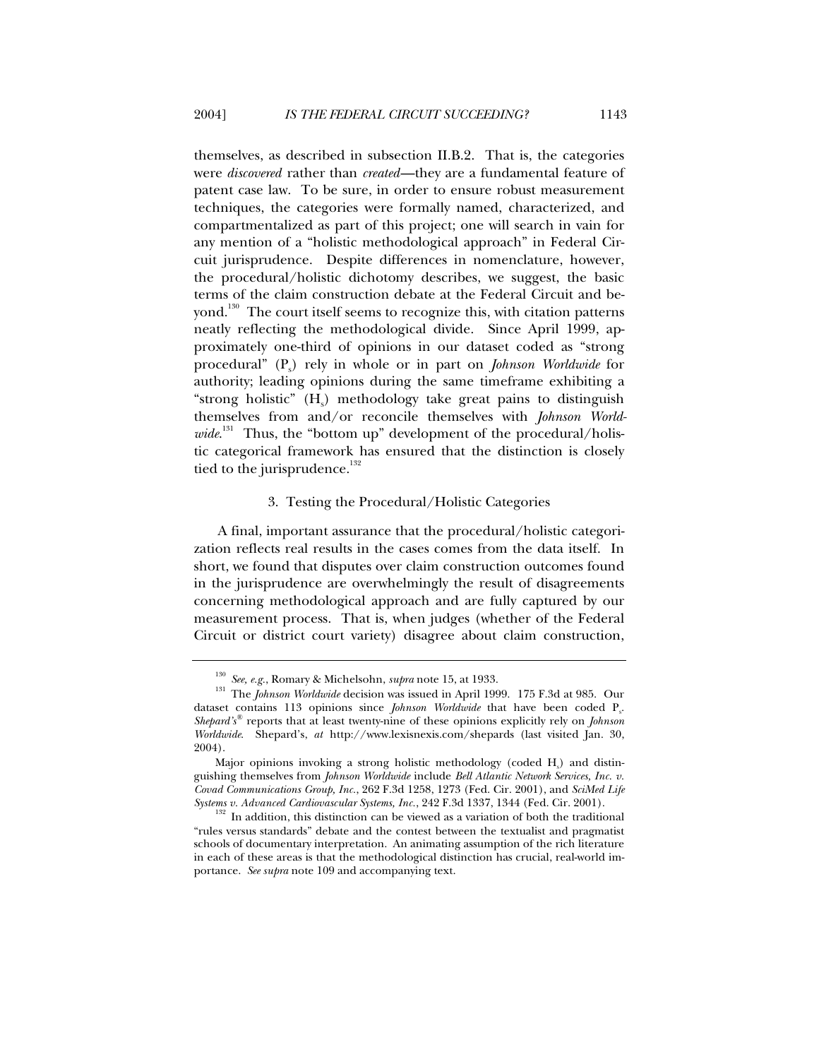themselves, as described in subsection II.B.2. That is, the categories were *discovered* rather than *created*—they are a fundamental feature of patent case law. To be sure, in order to ensure robust measurement techniques, the categories were formally named, characterized, and compartmentalized as part of this project; one will search in vain for any mention of a "holistic methodological approach" in Federal Circuit jurisprudence. Despite differences in nomenclature, however, the procedural/holistic dichotomy describes, we suggest, the basic terms of the claim construction debate at the Federal Circuit and beyond.[130] The court itself seems to recognize this, with citation patterns neatly reflecting the methodological divide. Since April 1999, approximately one-third of opinions in our dataset coded as "strong procedural" ($P_s$) rely in whole or in part on *Johnson Worldwide* for authority; leading opinions during the same timeframe exhibiting a "strong holistic" ($H_s$) methodology take great pains to distinguish themselves from and/or reconcile themselves with *Johnson Worldwide*.[131] Thus, the "bottom up" development of the procedural/holistic categorical framework has ensured that the distinction is closely tied to the jurisprudence.[132]

### 3. Testing the Procedural/Holistic Categories

A final, important assurance that the procedural/holistic categorization reflects real results in the cases comes from the data itself. In short, we found that disputes over claim construction outcomes found in the jurisprudence are overwhelmingly the result of disagreements concerning methodological approach and are fully captured by our measurement process. That is, when judges (whether of the Federal Circuit or district court variety) disagree about claim construction,

---

[130] *See, e.g.*, Romary & Michelsohn, *supra* note 15, at 1933.

[131] The *Johnson Worldwide* decision was issued in April 1999. 175 F.3d at 985. Our dataset contains 113 opinions since *Johnson Worldwide* that have been coded $P_s$. *Shepard's*® reports that at least twenty-nine of these opinions explicitly rely on *Johnson Worldwide*. Shepard's, *at* http://www.lexisnexis.com/shepards (last visited Jan. 30, 2004).

Major opinions invoking a strong holistic methodology (coded $H_s$) and distinguishing themselves from *Johnson Worldwide* include *Bell Atlantic Network Services, Inc. v. Covad Communications Group, Inc.*, 262 F.3d 1258, 1273 (Fed. Cir. 2001), and *SciMed Life Systems v. Advanced Cardiovascular Systems, Inc.*, 242 F.3d 1337, 1344 (Fed. Cir. 2001).

[132] In addition, this distinction can be viewed as a variation of both the traditional "rules versus standards" debate and the contest between the textualist and pragmatist schools of documentary interpretation. An animating assumption of the rich literature in each of these areas is that the methodological distinction has crucial, real-world importance. *See supra* note 109 and accompanying text.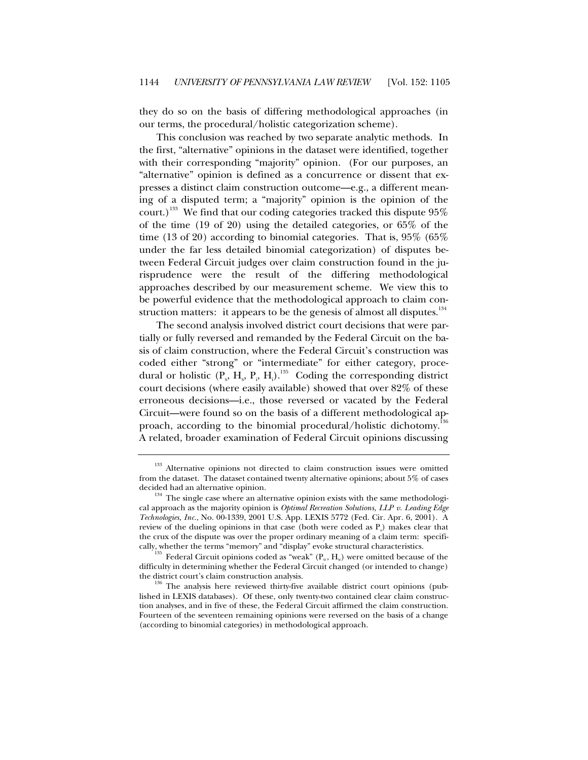they do so on the basis of differing methodological approaches (in our terms, the procedural/holistic categorization scheme).

This conclusion was reached by two separate analytic methods. In the first, "alternative" opinions in the dataset were identified, together with their corresponding "majority" opinion. (For our purposes, an "alternative" opinion is defined as a concurrence or dissent that expresses a distinct claim construction outcome—e.g., a different meaning of a disputed term; a "majority" opinion is the opinion of the court.)[133] We find that our coding categories tracked this dispute 95% of the time (19 of 20) using the detailed categories, or 65% of the time (13 of 20) according to binomial categories. That is, 95% (65% under the far less detailed binomial categorization) of disputes between Federal Circuit judges over claim construction found in the jurisprudence were the result of the differing methodological approaches described by our measurement scheme. We view this to be powerful evidence that the methodological approach to claim construction matters: it appears to be the genesis of almost all disputes.[134]

The second analysis involved district court decisions that were partially or fully reversed and remanded by the Federal Circuit on the basis of claim construction, where the Federal Circuit's construction was coded either "strong" or "intermediate" for either category, procedural or holistic ($P_s$, $H_s$, $P_i$, $H_i$).[135] Coding the corresponding district court decisions (where easily available) showed that over 82% of these erroneous decisions—i.e., those reversed or vacated by the Federal Circuit—were found so on the basis of a different methodological approach, according to the binomial procedural/holistic dichotomy.[136] A related, broader examination of Federal Circuit opinions discussing

---

[133] Alternative opinions not directed to claim construction issues were omitted from the dataset. The dataset contained twenty alternative opinions; about 5% of cases decided had an alternative opinion.

[134] The single case where an alternative opinion exists with the same methodological approach as the majority opinion is *Optimal Recreation Solutions, LLP v. Leading Edge Technologies, Inc.*, No. 00-1339, 2001 U.S. App. LEXIS 5772 (Fed. Cir. Apr. 6, 2001). A review of the dueling opinions in that case (both were coded as $P_s$) makes clear that the crux of the dispute was over the proper ordinary meaning of a claim term: specifically, whether the terms "memory" and "display" evoke structural characteristics.

[135] Federal Circuit opinions coded as "weak" ($P_w$, $H_w$) were omitted because of the difficulty in determining whether the Federal Circuit changed (or intended to change) the district court's claim construction analysis.

[136] The analysis here reviewed thirty-five available district court opinions (published in LEXIS databases). Of these, only twenty-two contained clear claim construction analyses, and in five of these, the Federal Circuit affirmed the claim construction. Fourteen of the seventeen remaining opinions were reversed on the basis of a change (according to binomial categories) in methodological approach.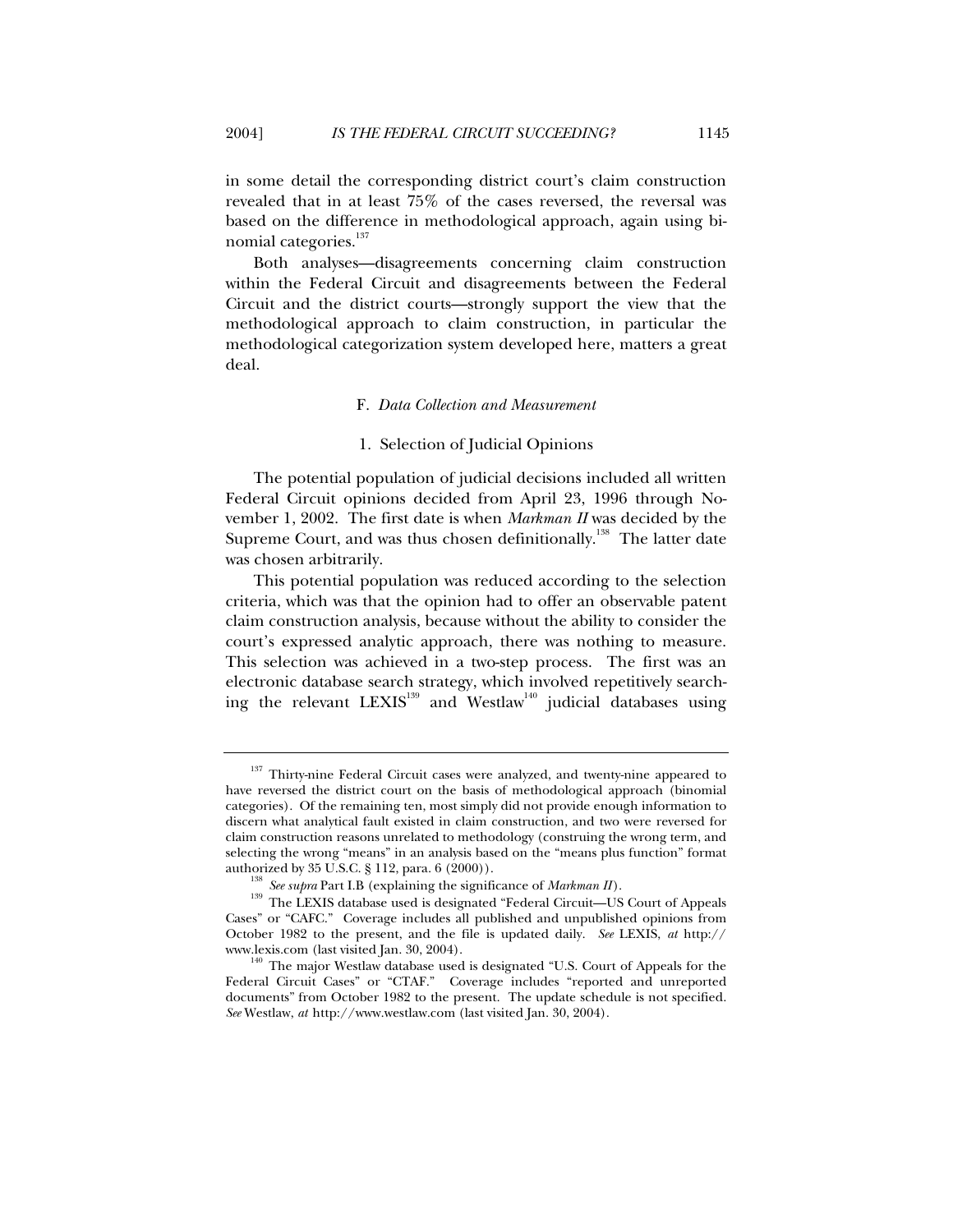in some detail the corresponding district court's claim construction revealed that in at least 75% of the cases reversed, the reversal was based on the difference in methodological approach, again using binomial categories.[137]

Both analyses—disagreements concerning claim construction within the Federal Circuit and disagreements between the Federal Circuit and the district courts—strongly support the view that the methodological approach to claim construction, in particular the methodological categorization system developed here, matters a great deal.

### F. *Data Collection and Measurement*

#### 1. Selection of Judicial Opinions

The potential population of judicial decisions included all written Federal Circuit opinions decided from April 23, 1996 through November 1, 2002. The first date is when *Markman II* was decided by the Supreme Court, and was thus chosen definitionally.[138] The latter date was chosen arbitrarily.

This potential population was reduced according to the selection criteria, which was that the opinion had to offer an observable patent claim construction analysis, because without the ability to consider the court's expressed analytic approach, there was nothing to measure. This selection was achieved in a two-step process. The first was an electronic database search strategy, which involved repetitively searching the relevant LEXIS[139] and Westlaw[140] judicial databases using

---

[137] Thirty-nine Federal Circuit cases were analyzed, and twenty-nine appeared to have reversed the district court on the basis of methodological approach (binomial categories). Of the remaining ten, most simply did not provide enough information to discern what analytical fault existed in claim construction, and two were reversed for claim construction reasons unrelated to methodology (construing the wrong term, and selecting the wrong "means" in an analysis based on the "means plus function" format authorized by 35 U.S.C. § 112, para. 6 (2000)).

[138] *See supra* Part I.B (explaining the significance of *Markman II*).

[139] The LEXIS database used is designated "Federal Circuit—US Court of Appeals Cases" or "CAFC." Coverage includes all published and unpublished opinions from October 1982 to the present, and the file is updated daily. *See* LEXIS, *at* http://www.lexis.com (last visited Jan. 30, 2004).

[140] The major Westlaw database used is designated "U.S. Court of Appeals for the Federal Circuit Cases" or "CTAF." Coverage includes "reported and unreported documents" from October 1982 to the present. The update schedule is not specified. *See* Westlaw, *at* http://www.westlaw.com (last visited Jan. 30, 2004).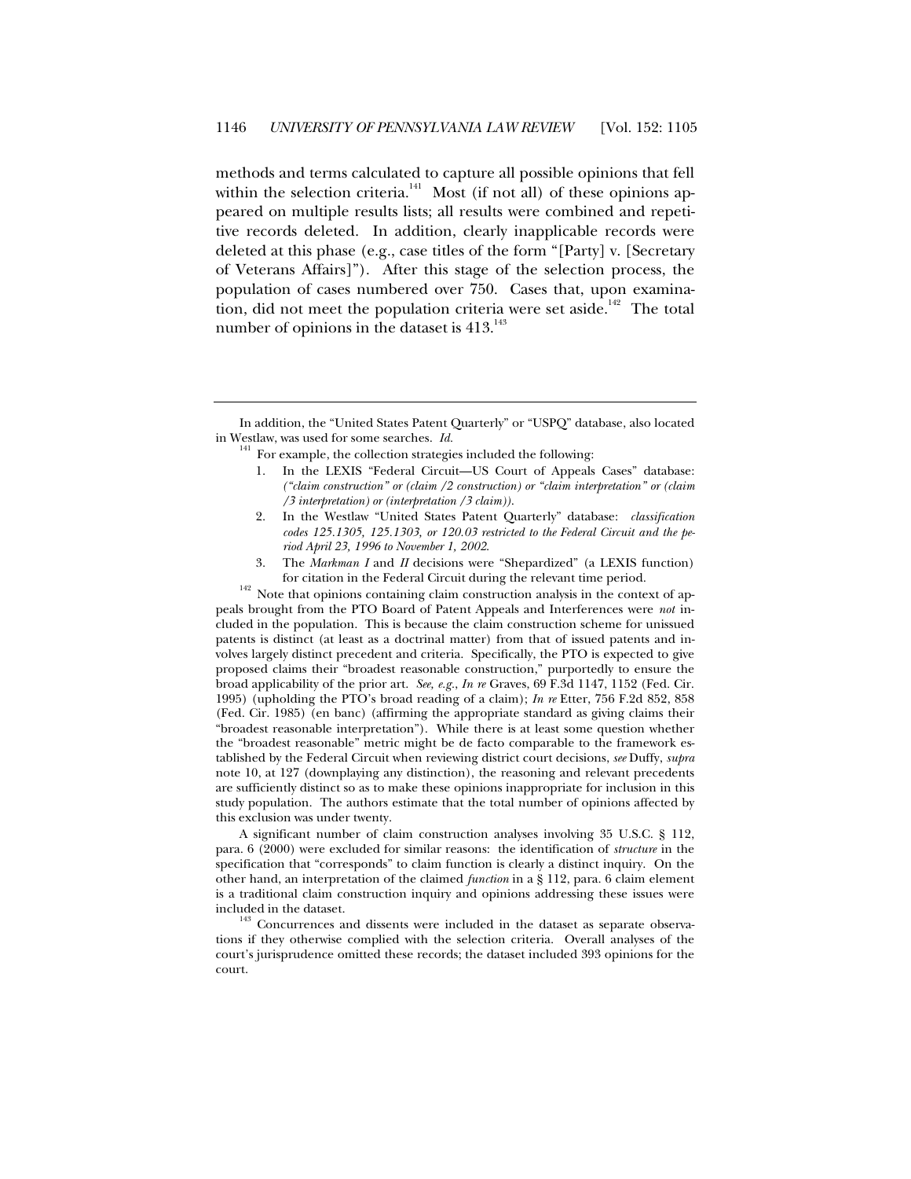methods and terms calculated to capture all possible opinions that fell within the selection criteria.[141] Most (if not all) of these opinions appeared on multiple results lists; all results were combined and repetitive records deleted. In addition, clearly inapplicable records were deleted at this phase (e.g., case titles of the form "[Party] v. [Secretary of Veterans Affairs]"). After this stage of the selection process, the population of cases numbered over 750. Cases that, upon examination, did not meet the population criteria were set aside.[142] The total number of opinions in the dataset is 413.[143]

---

In addition, the "United States Patent Quarterly" or "USPQ" database, also located in Westlaw, was used for some searches. *Id.*

[141] For example, the collection strategies included the following:

1. In the LEXIS "Federal Circuit—US Court of Appeals Cases" database: *("claim construction" or (claim /2 construction) or "claim interpretation" or (claim /3 interpretation) or (interpretation /3 claim)).*
2. In the Westlaw "United States Patent Quarterly" database: *classification codes 125.1305, 125.1303, or 120.03 restricted to the Federal Circuit and the period April 23, 1996 to November 1, 2002.*
3. The *Markman I* and *II* decisions were "Shepardized" (a LEXIS function) for citation in the Federal Circuit during the relevant time period.

[142] Note that opinions containing claim construction analysis in the context of appeals brought from the PTO Board of Patent Appeals and Interferences were *not* included in the population. This is because the claim construction scheme for unissued patents is distinct (at least as a doctrinal matter) from that of issued patents and involves largely distinct precedent and criteria. Specifically, the PTO is expected to give proposed claims their "broadest reasonable construction," purportedly to ensure the broad applicability of the prior art. *See, e.g.*, *In re* Graves, 69 F.3d 1147, 1152 (Fed. Cir. 1995) (upholding the PTO's broad reading of a claim); *In re* Etter, 756 F.2d 852, 858 (Fed. Cir. 1985) (en banc) (affirming the appropriate standard as giving claims their "broadest reasonable interpretation"). While there is at least some question whether the "broadest reasonable" metric might be de facto comparable to the framework established by the Federal Circuit when reviewing district court decisions, *see* Duffy, *supra* note 10, at 127 (downplaying any distinction), the reasoning and relevant precedents are sufficiently distinct so as to make these opinions inappropriate for inclusion in this study population. The authors estimate that the total number of opinions affected by this exclusion was under twenty.

A significant number of claim construction analyses involving 35 U.S.C. § 112, para. 6 (2000) were excluded for similar reasons: the identification of *structure* in the specification that "corresponds" to claim function is clearly a distinct inquiry. On the other hand, an interpretation of the claimed *function* in a § 112, para. 6 claim element is a traditional claim construction inquiry and opinions addressing these issues were included in the dataset.

[143] Concurrences and dissents were included in the dataset as separate observations if they otherwise complied with the selection criteria. Overall analyses of the court's jurisprudence omitted these records; the dataset included 393 opinions for the court.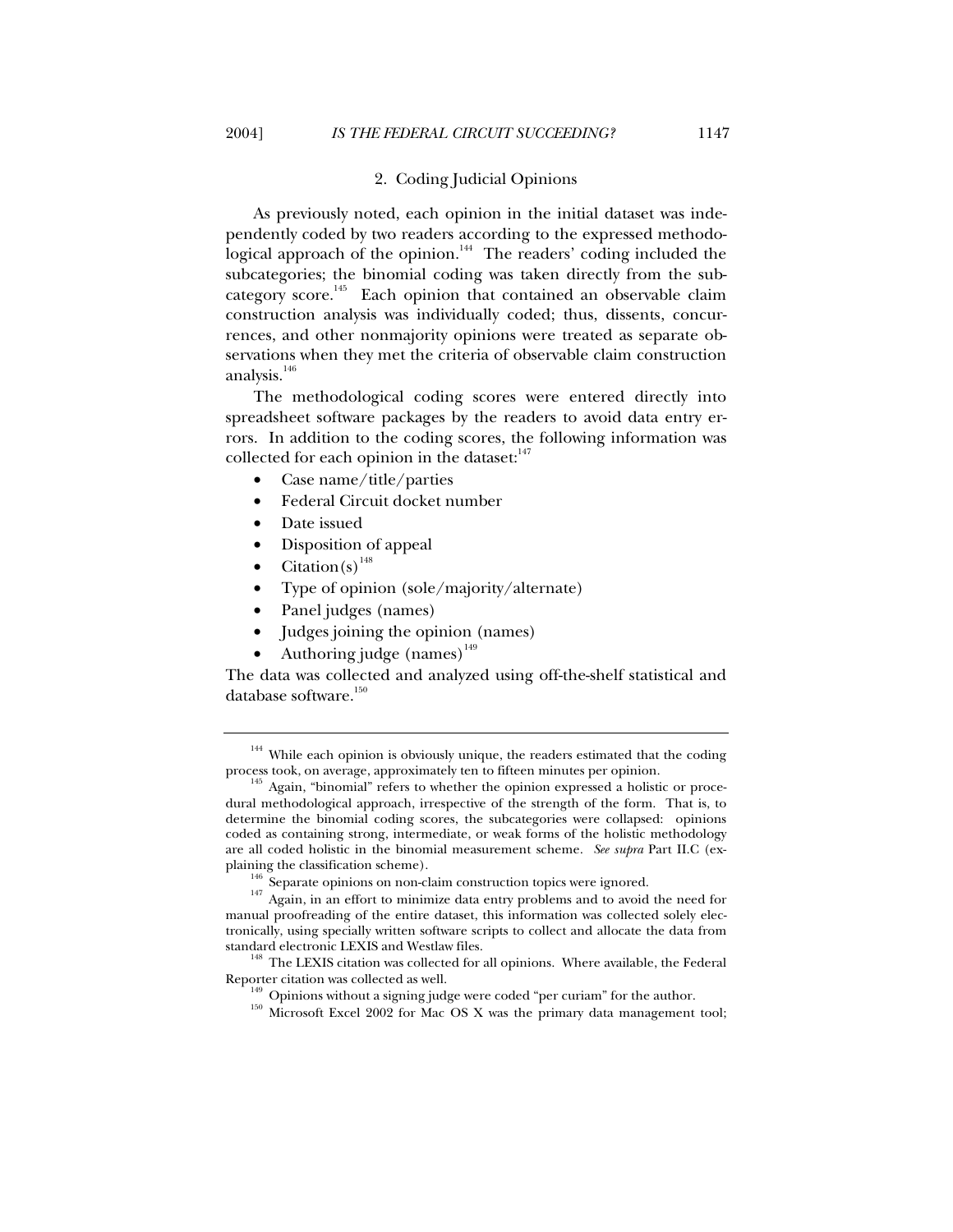### 2. Coding Judicial Opinions

As previously noted, each opinion in the initial dataset was independently coded by two readers according to the expressed methodological approach of the opinion.[144] The readers' coding included the subcategories; the binomial coding was taken directly from the subcategory score.[145] Each opinion that contained an observable claim construction analysis was individually coded; thus, dissents, concurrences, and other nonmajority opinions were treated as separate observations when they met the criteria of observable claim construction analysis.[146]

The methodological coding scores were entered directly into spreadsheet software packages by the readers to avoid data entry errors. In addition to the coding scores, the following information was collected for each opinion in the dataset:[147]

- Case name/title/parties
- Federal Circuit docket number
- Date issued
- Disposition of appeal
- Citation(s)[148]
- Type of opinion (sole/majority/alternate)
- Panel judges (names)
- Judges joining the opinion (names)
- Authoring judge (names)[149]

The data was collected and analyzed using off-the-shelf statistical and database software.[150]

---

[144] While each opinion is obviously unique, the readers estimated that the coding process took, on average, approximately ten to fifteen minutes per opinion.

[145] Again, "binomial" refers to whether the opinion expressed a holistic or procedural methodological approach, irrespective of the strength of the form. That is, to determine the binomial coding scores, the subcategories were collapsed: opinions coded as containing strong, intermediate, or weak forms of the holistic methodology are all coded holistic in the binomial measurement scheme. *See supra* Part II.C (explaining the classification scheme).

[146] Separate opinions on non-claim construction topics were ignored.

[147] Again, in an effort to minimize data entry problems and to avoid the need for manual proofreading of the entire dataset, this information was collected solely electronically, using specially written software scripts to collect and allocate the data from standard electronic LEXIS and Westlaw files.

[148] The LEXIS citation was collected for all opinions. Where available, the Federal Reporter citation was collected as well.

[149] Opinions without a signing judge were coded "per curiam" for the author.

[150] Microsoft Excel 2002 for Mac OS X was the primary data management tool;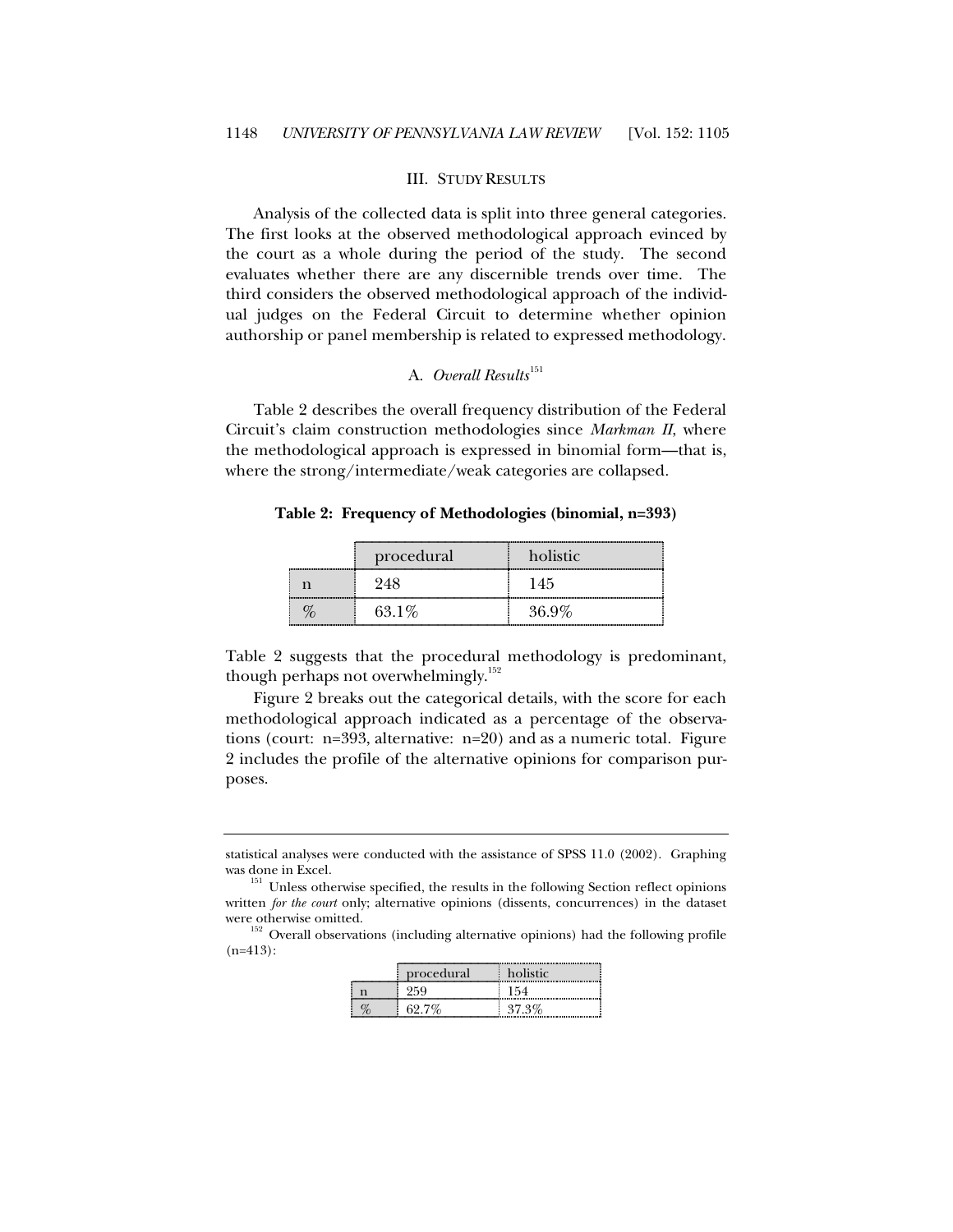## III. STUDY RESULTS

Analysis of the collected data is split into three general categories. The first looks at the observed methodological approach evinced by the court as a whole during the period of the study. The second evaluates whether there are any discernible trends over time. The third considers the observed methodological approach of the individual judges on the Federal Circuit to determine whether opinion authorship or panel membership is related to expressed methodology.

### A. *Overall Results*[151]

Table 2 describes the overall frequency distribution of the Federal Circuit's claim construction methodologies since *Markman II*, where the methodological approach is expressed in binomial form—that is, where the strong/intermediate/weak categories are collapsed.

**Table 2: Frequency of Methodologies (binomial, n=393)**

| | procedural | holistic |
|---|---|---|
| n | 248 | 145 |
| % | 63.1% | 36.9% |

Table 2 suggests that the procedural methodology is predominant, though perhaps not overwhelmingly.[152]

Figure 2 breaks out the categorical details, with the score for each methodological approach indicated as a percentage of the observations (court: n=393, alternative: n=20) and as a numeric total. Figure 2 includes the profile of the alternative opinions for comparison purposes.

---

statistical analyses were conducted with the assistance of SPSS 11.0 (2002). Graphing was done in Excel.

[151] Unless otherwise specified, the results in the following Section reflect opinions written *for the court* only; alternative opinions (dissents, concurrences) in the dataset were otherwise omitted.

[152] Overall observations (including alternative opinions) had the following profile (n=413):

| | procedural | holistic |
|---|---|---|
| n | 259 | 154 |
| % | 62.7% | 37.3% |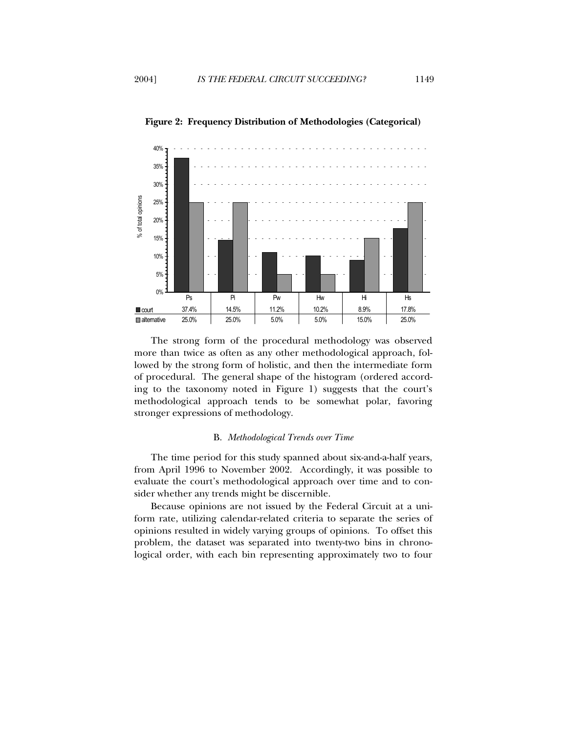**Figure 2: Frequency Distribution of Methodologies (Categorical)**

| | Ps | Pi | Pw | Hw | Hi | Hs |
|---|---|---|---|---|---|---|
| court | 37.4% | 14.5% | 11.2% | 10.2% | 8.9% | 17.8% |
| alternative | 25.0% | 25.0% | 5.0% | 5.0% | 15.0% | 25.0% |

The strong form of the procedural methodology was observed more than twice as often as any other methodological approach, followed by the strong form of holistic, and then the intermediate form of procedural. The general shape of the histogram (ordered according to the taxonomy noted in Figure 1) suggests that the court's methodological approach tends to be somewhat polar, favoring stronger expressions of methodology.

### B. *Methodological Trends over Time*

The time period for this study spanned about six-and-a-half years, from April 1996 to November 2002. Accordingly, it was possible to evaluate the court's methodological approach over time and to consider whether any trends might be discernible.

Because opinions are not issued by the Federal Circuit at a uniform rate, utilizing calendar-related criteria to separate the series of opinions resulted in widely varying groups of opinions. To offset this problem, the dataset was separated into twenty-two bins in chronological order, with each bin representing approximately two to four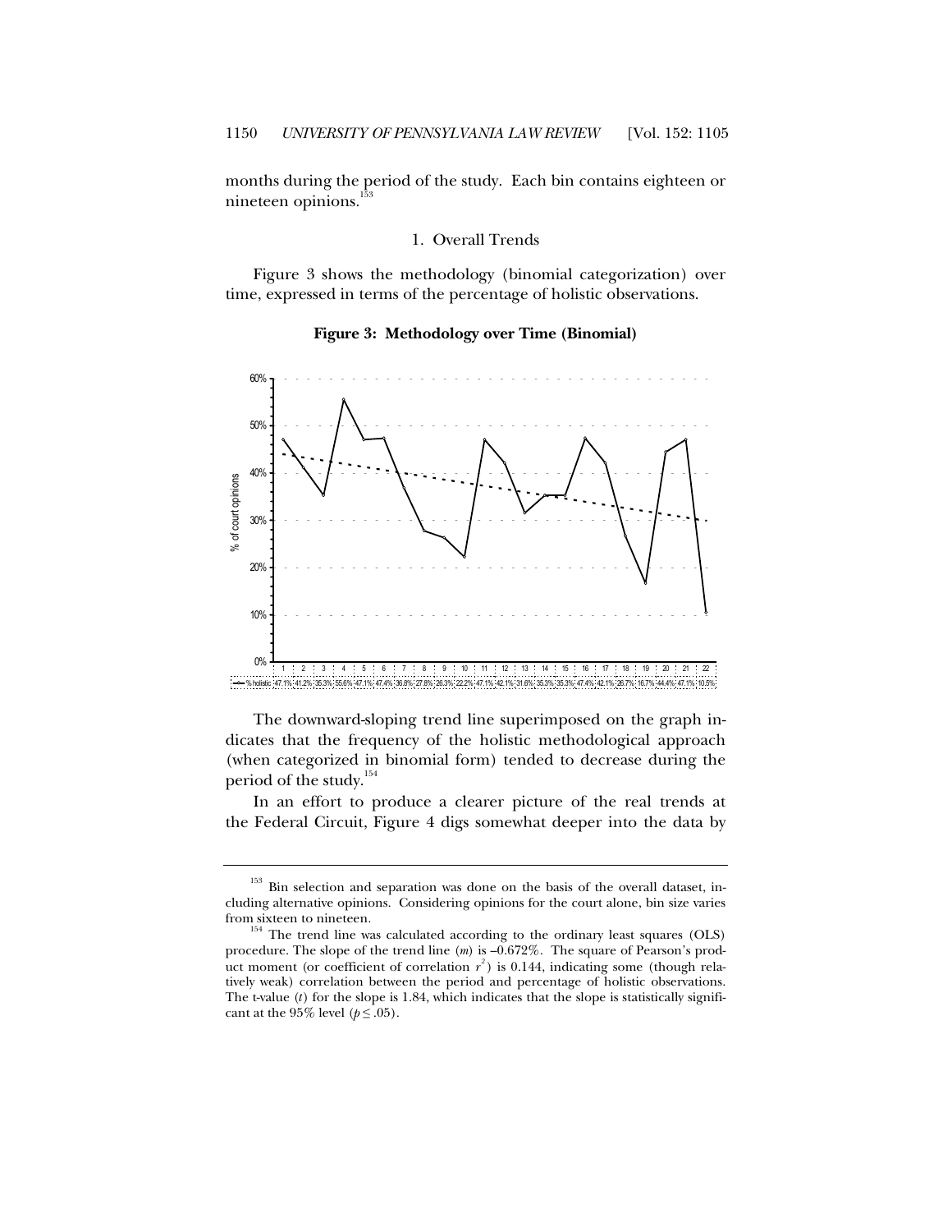months during the period of the study. Each bin contains eighteen or nineteen opinions.[153]

### 1. Overall Trends

Figure 3 shows the methodology (binomial categorization) over time, expressed in terms of the percentage of holistic observations.

**Figure 3: Methodology over Time (Binomial)**

| | 1 | 2 | 3 | 4 | 5 | 6 | 7 | 8 | 9 | 10 | 11 | 12 | 13 | 14 | 15 | 16 | 17 | 18 | 19 | 20 | 21 | 22 |
|---|---|---|---|---|---|---|---|---|---|---|---|---|---|---|---|---|---|---|---|---|---|---|
| % holistic | 47.1% | 41.2% | 35.3% | 55.6% | 47.1% | 47.4% | 36.8% | 27.8% | 26.3% | 22.2% | 47.1% | 42.1% | 31.6% | 35.3% | 35.3% | 47.4% | 42.1% | 26.7% | 16.7% | 44.4% | 47.1% | 10.5% |

The downward-sloping trend line superimposed on the graph indicates that the frequency of the holistic methodological approach (when categorized in binomial form) tended to decrease during the period of the study.[154]

In an effort to produce a clearer picture of the real trends at the Federal Circuit, Figure 4 digs somewhat deeper into the data by

---

[153] Bin selection and separation was done on the basis of the overall dataset, including alternative opinions. Considering opinions for the court alone, bin size varies from sixteen to nineteen.

[154] The trend line was calculated according to the ordinary least squares (OLS) procedure. The slope of the trend line ($m$) is –0.672%. The square of Pearson's product moment (or coefficient of correlation $r^2$) is 0.144, indicating some (though relatively weak) correlation between the period and percentage of holistic observations. The t-value ($t$) for the slope is 1.84, which indicates that the slope is statistically significant at the 95% level ($p \leq .05$).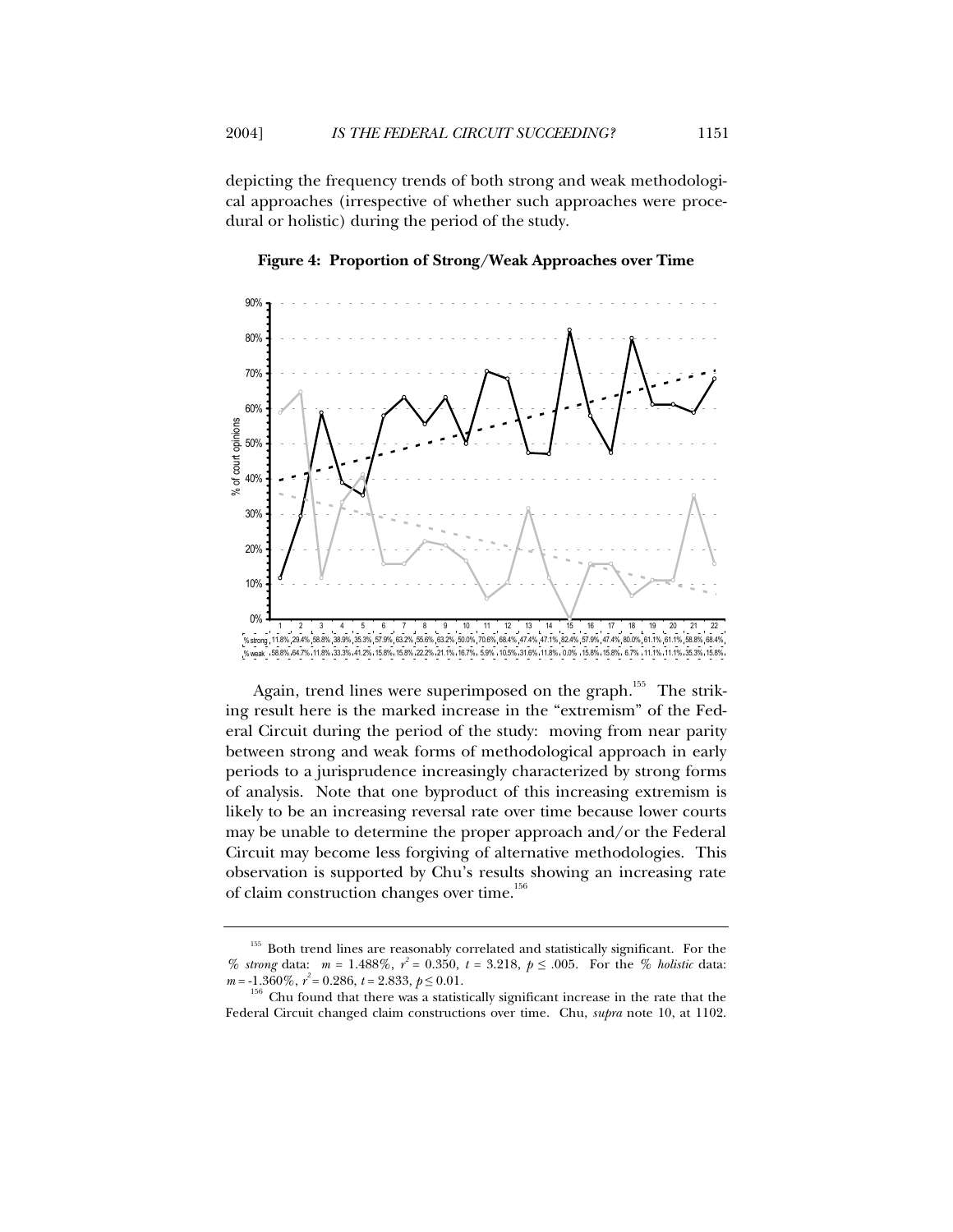depicting the frequency trends of both strong and weak methodological approaches (irrespective of whether such approaches were procedural or holistic) during the period of the study.

**Figure 4: Proportion of Strong/Weak Approaches over Time**

| | 1 | 2 | 3 | 4 | 5 | 6 | 7 | 8 | 9 | 10 | 11 | 12 | 13 | 14 | 15 | 16 | 17 | 18 | 19 | 20 | 21 | 22 |
|---|---|---|---|---|---|---|---|---|---|---|---|---|---|---|---|---|---|---|---|---|---|---|
| % strong | 11.8% | 29.4% | 58.8% | 38.9% | 35.3% | 57.9% | 63.2% | 55.6% | 63.2% | 50.0% | 70.6% | 68.4% | 47.4% | 47.1% | 82.4% | 57.9% | 47.4% | 80.0% | 61.1% | 61.1% | 58.8% | 68.4% |
| % weak | 58.8% | 64.7% | 11.8% | 33.3% | 41.2% | 15.8% | 15.8% | 22.2% | 21.1% | 16.7% | 5.9% | 10.5% | 31.6% | 11.8% | 0.0% | 15.8% | 15.8% | 6.7% | 11.1% | 11.1% | 35.3% | 15.8% |

Again, trend lines were superimposed on the graph.[155] The striking result here is the marked increase in the "extremism" of the Federal Circuit during the period of the study: moving from near parity between strong and weak forms of methodological approach in early periods to a jurisprudence increasingly characterized by strong forms of analysis. Note that one byproduct of this increasing extremism is likely to be an increasing reversal rate over time because lower courts may be unable to determine the proper approach and/or the Federal Circuit may become less forgiving of alternative methodologies. This observation is supported by Chu's results showing an increasing rate of claim construction changes over time.[156]

---

[155] Both trend lines are reasonably correlated and statistically significant. For the *% strong* data: $m = 1.488\%$, $r^2 = 0.350$, $t = 3.218$, $p \leq .005$. For the *% holistic* data: $m = -1.360\%$, $r^2 = 0.286$, $t = 2.833$, $p \leq 0.01$.

[156] Chu found that there was a statistically significant increase in the rate that the Federal Circuit changed claim constructions over time. Chu, *supra* note 10, at 1102.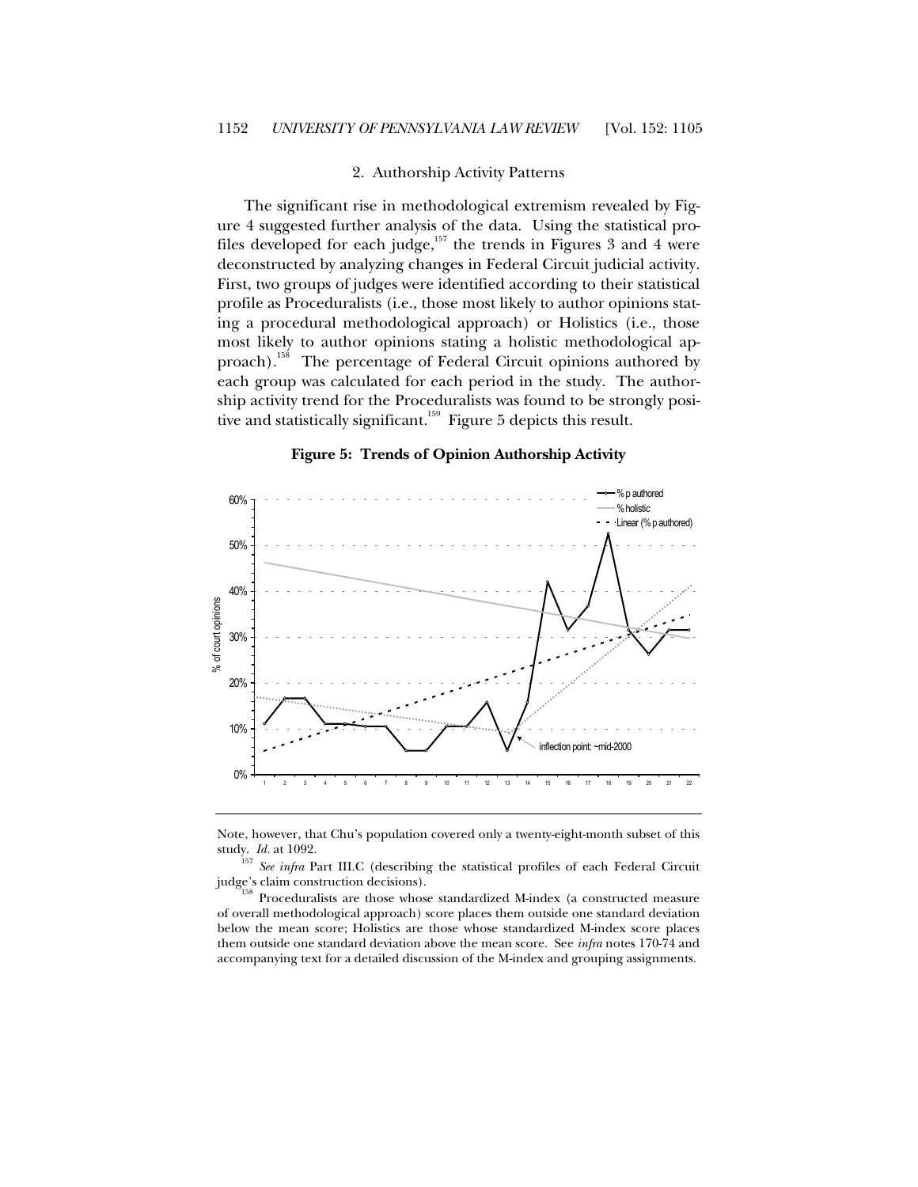### 2. Authorship Activity Patterns

The significant rise in methodological extremism revealed by Figure 4 suggested further analysis of the data. Using the statistical profiles developed for each judge,[157] the trends in Figures 3 and 4 were deconstructed by analyzing changes in Federal Circuit judicial activity. First, two groups of judges were identified according to their statistical profile as Proceduralists (i.e., those most likely to author opinions stating a procedural methodological approach) or Holistics (i.e., those most likely to author opinions stating a holistic methodological approach).[158] The percentage of Federal Circuit opinions authored by each group was calculated for each period in the study. The authorship activity trend for the Proceduralists was found to be strongly positive and statistically significant.[159] Figure 5 depicts this result.

**Figure 5: Trends of Opinion Authorship Activity**

---

Note, however, that Chu's population covered only a twenty-eight-month subset of this study. *Id.* at 1092.

[157] *See infra* Part III.C (describing the statistical profiles of each Federal Circuit judge's claim construction decisions).

[158] Proceduralists are those whose standardized M-index (a constructed measure of overall methodological approach) score places them outside one standard deviation below the mean score; Holistics are those whose standardized M-index score places them outside one standard deviation above the mean score. See *infra* notes 170-74 and accompanying text for a detailed discussion of the M-index and grouping assignments.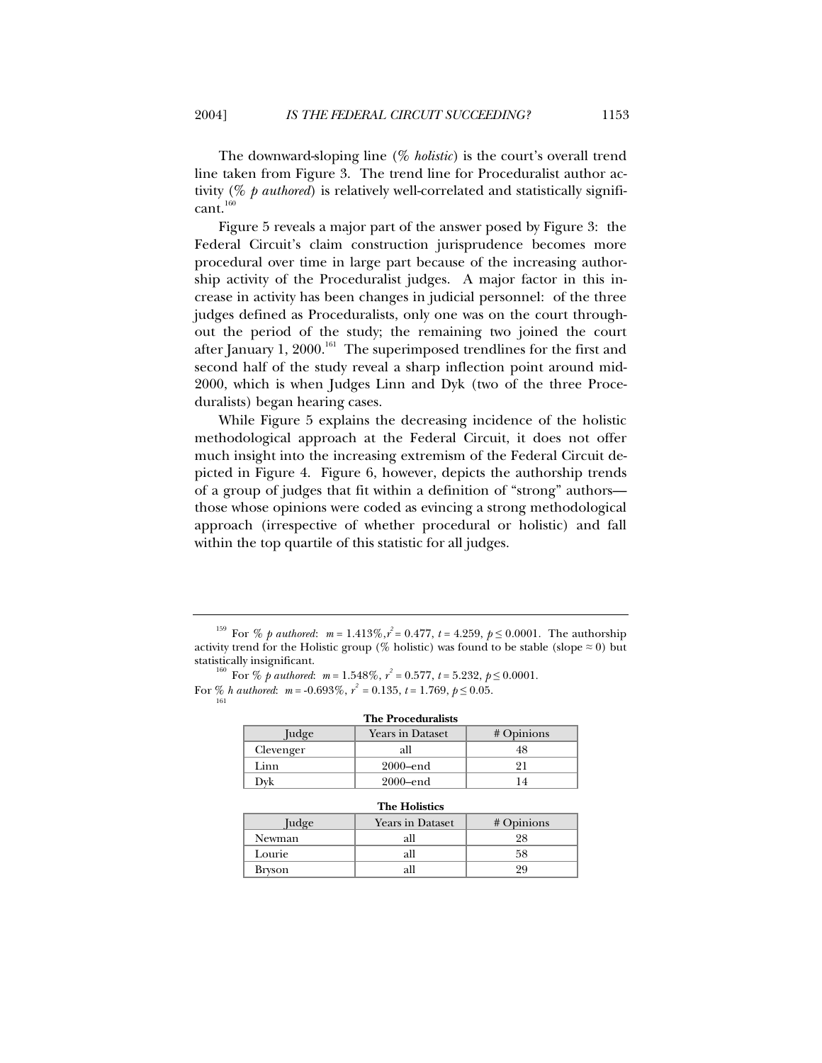The downward-sloping line (% *holistic*) is the court's overall trend line taken from Figure 3. The trend line for Proceduralist author activity (% *p authored*) is relatively well-correlated and statistically significant.[160]

Figure 5 reveals a major part of the answer posed by Figure 3: the Federal Circuit's claim construction jurisprudence becomes more procedural over time in large part because of the increasing authorship activity of the Proceduralist judges. A major factor in this increase in activity has been changes in judicial personnel: of the three judges defined as Proceduralists, only one was on the court throughout the period of the study; the remaining two joined the court after January 1, 2000.[161] The superimposed trendlines for the first and second half of the study reveal a sharp inflection point around mid-2000, which is when Judges Linn and Dyk (two of the three Proceduralists) began hearing cases.

While Figure 5 explains the decreasing incidence of the holistic methodological approach at the Federal Circuit, it does not offer much insight into the increasing extremism of the Federal Circuit depicted in Figure 4. Figure 6, however, depicts the authorship trends of a group of judges that fit within a definition of "strong" authors—those whose opinions were coded as evincing a strong methodological approach (irrespective of whether procedural or holistic) and fall within the top quartile of this statistic for all judges.

---

[159] For % *p authored*: $m = 1.413\%, r^2 = 0.477, t = 4.259, p \leq 0.0001$. The authorship activity trend for the Holistic group (% holistic) was found to be stable (slope ≈ 0) but statistically insignificant.

[160] For % *p authored*: $m = 1.548\%, r^2 = 0.577, t = 5.232, p \leq 0.0001$. For % *h authored*: $m = -0.693\%, r^2 = 0.135, t = 1.769, p \leq 0.05$.

[161]

**The Proceduralists**

| Judge | Years in Dataset | # Opinions |
|---|---|---|
| Clevenger | all | 48 |
| Linn | 2000–end | 21 |
| Dyk | 2000–end | 14 |

**The Holistics**

| Judge | Years in Dataset | # Opinions |
|---|---|---|
| Newman | all | 28 |
| Lourie | all | 58 |
| Bryson | all | 29 |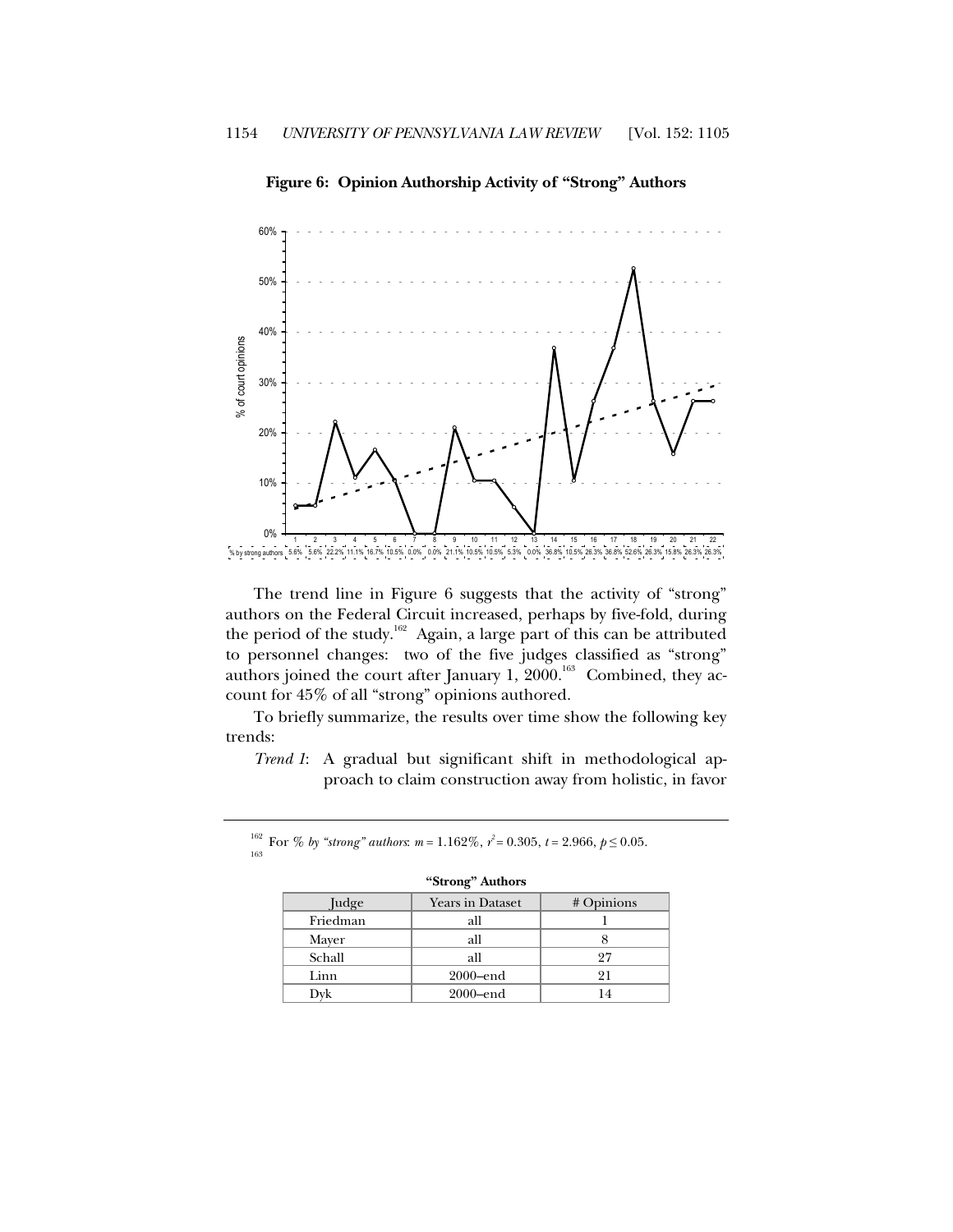**Figure 6: Opinion Authorship Activity of "Strong" Authors**

| | 1 | 2 | 3 | 4 | 5 | 6 | 7 | 8 | 9 | 10 | 11 | 12 | 13 | 14 | 15 | 16 | 17 | 18 | 19 | 20 | 21 | 22 |
|---|---|---|---|---|---|---|---|---|---|---|---|---|---|---|---|---|---|---|---|---|---|---|
| % by strong authors | 5.6% | 5.6% | 22.2% | 11.1% | 16.7% | 10.5% | 0.0% | 0.0% | 21.1% | 10.5% | 10.5% | 5.3% | 0.0% | 36.8% | 10.5% | 26.3% | 36.8% | 52.6% | 26.3% | 15.8% | 26.3% | 26.3% |

The trend line in Figure 6 suggests that the activity of "strong" authors on the Federal Circuit increased, perhaps by five-fold, during the period of the study.[162] Again, a large part of this can be attributed to personnel changes: two of the five judges classified as "strong" authors joined the court after January 1, 2000.[163] Combined, they account for 45% of all "strong" opinions authored.

To briefly summarize, the results over time show the following key trends:

*Trend 1*: A gradual but significant shift in methodological approach to claim construction away from holistic, in favor

---

[162] For *% by "strong" authors*: $m = 1.162\%$, $r^2 = 0.305$, $t = 2.966$, $p \leq 0.05$.

[163]

**"Strong" Authors**

| Judge | Years in Dataset | # Opinions |
|---|---|---|
| Friedman | all | 1 |
| Mayer | all | 8 |
| Schall | all | 27 |
| Linn | 2000–end | 21 |
| Dyk | 2000–end | 14 |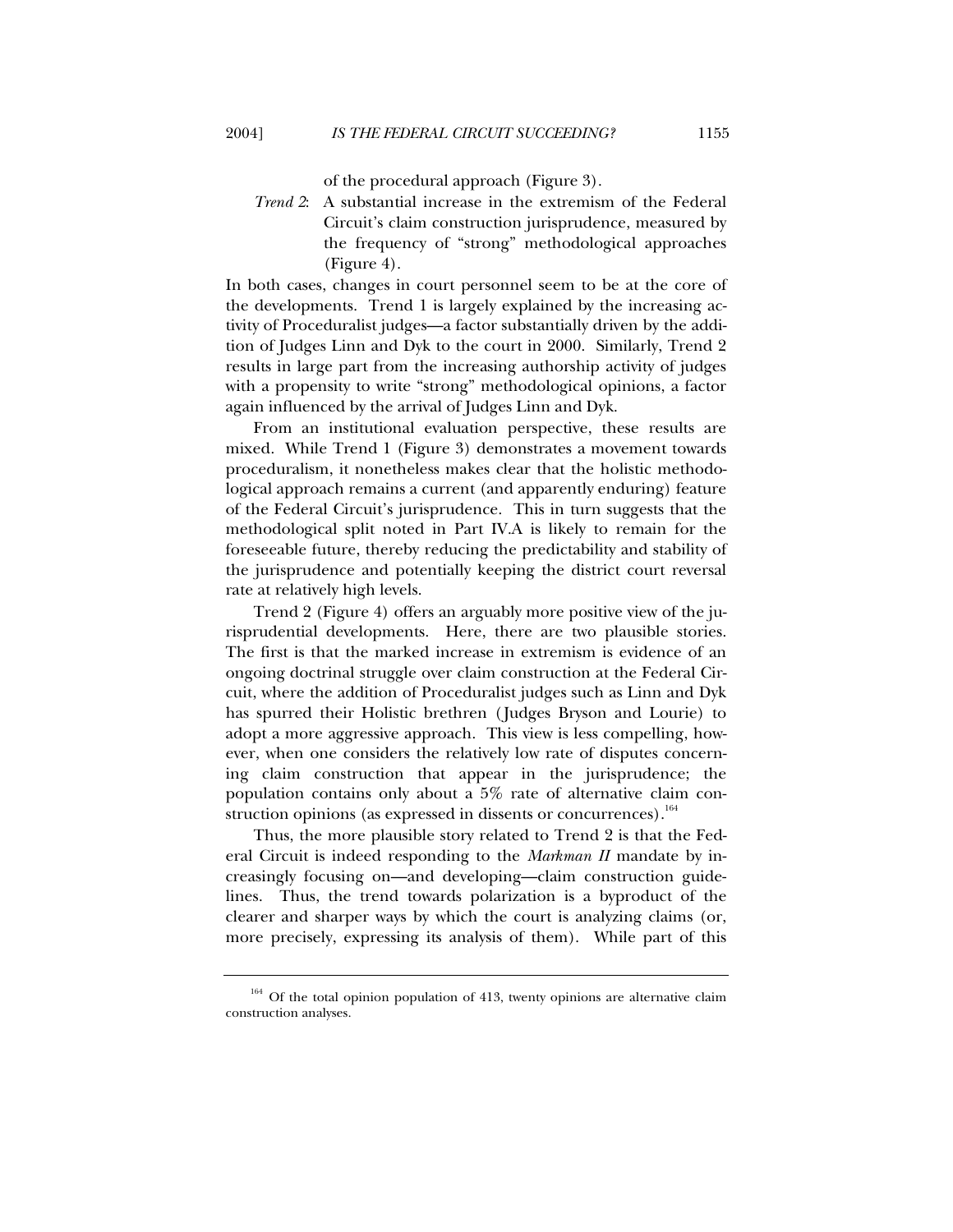of the procedural approach (Figure 3).

*Trend 2*: A substantial increase in the extremism of the Federal Circuit's claim construction jurisprudence, measured by the frequency of "strong" methodological approaches (Figure 4).

In both cases, changes in court personnel seem to be at the core of the developments. Trend 1 is largely explained by the increasing activity of Proceduralist judges—a factor substantially driven by the addition of Judges Linn and Dyk to the court in 2000. Similarly, Trend 2 results in large part from the increasing authorship activity of judges with a propensity to write "strong" methodological opinions, a factor again influenced by the arrival of Judges Linn and Dyk.

From an institutional evaluation perspective, these results are mixed. While Trend 1 (Figure 3) demonstrates a movement towards proceduralism, it nonetheless makes clear that the holistic methodological approach remains a current (and apparently enduring) feature of the Federal Circuit's jurisprudence. This in turn suggests that the methodological split noted in Part IV.A is likely to remain for the foreseeable future, thereby reducing the predictability and stability of the jurisprudence and potentially keeping the district court reversal rate at relatively high levels.

Trend 2 (Figure 4) offers an arguably more positive view of the jurisprudential developments. Here, there are two plausible stories. The first is that the marked increase in extremism is evidence of an ongoing doctrinal struggle over claim construction at the Federal Circuit, where the addition of Proceduralist judges such as Linn and Dyk has spurred their Holistic brethren (Judges Bryson and Lourie) to adopt a more aggressive approach. This view is less compelling, however, when one considers the relatively low rate of disputes concerning claim construction that appear in the jurisprudence; the population contains only about a 5% rate of alternative claim construction opinions (as expressed in dissents or concurrences).[164]

Thus, the more plausible story related to Trend 2 is that the Federal Circuit is indeed responding to the *Markman II* mandate by increasingly focusing on—and developing—claim construction guidelines. Thus, the trend towards polarization is a byproduct of the clearer and sharper ways by which the court is analyzing claims (or, more precisely, expressing its analysis of them). While part of this

---

[164] Of the total opinion population of 413, twenty opinions are alternative claim construction analyses.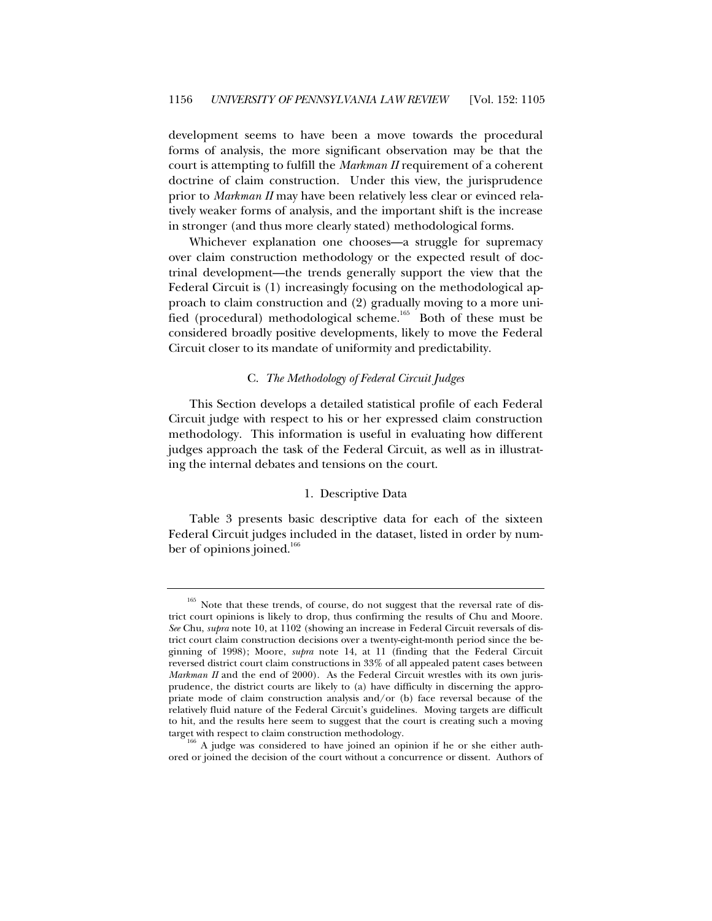development seems to have been a move towards the procedural forms of analysis, the more significant observation may be that the court is attempting to fulfill the *Markman II* requirement of a coherent doctrine of claim construction. Under this view, the jurisprudence prior to *Markman II* may have been relatively less clear or evinced relatively weaker forms of analysis, and the important shift is the increase in stronger (and thus more clearly stated) methodological forms.

Whichever explanation one chooses—a struggle for supremacy over claim construction methodology or the expected result of doctrinal development—the trends generally support the view that the Federal Circuit is (1) increasingly focusing on the methodological approach to claim construction and (2) gradually moving to a more unified (procedural) methodological scheme.[165] Both of these must be considered broadly positive developments, likely to move the Federal Circuit closer to its mandate of uniformity and predictability.

### C. *The Methodology of Federal Circuit Judges*

This Section develops a detailed statistical profile of each Federal Circuit judge with respect to his or her expressed claim construction methodology. This information is useful in evaluating how different judges approach the task of the Federal Circuit, as well as in illustrating the internal debates and tensions on the court.

#### 1. Descriptive Data

Table 3 presents basic descriptive data for each of the sixteen Federal Circuit judges included in the dataset, listed in order by number of opinions joined.[166]

---

[165] Note that these trends, of course, do not suggest that the reversal rate of district court opinions is likely to drop, thus confirming the results of Chu and Moore. *See* Chu, *supra* note 10, at 1102 (showing an increase in Federal Circuit reversals of district court claim construction decisions over a twenty-eight-month period since the beginning of 1998); Moore, *supra* note 14, at 11 (finding that the Federal Circuit reversed district court claim constructions in 33% of all appealed patent cases between *Markman II* and the end of 2000). As the Federal Circuit wrestles with its own jurisprudence, the district courts are likely to (a) have difficulty in discerning the appropriate mode of claim construction analysis and/or (b) face reversal because of the relatively fluid nature of the Federal Circuit's guidelines. Moving targets are difficult to hit, and the results here seem to suggest that the court is creating such a moving target with respect to claim construction methodology.

[166] A judge was considered to have joined an opinion if he or she either authored or joined the decision of the court without a concurrence or dissent. Authors of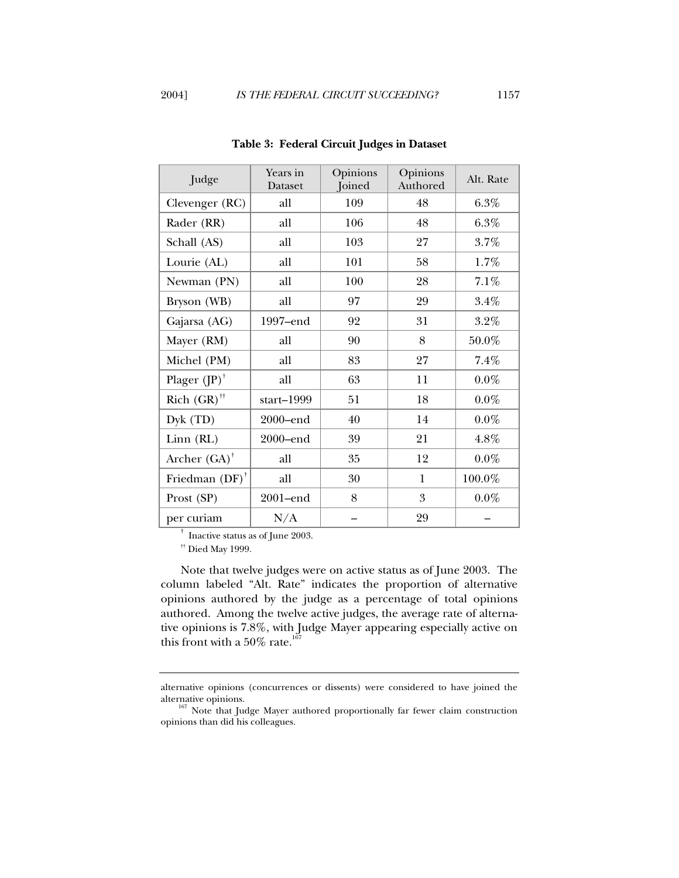**Table 3: Federal Circuit Judges in Dataset**

| Judge | Years in Dataset | Opinions Joined | Opinions Authored | Alt. Rate |
|---|---|---|---|---|
| Clevenger (RC) | all | 109 | 48 | 6.3% |
| Rader (RR) | all | 106 | 48 | 6.3% |
| Schall (AS) | all | 103 | 27 | 3.7% |
| Lourie (AL) | all | 101 | 58 | 1.7% |
| Newman (PN) | all | 100 | 28 | 7.1% |
| Bryson (WB) | all | 97 | 29 | 3.4% |
| Gajarsa (AG) | 1997–end | 92 | 31 | 3.2% |
| Mayer (RM) | all | 90 | 8 | 50.0% |
| Michel (PM) | all | 83 | 27 | 7.4% |
| Plager (JP)[†] | all | 63 | 11 | 0.0% |
| Rich (GR)[††] | start–1999 | 51 | 18 | 0.0% |
| Dyk (TD) | 2000–end | 40 | 14 | 0.0% |
| Linn (RL) | 2000–end | 39 | 21 | 4.8% |
| Archer (GA)[†] | all | 35 | 12 | 0.0% |
| Friedman (DF)[†] | all | 30 | 1 | 100.0% |
| Prost (SP) | 2001–end | 8 | 3 | 0.0% |
| per curiam | N/A | – | 29 | – |

[†] Inactive status as of June 2003.

[††] Died May 1999.

Note that twelve judges were on active status as of June 2003. The column labeled "Alt. Rate" indicates the proportion of alternative opinions authored by the judge as a percentage of total opinions authored. Among the twelve active judges, the average rate of alternative opinions is 7.8%, with Judge Mayer appearing especially active on this front with a 50% rate.[167]

---

alternative opinions (concurrences or dissents) were considered to have joined the alternative opinions.

[167] Note that Judge Mayer authored proportionally far fewer claim construction opinions than did his colleagues.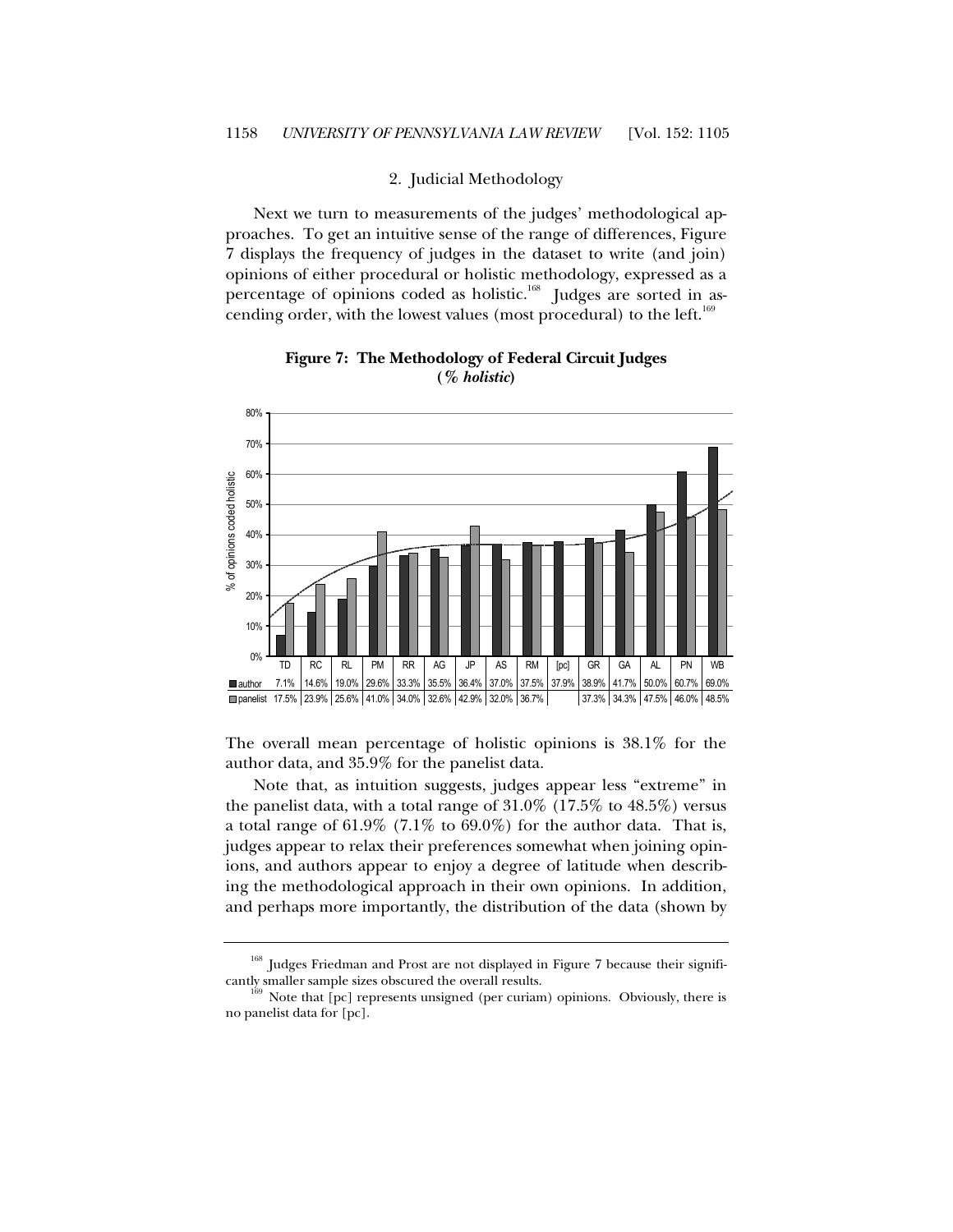### 2. Judicial Methodology

Next we turn to measurements of the judges' methodological approaches. To get an intuitive sense of the range of differences, Figure 7 displays the frequency of judges in the dataset to write (and join) opinions of either procedural or holistic methodology, expressed as a percentage of opinions coded as holistic.[168] Judges are sorted in ascending order, with the lowest values (most procedural) to the left.[169]

**Figure 7: The Methodology of Federal Circuit Judges (*% holistic*)**

| | TD | RC | RL | PM | RR | AG | JP | AS | RM | [pc] | GR | GA | AL | PN | WB |
|---|---|---|---|---|---|---|---|---|---|---|---|---|---|---|---|
| author | 7.1% | 14.6% | 19.0% | 29.6% | 33.3% | 35.5% | 36.4% | 37.0% | 37.5% | 37.9% | 38.9% | 41.7% | 50.0% | 60.7% | 69.0% |
| panelist | 17.5% | 23.9% | 25.6% | 41.0% | 34.0% | 32.6% | 42.9% | 32.0% | 36.7% | | 37.3% | 34.3% | 47.5% | 46.0% | 48.5% |

The overall mean percentage of holistic opinions is 38.1% for the author data, and 35.9% for the panelist data.

Note that, as intuition suggests, judges appear less "extreme" in the panelist data, with a total range of 31.0% (17.5% to 48.5%) versus a total range of 61.9% (7.1% to 69.0%) for the author data. That is, judges appear to relax their preferences somewhat when joining opinions, and authors appear to enjoy a degree of latitude when describing the methodological approach in their own opinions. In addition, and perhaps more importantly, the distribution of the data (shown by

---

[168] Judges Friedman and Prost are not displayed in Figure 7 because their significantly smaller sample sizes obscured the overall results.

[169] Note that [pc] represents unsigned (per curiam) opinions. Obviously, there is no panelist data for [pc].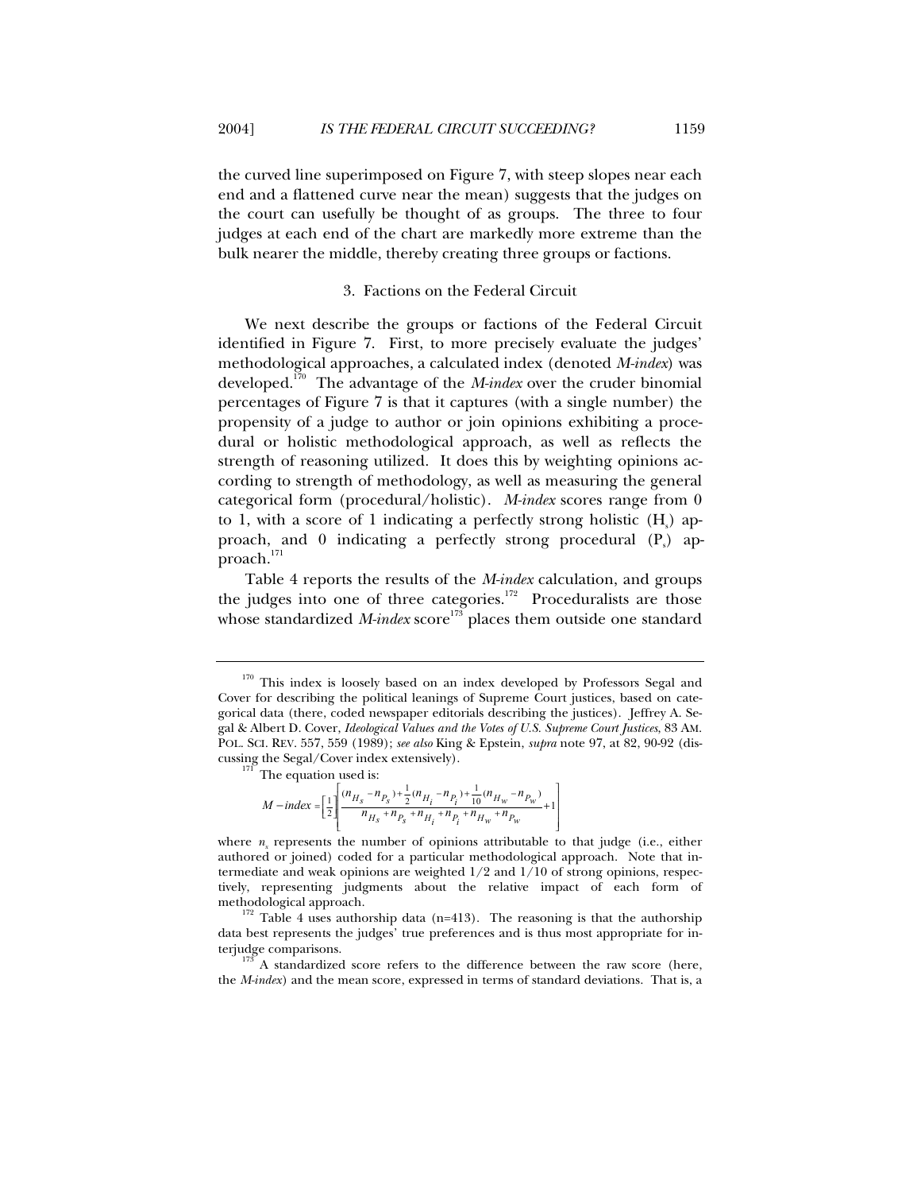the curved line superimposed on Figure 7, with steep slopes near each end and a flattened curve near the mean) suggests that the judges on the court can usefully be thought of as groups. The three to four judges at each end of the chart are markedly more extreme than the bulk nearer the middle, thereby creating three groups or factions.

### 3. Factions on the Federal Circuit

We next describe the groups or factions of the Federal Circuit identified in Figure 7. First, to more precisely evaluate the judges' methodological approaches, a calculated index (denoted *M-index*) was developed.[170] The advantage of the *M-index* over the cruder binomial percentages of Figure 7 is that it captures (with a single number) the propensity of a judge to author or join opinions exhibiting a procedural or holistic methodological approach, as well as reflects the strength of reasoning utilized. It does this by weighting opinions according to strength of methodology, as well as measuring the general categorical form (procedural/holistic). *M-index* scores range from 0 to 1, with a score of 1 indicating a perfectly strong holistic ($H_s$) approach, and 0 indicating a perfectly strong procedural ($P_s$) approach.[171]

Table 4 reports the results of the *M-index* calculation, and groups the judges into one of three categories.[172] Proceduralists are those whose standardized *M-index* score[173] places them outside one standard

---

[170] This index is loosely based on an index developed by Professors Segal and Cover for describing the political leanings of Supreme Court justices, based on categorical data (there, coded newspaper editorials describing the justices). Jeffrey A. Segal & Albert D. Cover, *Ideological Values and the Votes of U.S. Supreme Court Justices*, 83 AM. POL. SCI. REV. 557, 559 (1989); *see also* King & Epstein, *supra* note 97, at 82, 90-92 (discussing the Segal/Cover index extensively).

[171] The equation used is:

$$M-index = \left[\frac{1}{2}\right]\left[\frac{(n_{H_s}-n_{P_s})+\frac{1}{2}(n_{H_i}-n_{P_i})+\frac{1}{10}(n_{H_w}-n_{P_w})}{n_{H_s}+n_{P_s}+n_{H_i}+n_{P_i}+n_{H_w}+n_{P_w}}+1\right]$$

where $n_x$ represents the number of opinions attributable to that judge (i.e., either authored or joined) coded for a particular methodological approach. Note that intermediate and weak opinions are weighted 1/2 and 1/10 of strong opinions, respectively, representing judgments about the relative impact of each form of methodological approach.

[172] Table 4 uses authorship data (n=413). The reasoning is that the authorship data best represents the judges' true preferences and is thus most appropriate for interjudge comparisons.

[173] A standardized score refers to the difference between the raw score (here, the *M-index*) and the mean score, expressed in terms of standard deviations. That is, a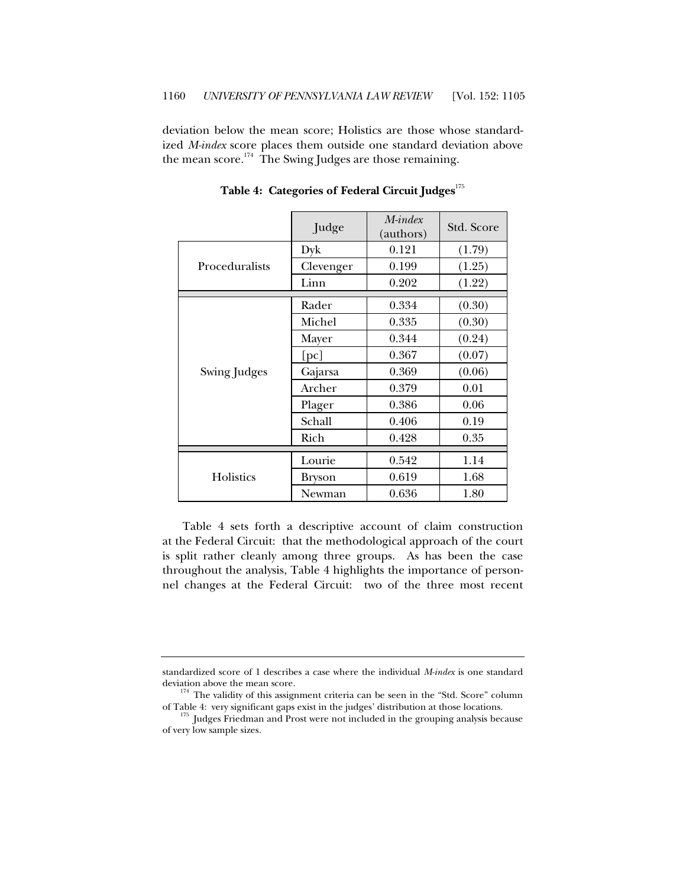deviation below the mean score; Holistics are those whose standardized *M-index* score places them outside one standard deviation above the mean score.[174] The Swing Judges are those remaining.

**Table 4: Categories of Federal Circuit Judges**[175]

| | Judge | *M-index* (authors) | Std. Score |
|---|---|---|---|
| Proceduralists | Dyk | 0.121 | (1.79) |
| | Clevenger | 0.199 | (1.25) |
| | Linn | 0.202 | (1.22) |
| Swing Judges | Rader | 0.334 | (0.30) |
| | Michel | 0.335 | (0.30) |
| | Mayer | 0.344 | (0.24) |
| | [pc] | 0.367 | (0.07) |
| | Gajarsa | 0.369 | (0.06) |
| | Archer | 0.379 | 0.01 |
| | Plager | 0.386 | 0.06 |
| | Schall | 0.406 | 0.19 |
| | Rich | 0.428 | 0.35 |
| Holistics | Lourie | 0.542 | 1.14 |
| | Bryson | 0.619 | 1.68 |
| | Newman | 0.636 | 1.80 |

Table 4 sets forth a descriptive account of claim construction at the Federal Circuit: that the methodological approach of the court is split rather cleanly among three groups. As has been the case throughout the analysis, Table 4 highlights the importance of personnel changes at the Federal Circuit: two of the three most recent

---

standardized score of 1 describes a case where the individual *M-index* is one standard deviation above the mean score.

[174] The validity of this assignment criteria can be seen in the "Std. Score" column of Table 4: very significant gaps exist in the judges' distribution at those locations.

[175] Judges Friedman and Prost were not included in the grouping analysis because of very low sample sizes.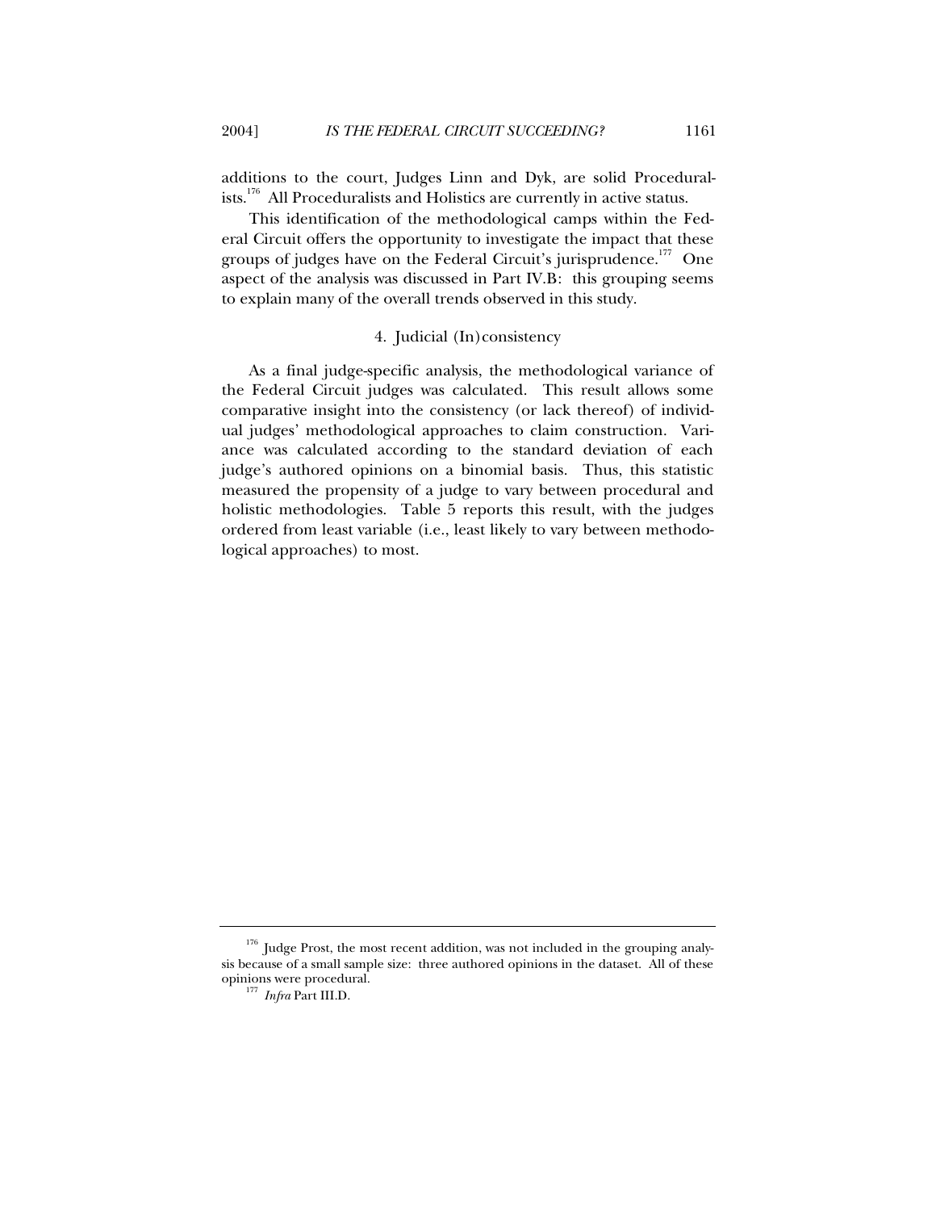additions to the court, Judges Linn and Dyk, are solid Proceduralists.[176] All Proceduralists and Holistics are currently in active status.

This identification of the methodological camps within the Federal Circuit offers the opportunity to investigate the impact that these groups of judges have on the Federal Circuit's jurisprudence.[177] One aspect of the analysis was discussed in Part IV.B: this grouping seems to explain many of the overall trends observed in this study.

#### 4. Judicial (In)consistency

As a final judge-specific analysis, the methodological variance of the Federal Circuit judges was calculated. This result allows some comparative insight into the consistency (or lack thereof) of individual judges' methodological approaches to claim construction. Variance was calculated according to the standard deviation of each judge's authored opinions on a binomial basis. Thus, this statistic measured the propensity of a judge to vary between procedural and holistic methodologies. Table 5 reports this result, with the judges ordered from least variable (i.e., least likely to vary between methodological approaches) to most.

---

[176] Judge Prost, the most recent addition, was not included in the grouping analysis because of a small sample size: three authored opinions in the dataset. All of these opinions were procedural.

[177] *Infra* Part III.D.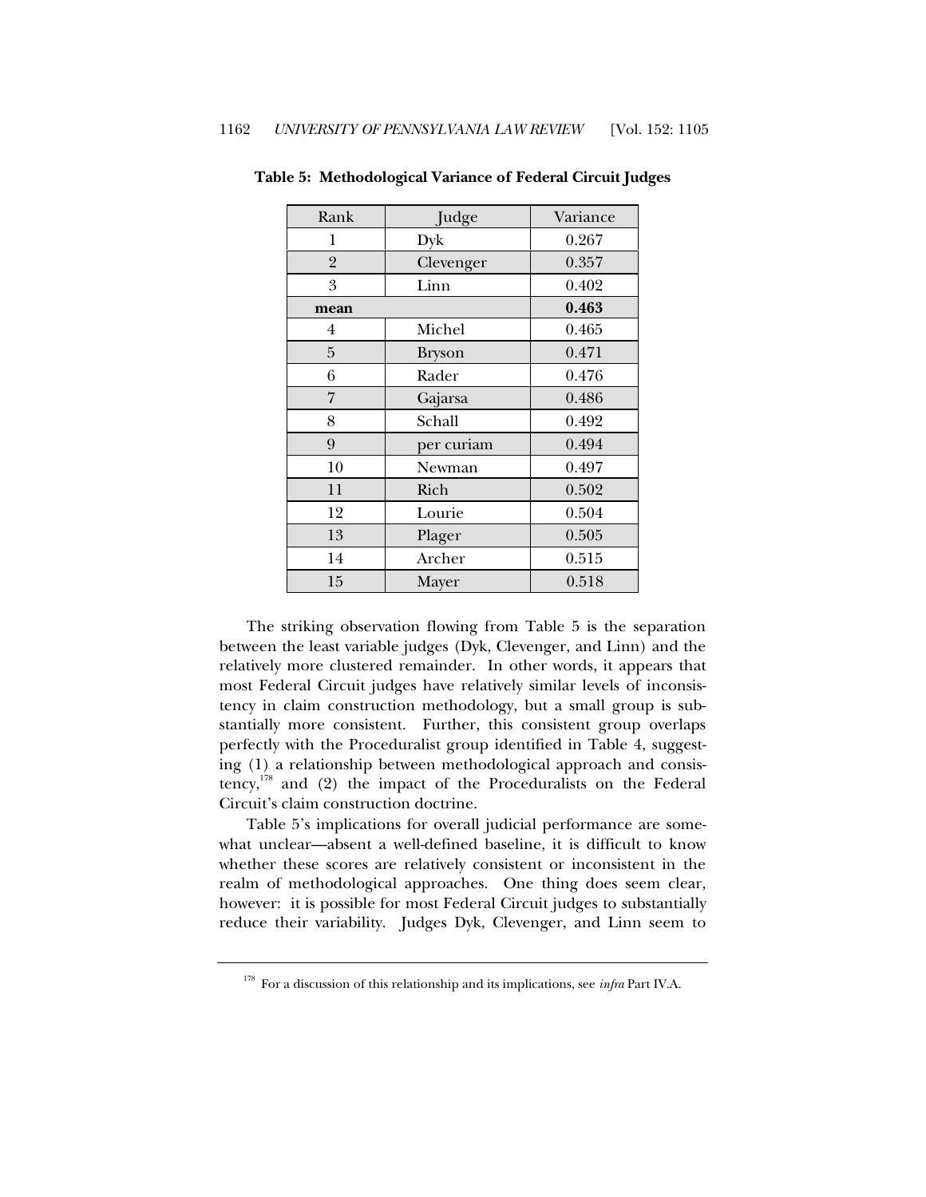**Table 5: Methodological Variance of Federal Circuit Judges**

| Rank | Judge | Variance |
|---|---|---|
| 1 | Dyk | 0.267 |
| 2 | Clevenger | 0.357 |
| 3 | Linn | 0.402 |
| **mean** | | **0.463** |
| 4 | Michel | 0.465 |
| 5 | Bryson | 0.471 |
| 6 | Rader | 0.476 |
| 7 | Gajarsa | 0.486 |
| 8 | Schall | 0.492 |
| 9 | per curiam | 0.494 |
| 10 | Newman | 0.497 |
| 11 | Rich | 0.502 |
| 12 | Lourie | 0.504 |
| 13 | Plager | 0.505 |
| 14 | Archer | 0.515 |
| 15 | Mayer | 0.518 |

The striking observation flowing from Table 5 is the separation between the least variable judges (Dyk, Clevenger, and Linn) and the relatively more clustered remainder. In other words, it appears that most Federal Circuit judges have relatively similar levels of inconsistency in claim construction methodology, but a small group is substantially more consistent. Further, this consistent group overlaps perfectly with the Proceduralist group identified in Table 4, suggesting (1) a relationship between methodological approach and consistency,[178] and (2) the impact of the Proceduralists on the Federal Circuit's claim construction doctrine.

Table 5's implications for overall judicial performance are somewhat unclear—absent a well-defined baseline, it is difficult to know whether these scores are relatively consistent or inconsistent in the realm of methodological approaches. One thing does seem clear, however: it is possible for most Federal Circuit judges to substantially reduce their variability. Judges Dyk, Clevenger, and Linn seem to

[178] For a discussion of this relationship and its implications, see *infra* Part IV.A.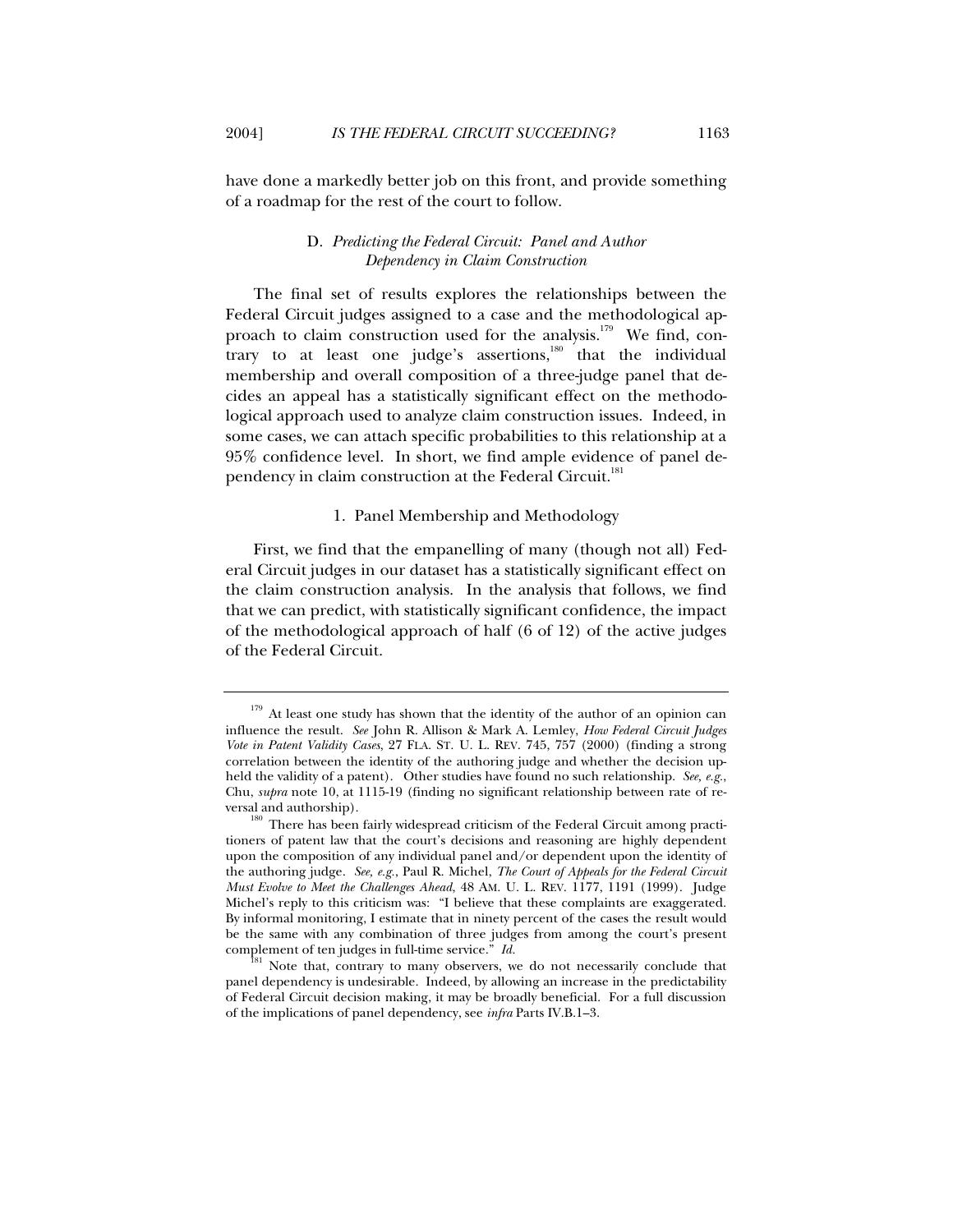have done a markedly better job on this front, and provide something of a roadmap for the rest of the court to follow.

### D. *Predicting the Federal Circuit: Panel and Author Dependency in Claim Construction*

The final set of results explores the relationships between the Federal Circuit judges assigned to a case and the methodological approach to claim construction used for the analysis.[179] We find, contrary to at least one judge's assertions,[180] that the individual membership and overall composition of a three-judge panel that decides an appeal has a statistically significant effect on the methodological approach used to analyze claim construction issues. Indeed, in some cases, we can attach specific probabilities to this relationship at a 95% confidence level. In short, we find ample evidence of panel dependency in claim construction at the Federal Circuit.[181]

#### 1. Panel Membership and Methodology

First, we find that the empanelling of many (though not all) Federal Circuit judges in our dataset has a statistically significant effect on the claim construction analysis. In the analysis that follows, we find that we can predict, with statistically significant confidence, the impact of the methodological approach of half (6 of 12) of the active judges of the Federal Circuit.

---

[179] At least one study has shown that the identity of the author of an opinion can influence the result. *See* John R. Allison & Mark A. Lemley, *How Federal Circuit Judges Vote in Patent Validity Cases*, 27 FLA. ST. U. L. REV. 745, 757 (2000) (finding a strong correlation between the identity of the authoring judge and whether the decision upheld the validity of a patent). Other studies have found no such relationship. *See, e.g.*, Chu, *supra* note 10, at 1115-19 (finding no significant relationship between rate of reversal and authorship).

[180] There has been fairly widespread criticism of the Federal Circuit among practitioners of patent law that the court's decisions and reasoning are highly dependent upon the composition of any individual panel and/or dependent upon the identity of the authoring judge. *See, e.g.*, Paul R. Michel, *The Court of Appeals for the Federal Circuit Must Evolve to Meet the Challenges Ahead*, 48 AM. U. L. REV. 1177, 1191 (1999). Judge Michel's reply to this criticism was: "I believe that these complaints are exaggerated. By informal monitoring, I estimate that in ninety percent of the cases the result would be the same with any combination of three judges from among the court's present complement of ten judges in full-time service." *Id.*

[181] Note that, contrary to many observers, we do not necessarily conclude that panel dependency is undesirable. Indeed, by allowing an increase in the predictability of Federal Circuit decision making, it may be broadly beneficial. For a full discussion of the implications of panel dependency, see *infra* Parts IV.B.1–3.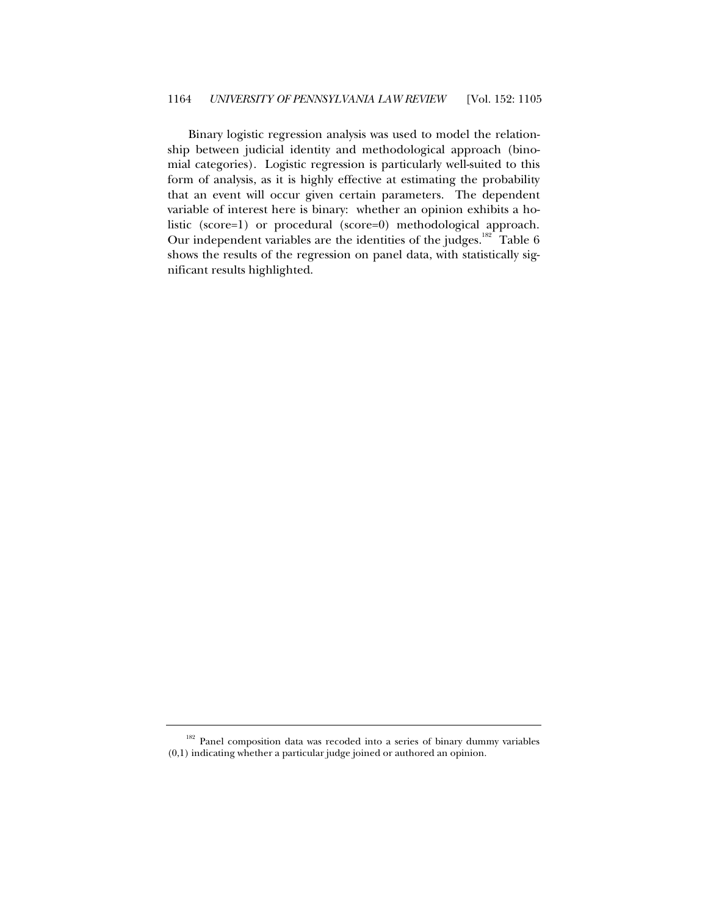Binary logistic regression analysis was used to model the relationship between judicial identity and methodological approach (binomial categories). Logistic regression is particularly well-suited to this form of analysis, as it is highly effective at estimating the probability that an event will occur given certain parameters. The dependent variable of interest here is binary: whether an opinion exhibits a holistic (score=1) or procedural (score=0) methodological approach. Our independent variables are the identities of the judges.[182] Table 6 shows the results of the regression on panel data, with statistically significant results highlighted.

---

[182] Panel composition data was recoded into a series of binary dummy variables (0,1) indicating whether a particular judge joined or authored an opinion.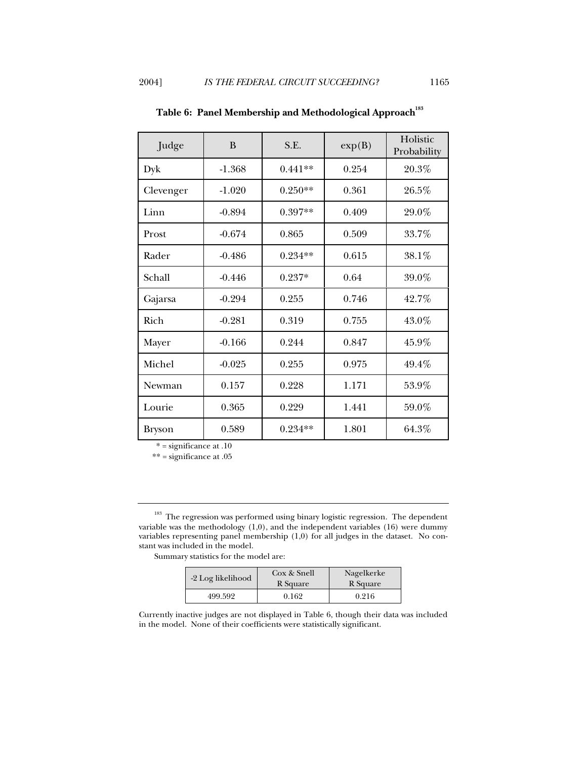**Table 6: Panel Membership and Methodological Approach**[183]

| Judge | B | S.E. | exp(B) | Holistic Probability |
|---|---|---|---|---|
| Dyk | -1.368 | 0.441** | 0.254 | 20.3% |
| Clevenger | -1.020 | 0.250** | 0.361 | 26.5% |
| Linn | -0.894 | 0.397** | 0.409 | 29.0% |
| Prost | -0.674 | 0.865 | 0.509 | 33.7% |
| Rader | -0.486 | 0.234** | 0.615 | 38.1% |
| Schall | -0.446 | 0.237* | 0.64 | 39.0% |
| Gajarsa | -0.294 | 0.255 | 0.746 | 42.7% |
| Rich | -0.281 | 0.319 | 0.755 | 43.0% |
| Mayer | -0.166 | 0.244 | 0.847 | 45.9% |
| Michel | -0.025 | 0.255 | 0.975 | 49.4% |
| Newman | 0.157 | 0.228 | 1.171 | 53.9% |
| Lourie | 0.365 | 0.229 | 1.441 | 59.0% |
| Bryson | 0.589 | 0.234** | 1.801 | 64.3% |

\* = significance at .10

\** = significance at .05

---

[183] The regression was performed using binary logistic regression. The dependent variable was the methodology (1,0), and the independent variables (16) were dummy variables representing panel membership (1,0) for all judges in the dataset. No constant was included in the model.

Summary statistics for the model are:

| -2 Log likelihood | Cox & Snell R Square | Nagelkerke R Square |
|---|---|---|
| 499.592 | 0.162 | 0.216 |

Currently inactive judges are not displayed in Table 6, though their data was included in the model. None of their coefficients were statistically significant.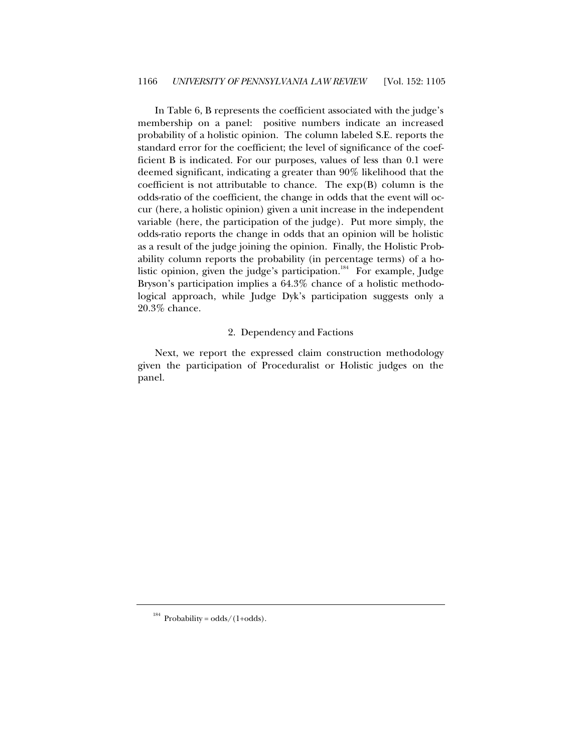In Table 6, B represents the coefficient associated with the judge's membership on a panel: positive numbers indicate an increased probability of a holistic opinion. The column labeled S.E. reports the standard error for the coefficient; the level of significance of the coefficient B is indicated. For our purposes, values of less than 0.1 were deemed significant, indicating a greater than 90% likelihood that the coefficient is not attributable to chance. The exp(B) column is the odds-ratio of the coefficient, the change in odds that the event will occur (here, a holistic opinion) given a unit increase in the independent variable (here, the participation of the judge). Put more simply, the odds-ratio reports the change in odds that an opinion will be holistic as a result of the judge joining the opinion. Finally, the Holistic Probability column reports the probability (in percentage terms) of a holistic opinion, given the judge's participation.[184] For example, Judge Bryson's participation implies a 64.3% chance of a holistic methodological approach, while Judge Dyk's participation suggests only a 20.3% chance.

### 2. Dependency and Factions

Next, we report the expressed claim construction methodology given the participation of Proceduralist or Holistic judges on the panel.

---

[184] Probability = odds/(1+odds).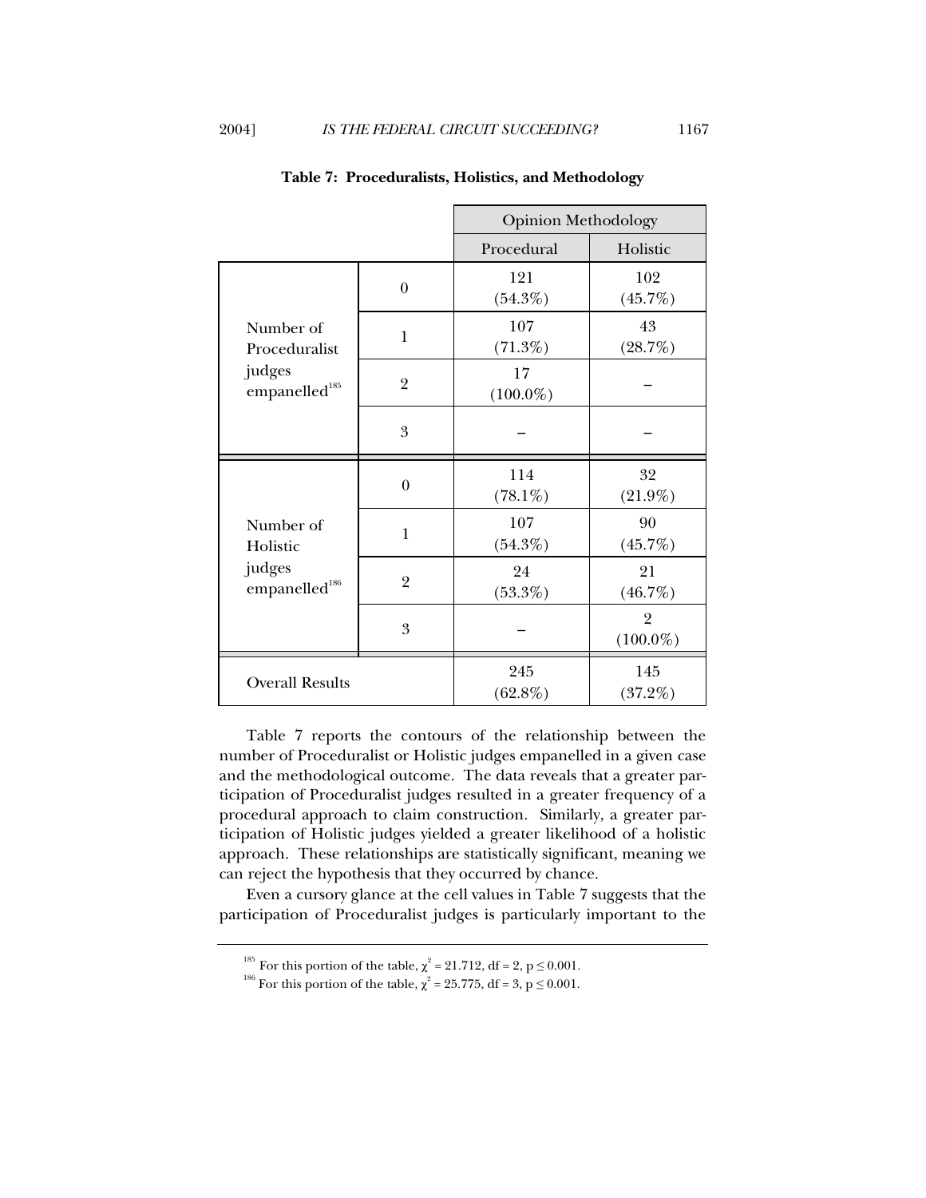**Table 7: Proceduralists, Holistics, and Methodology**

| | | Opinion Methodology | |
|---|---|---|---|
| | | Procedural | Holistic |
| Number of Proceduralist judges empanelled[185] | 0 | 121 (54.3%) | 102 (45.7%) |
| | 1 | 107 (71.3%) | 43 (28.7%) |
| | 2 | 17 (100.0%) | – |
| | 3 | – | – |
| Number of Holistic judges empanelled[186] | 0 | 114 (78.1%) | 32 (21.9%) |
| | 1 | 107 (54.3%) | 90 (45.7%) |
| | 2 | 24 (53.3%) | 21 (46.7%) |
| | 3 | – | 2 (100.0%) |
| Overall Results | | 245 (62.8%) | 145 (37.2%) |

Table 7 reports the contours of the relationship between the number of Proceduralist or Holistic judges empanelled in a given case and the methodological outcome. The data reveals that a greater participation of Proceduralist judges resulted in a greater frequency of a procedural approach to claim construction. Similarly, a greater participation of Holistic judges yielded a greater likelihood of a holistic approach. These relationships are statistically significant, meaning we can reject the hypothesis that they occurred by chance.

Even a cursory glance at the cell values in Table 7 suggests that the participation of Proceduralist judges is particularly important to the

[185] For this portion of the table, $\chi^2 = 21.712$, df = 2, $p \leq 0.001$.

[186] For this portion of the table, $\chi^2 = 25.775$, df = 3, $p \leq 0.001$.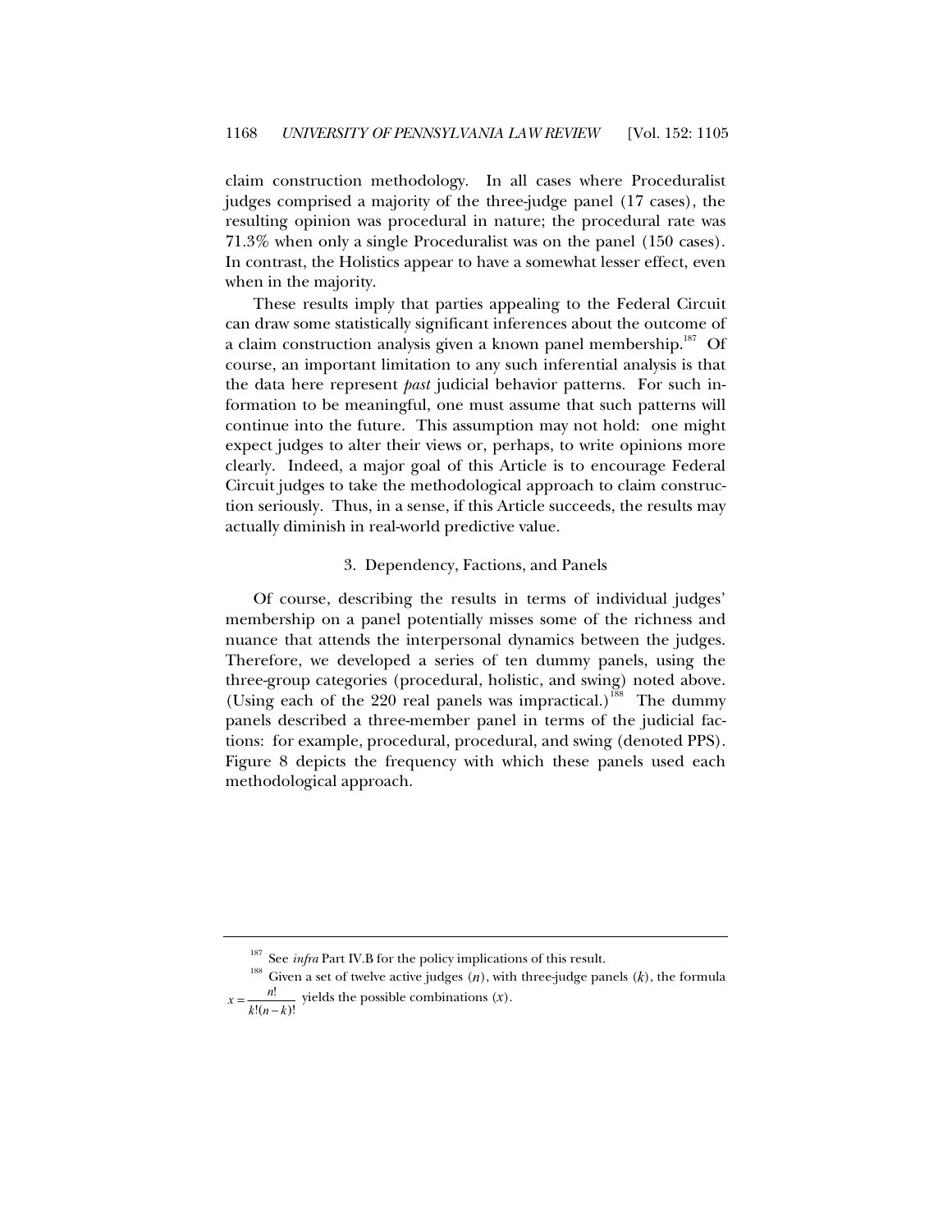claim construction methodology. In all cases where Proceduralist judges comprised a majority of the three-judge panel (17 cases), the resulting opinion was procedural in nature; the procedural rate was 71.3% when only a single Proceduralist was on the panel (150 cases). In contrast, the Holistics appear to have a somewhat lesser effect, even when in the majority.

These results imply that parties appealing to the Federal Circuit can draw some statistically significant inferences about the outcome of a claim construction analysis given a known panel membership.[187] Of course, an important limitation to any such inferential analysis is that the data here represent *past* judicial behavior patterns. For such information to be meaningful, one must assume that such patterns will continue into the future. This assumption may not hold: one might expect judges to alter their views or, perhaps, to write opinions more clearly. Indeed, a major goal of this Article is to encourage Federal Circuit judges to take the methodological approach to claim construction seriously. Thus, in a sense, if this Article succeeds, the results may actually diminish in real-world predictive value.

### 3. Dependency, Factions, and Panels

Of course, describing the results in terms of individual judges' membership on a panel potentially misses some of the richness and nuance that attends the interpersonal dynamics between the judges. Therefore, we developed a series of ten dummy panels, using the three-group categories (procedural, holistic, and swing) noted above. (Using each of the 220 real panels was impractical.)[188] The dummy panels described a three-member panel in terms of the judicial factions: for example, procedural, procedural, and swing (denoted PPS). Figure 8 depicts the frequency with which these panels used each methodological approach.

---

[187] See *infra* Part IV.B for the policy implications of this result.

[188] Given a set of twelve active judges ($n$), with three-judge panels ($k$), the formula $x = \frac{n!}{k!(n-k)!}$ yields the possible combinations ($x$).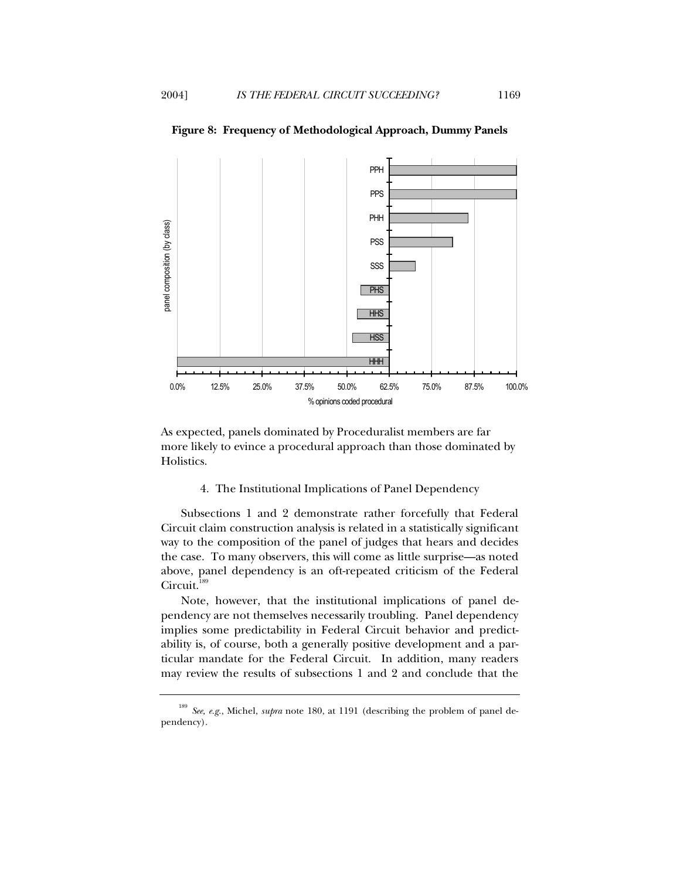**Figure 8: Frequency of Methodological Approach, Dummy Panels**

As expected, panels dominated by Proceduralist members are far more likely to evince a procedural approach than those dominated by Holistics.

4. The Institutional Implications of Panel Dependency

Subsections 1 and 2 demonstrate rather forcefully that Federal Circuit claim construction analysis is related in a statistically significant way to the composition of the panel of judges that hears and decides the case. To many observers, this will come as little surprise—as noted above, panel dependency is an oft-repeated criticism of the Federal Circuit.[189]

Note, however, that the institutional implications of panel dependency are not themselves necessarily troubling. Panel dependency implies some predictability in Federal Circuit behavior and predictability is, of course, both a generally positive development and a particular mandate for the Federal Circuit. In addition, many readers may review the results of subsections 1 and 2 and conclude that the

---

[189] *See, e.g.*, Michel, *supra* note 180, at 1191 (describing the problem of panel dependency).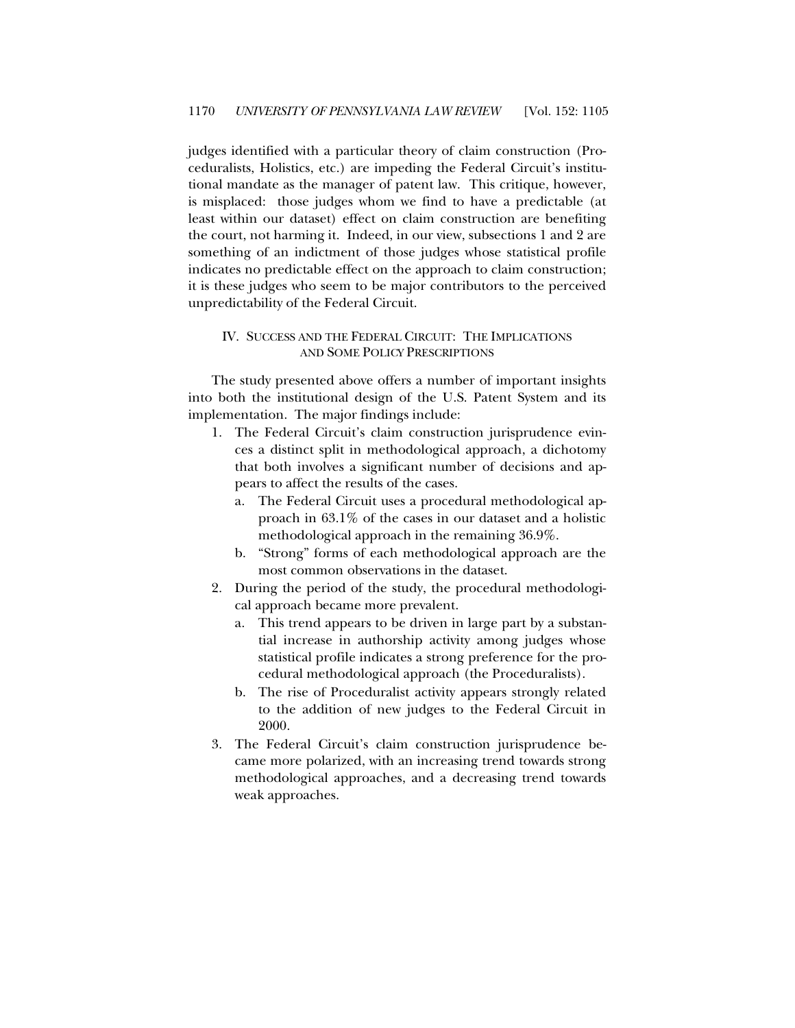judges identified with a particular theory of claim construction (Proceduralists, Holistics, etc.) are impeding the Federal Circuit's institutional mandate as the manager of patent law. This critique, however, is misplaced: those judges whom we find to have a predictable (at least within our dataset) effect on claim construction are benefiting the court, not harming it. Indeed, in our view, subsections 1 and 2 are something of an indictment of those judges whose statistical profile indicates no predictable effect on the approach to claim construction; it is these judges who seem to be major contributors to the perceived unpredictability of the Federal Circuit.

## IV. SUCCESS AND THE FEDERAL CIRCUIT: THE IMPLICATIONS AND SOME POLICY PRESCRIPTIONS

The study presented above offers a number of important insights into both the institutional design of the U.S. Patent System and its implementation. The major findings include:

1. The Federal Circuit's claim construction jurisprudence evinces a distinct split in methodological approach, a dichotomy that both involves a significant number of decisions and appears to affect the results of the cases.
   a. The Federal Circuit uses a procedural methodological approach in 63.1% of the cases in our dataset and a holistic methodological approach in the remaining 36.9%.
   b. "Strong" forms of each methodological approach are the most common observations in the dataset.
2. During the period of the study, the procedural methodological approach became more prevalent.
   a. This trend appears to be driven in large part by a substantial increase in authorship activity among judges whose statistical profile indicates a strong preference for the procedural methodological approach (the Proceduralists).
   b. The rise of Proceduralist activity appears strongly related to the addition of new judges to the Federal Circuit in 2000.
3. The Federal Circuit's claim construction jurisprudence became more polarized, with an increasing trend towards strong methodological approaches, and a decreasing trend towards weak approaches.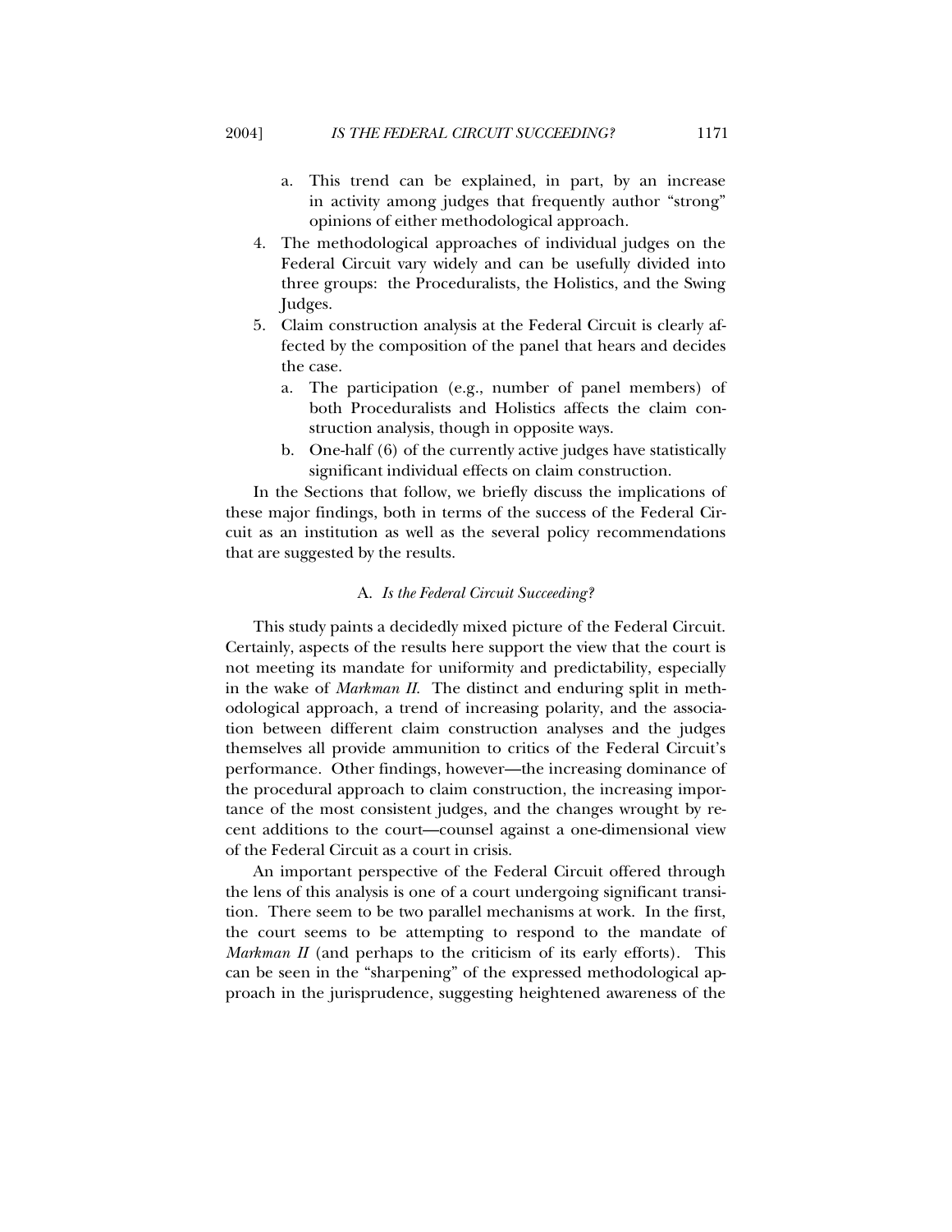a. This trend can be explained, in part, by an increase in activity among judges that frequently author "strong" opinions of either methodological approach.

4. The methodological approaches of individual judges on the Federal Circuit vary widely and can be usefully divided into three groups: the Proceduralists, the Holistics, and the Swing Judges.
5. Claim construction analysis at the Federal Circuit is clearly affected by the composition of the panel that hears and decides the case.
   a. The participation (e.g., number of panel members) of both Proceduralists and Holistics affects the claim construction analysis, though in opposite ways.
   b. One-half (6) of the currently active judges have statistically significant individual effects on claim construction.

In the Sections that follow, we briefly discuss the implications of these major findings, both in terms of the success of the Federal Circuit as an institution as well as the several policy recommendations that are suggested by the results.

### A. *Is the Federal Circuit Succeeding?*

This study paints a decidedly mixed picture of the Federal Circuit. Certainly, aspects of the results here support the view that the court is not meeting its mandate for uniformity and predictability, especially in the wake of *Markman II*. The distinct and enduring split in methodological approach, a trend of increasing polarity, and the association between different claim construction analyses and the judges themselves all provide ammunition to critics of the Federal Circuit's performance. Other findings, however—the increasing dominance of the procedural approach to claim construction, the increasing importance of the most consistent judges, and the changes wrought by recent additions to the court—counsel against a one-dimensional view of the Federal Circuit as a court in crisis.

An important perspective of the Federal Circuit offered through the lens of this analysis is one of a court undergoing significant transition. There seem to be two parallel mechanisms at work. In the first, the court seems to be attempting to respond to the mandate of *Markman II* (and perhaps to the criticism of its early efforts). This can be seen in the "sharpening" of the expressed methodological approach in the jurisprudence, suggesting heightened awareness of the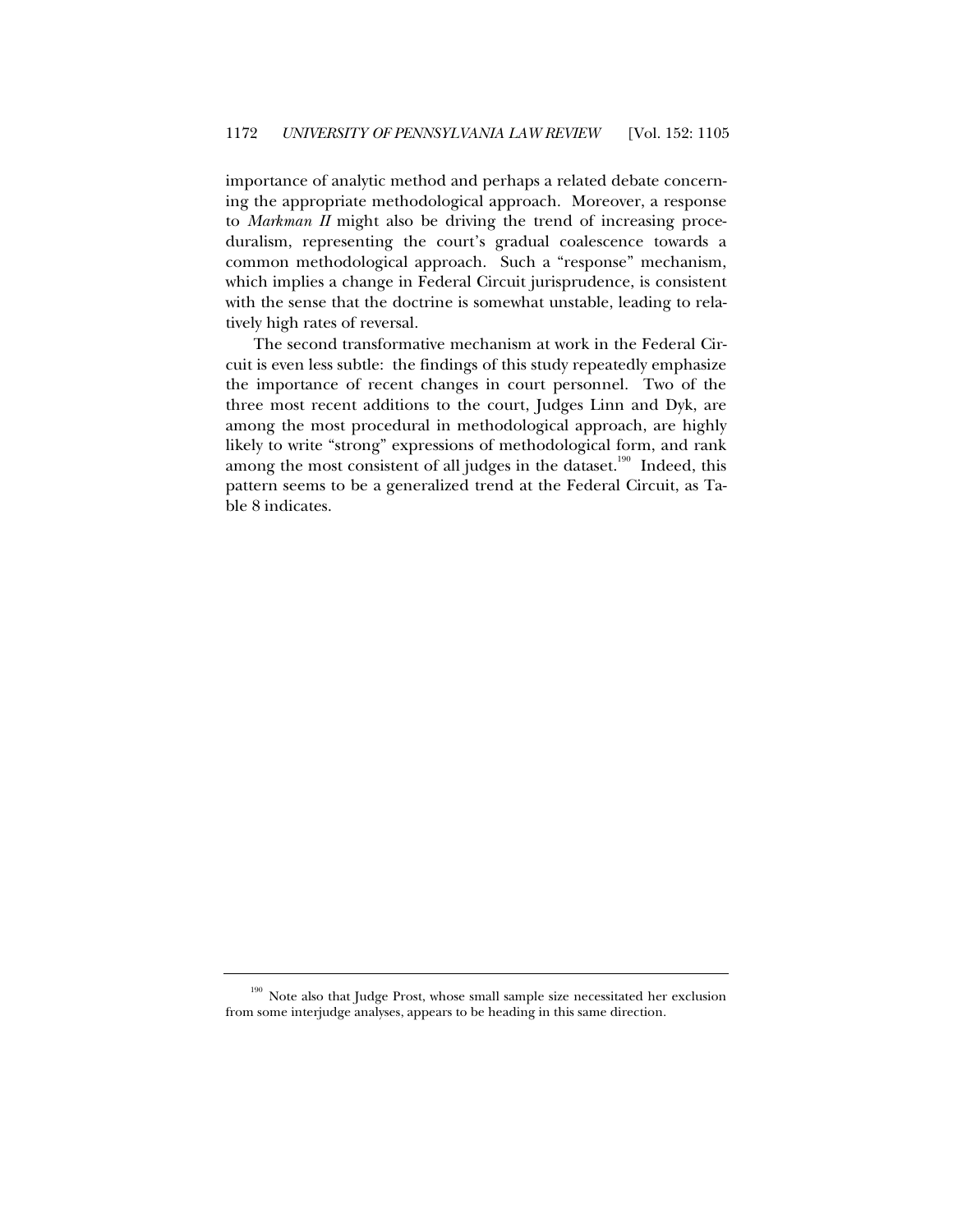importance of analytic method and perhaps a related debate concerning the appropriate methodological approach. Moreover, a response to *Markman II* might also be driving the trend of increasing proceduralism, representing the court's gradual coalescence towards a common methodological approach. Such a "response" mechanism, which implies a change in Federal Circuit jurisprudence, is consistent with the sense that the doctrine is somewhat unstable, leading to relatively high rates of reversal.

The second transformative mechanism at work in the Federal Circuit is even less subtle: the findings of this study repeatedly emphasize the importance of recent changes in court personnel. Two of the three most recent additions to the court, Judges Linn and Dyk, are among the most procedural in methodological approach, are highly likely to write "strong" expressions of methodological form, and rank among the most consistent of all judges in the dataset.[190] Indeed, this pattern seems to be a generalized trend at the Federal Circuit, as Table 8 indicates.

---

[190] Note also that Judge Prost, whose small sample size necessitated her exclusion from some interjudge analyses, appears to be heading in this same direction.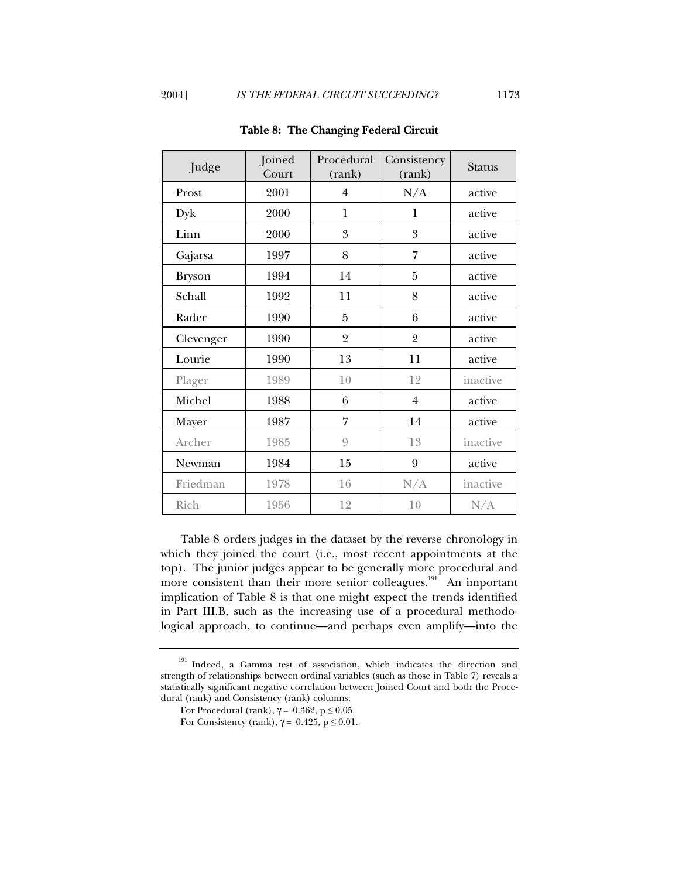**Table 8: The Changing Federal Circuit**

| Judge | Joined Court | Procedural (rank) | Consistency (rank) | Status |
|---|---|---|---|---|
| Prost | 2001 | 4 | N/A | active |
| Dyk | 2000 | 1 | 1 | active |
| Linn | 2000 | 3 | 3 | active |
| Gajarsa | 1997 | 8 | 7 | active |
| Bryson | 1994 | 14 | 5 | active |
| Schall | 1992 | 11 | 8 | active |
| Rader | 1990 | 5 | 6 | active |
| Clevenger | 1990 | 2 | 2 | active |
| Lourie | 1990 | 13 | 11 | active |
| Plager | 1989 | 10 | 12 | inactive |
| Michel | 1988 | 6 | 4 | active |
| Mayer | 1987 | 7 | 14 | active |
| Archer | 1985 | 9 | 13 | inactive |
| Newman | 1984 | 15 | 9 | active |
| Friedman | 1978 | 16 | N/A | inactive |
| Rich | 1956 | 12 | 10 | N/A |

Table 8 orders judges in the dataset by the reverse chronology in which they joined the court (i.e., most recent appointments at the top). The junior judges appear to be generally more procedural and more consistent than their more senior colleagues.[191] An important implication of Table 8 is that one might expect the trends identified in Part III.B, such as the increasing use of a procedural methodological approach, to continue—and perhaps even amplify—into the

---

[191] Indeed, a Gamma test of association, which indicates the direction and strength of relationships between ordinal variables (such as those in Table 7) reveals a statistically significant negative correlation between Joined Court and both the Procedural (rank) and Consistency (rank) columns:

For Procedural (rank), $\gamma = -0.362$, $p \leq 0.05$.

For Consistency (rank), $\gamma = -0.425$, $p \leq 0.01$.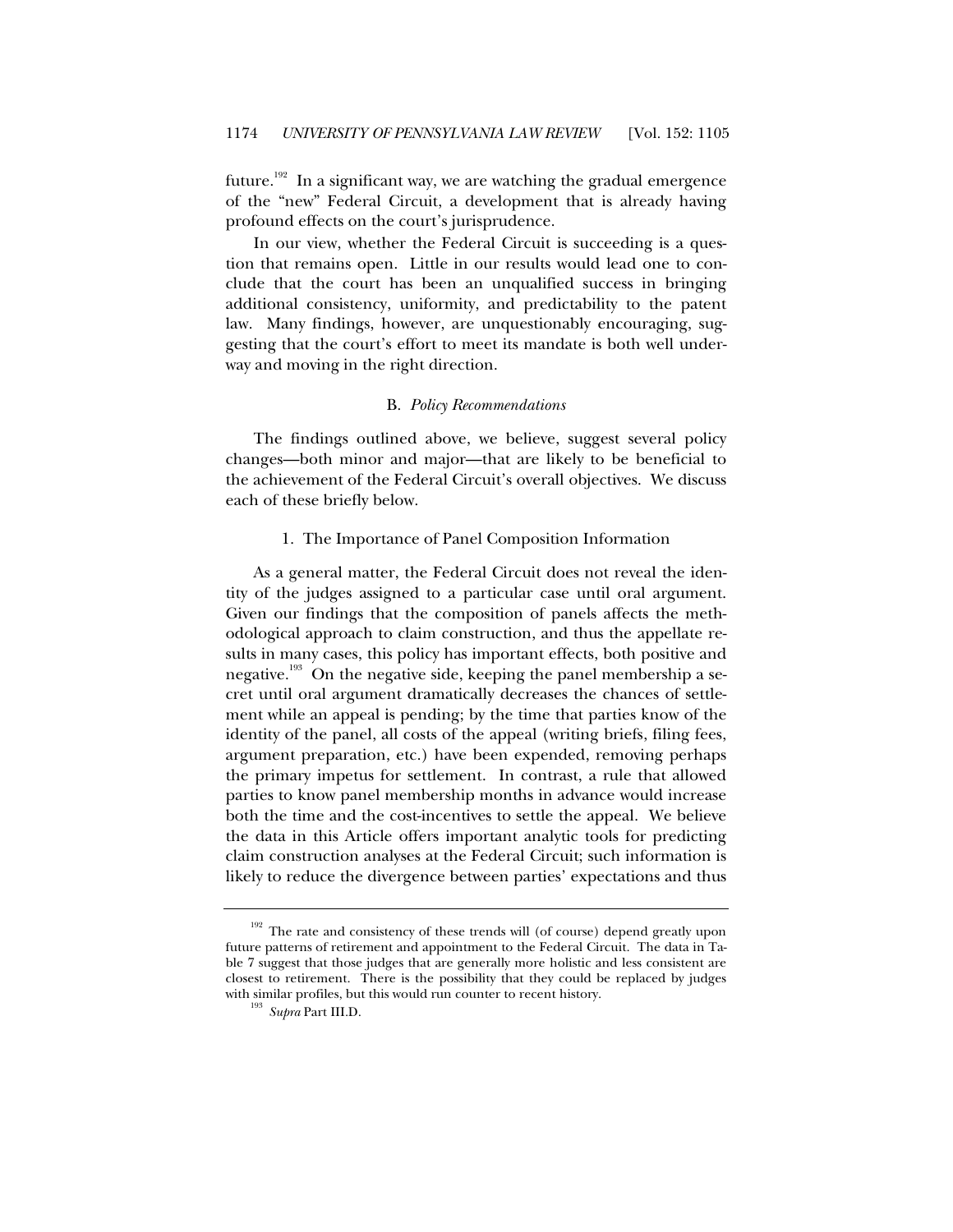future.[192] In a significant way, we are watching the gradual emergence of the "new" Federal Circuit, a development that is already having profound effects on the court's jurisprudence.

In our view, whether the Federal Circuit is succeeding is a question that remains open. Little in our results would lead one to conclude that the court has been an unqualified success in bringing additional consistency, uniformity, and predictability to the patent law. Many findings, however, are unquestionably encouraging, suggesting that the court's effort to meet its mandate is both well underway and moving in the right direction.

### B. *Policy Recommendations*

The findings outlined above, we believe, suggest several policy changes—both minor and major—that are likely to be beneficial to the achievement of the Federal Circuit's overall objectives. We discuss each of these briefly below.

#### 1. The Importance of Panel Composition Information

As a general matter, the Federal Circuit does not reveal the identity of the judges assigned to a particular case until oral argument. Given our findings that the composition of panels affects the methodological approach to claim construction, and thus the appellate results in many cases, this policy has important effects, both positive and negative.[193] On the negative side, keeping the panel membership a secret until oral argument dramatically decreases the chances of settlement while an appeal is pending; by the time that parties know of the identity of the panel, all costs of the appeal (writing briefs, filing fees, argument preparation, etc.) have been expended, removing perhaps the primary impetus for settlement. In contrast, a rule that allowed parties to know panel membership months in advance would increase both the time and the cost-incentives to settle the appeal. We believe the data in this Article offers important analytic tools for predicting claim construction analyses at the Federal Circuit; such information is likely to reduce the divergence between parties' expectations and thus

---

[192] The rate and consistency of these trends will (of course) depend greatly upon future patterns of retirement and appointment to the Federal Circuit. The data in Table 7 suggest that those judges that are generally more holistic and less consistent are closest to retirement. There is the possibility that they could be replaced by judges with similar profiles, but this would run counter to recent history.

[193] *Supra* Part III.D.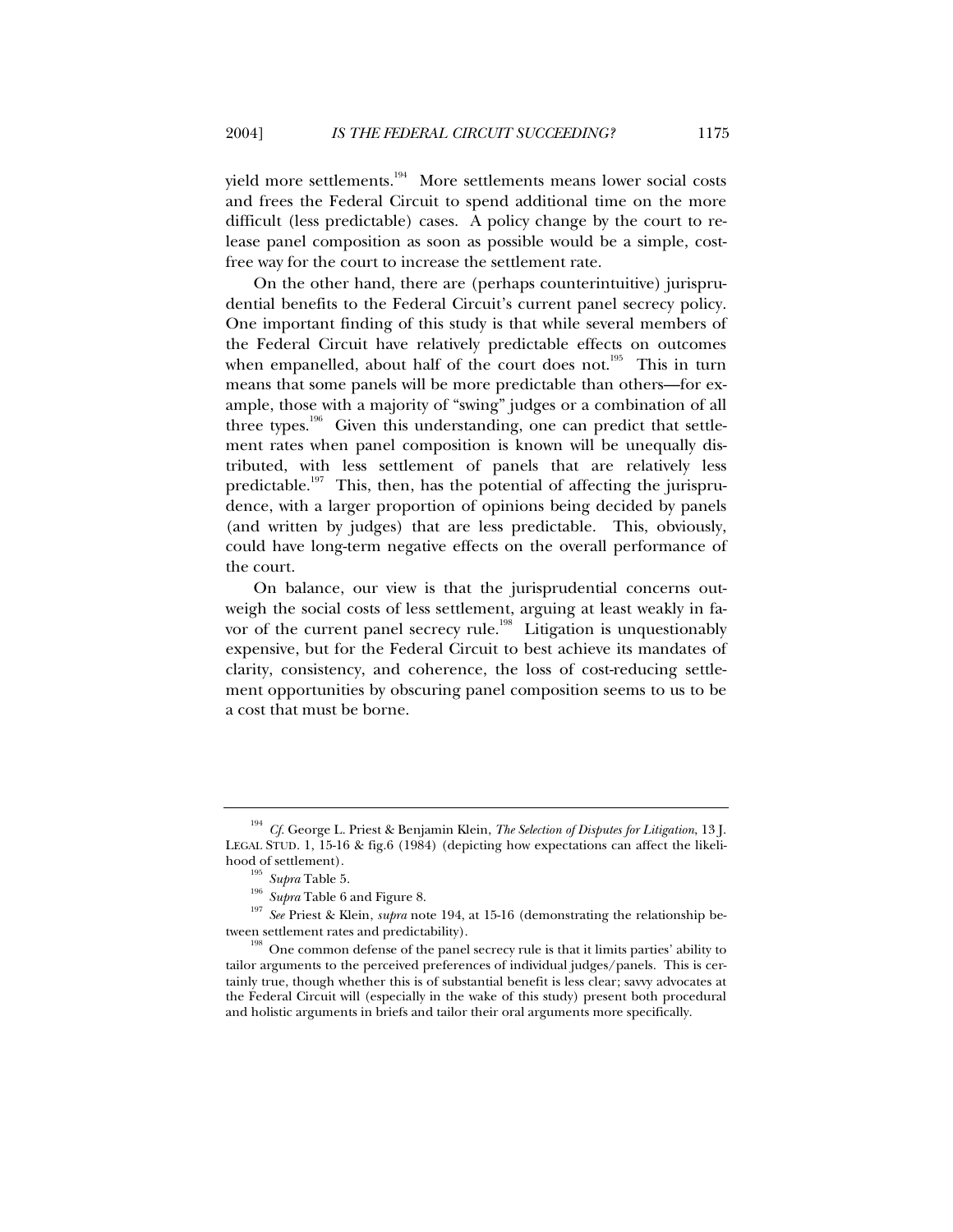yield more settlements.[194] More settlements means lower social costs and frees the Federal Circuit to spend additional time on the more difficult (less predictable) cases. A policy change by the court to release panel composition as soon as possible would be a simple, cost-free way for the court to increase the settlement rate.

On the other hand, there are (perhaps counterintuitive) jurisprudential benefits to the Federal Circuit's current panel secrecy policy. One important finding of this study is that while several members of the Federal Circuit have relatively predictable effects on outcomes when empanelled, about half of the court does not.[195] This in turn means that some panels will be more predictable than others—for example, those with a majority of "swing" judges or a combination of all three types.[196] Given this understanding, one can predict that settlement rates when panel composition is known will be unequally distributed, with less settlement of panels that are relatively less predictable.[197] This, then, has the potential of affecting the jurisprudence, with a larger proportion of opinions being decided by panels (and written by judges) that are less predictable. This, obviously, could have long-term negative effects on the overall performance of the court.

On balance, our view is that the jurisprudential concerns outweigh the social costs of less settlement, arguing at least weakly in favor of the current panel secrecy rule.[198] Litigation is unquestionably expensive, but for the Federal Circuit to best achieve its mandates of clarity, consistency, and coherence, the loss of cost-reducing settlement opportunities by obscuring panel composition seems to us to be a cost that must be borne.

---

[194] *Cf.* George L. Priest & Benjamin Klein, *The Selection of Disputes for Litigation*, 13 J. LEGAL STUD. 1, 15-16 & fig.6 (1984) (depicting how expectations can affect the likelihood of settlement).

[195] *Supra* Table 5.

[196] *Supra* Table 6 and Figure 8.

[197] *See* Priest & Klein, *supra* note 194, at 15-16 (demonstrating the relationship between settlement rates and predictability).

[198] One common defense of the panel secrecy rule is that it limits parties' ability to tailor arguments to the perceived preferences of individual judges/panels. This is certainly true, though whether this is of substantial benefit is less clear; savvy advocates at the Federal Circuit will (especially in the wake of this study) present both procedural and holistic arguments in briefs and tailor their oral arguments more specifically.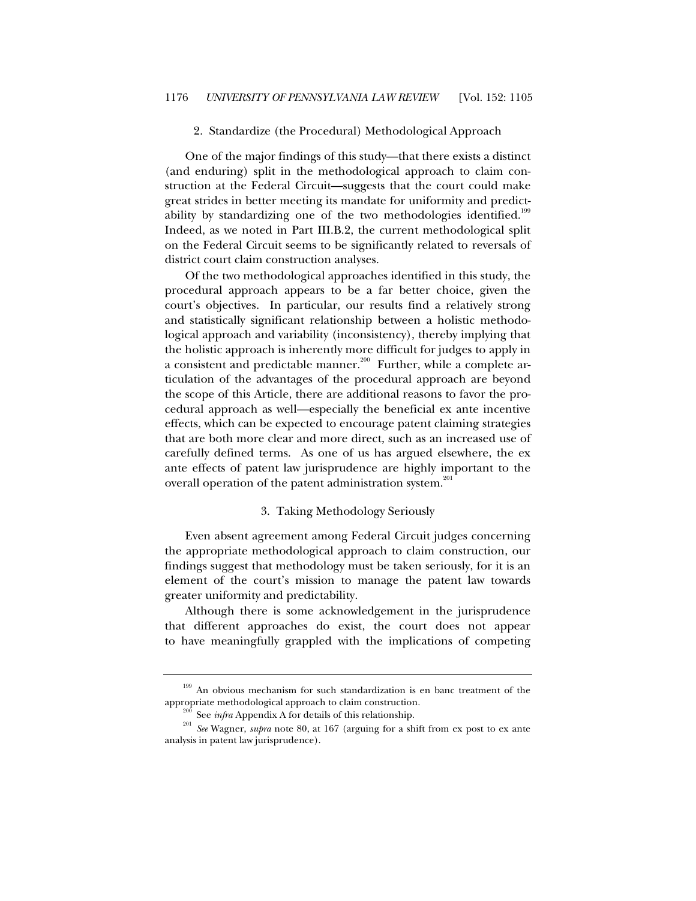### 2. Standardize (the Procedural) Methodological Approach

One of the major findings of this study—that there exists a distinct (and enduring) split in the methodological approach to claim construction at the Federal Circuit—suggests that the court could make great strides in better meeting its mandate for uniformity and predictability by standardizing one of the two methodologies identified.[199] Indeed, as we noted in Part III.B.2, the current methodological split on the Federal Circuit seems to be significantly related to reversals of district court claim construction analyses.

Of the two methodological approaches identified in this study, the procedural approach appears to be a far better choice, given the court's objectives. In particular, our results find a relatively strong and statistically significant relationship between a holistic methodological approach and variability (inconsistency), thereby implying that the holistic approach is inherently more difficult for judges to apply in a consistent and predictable manner.[200] Further, while a complete articulation of the advantages of the procedural approach are beyond the scope of this Article, there are additional reasons to favor the procedural approach as well—especially the beneficial ex ante incentive effects, which can be expected to encourage patent claiming strategies that are both more clear and more direct, such as an increased use of carefully defined terms. As one of us has argued elsewhere, the ex ante effects of patent law jurisprudence are highly important to the overall operation of the patent administration system.[201]

### 3. Taking Methodology Seriously

Even absent agreement among Federal Circuit judges concerning the appropriate methodological approach to claim construction, our findings suggest that methodology must be taken seriously, for it is an element of the court's mission to manage the patent law towards greater uniformity and predictability.

Although there is some acknowledgement in the jurisprudence that different approaches do exist, the court does not appear to have meaningfully grappled with the implications of competing

---

[199] An obvious mechanism for such standardization is en banc treatment of the appropriate methodological approach to claim construction.

[200] See *infra* Appendix A for details of this relationship.

[201] *See* Wagner, *supra* note 80, at 167 (arguing for a shift from ex post to ex ante analysis in patent law jurisprudence).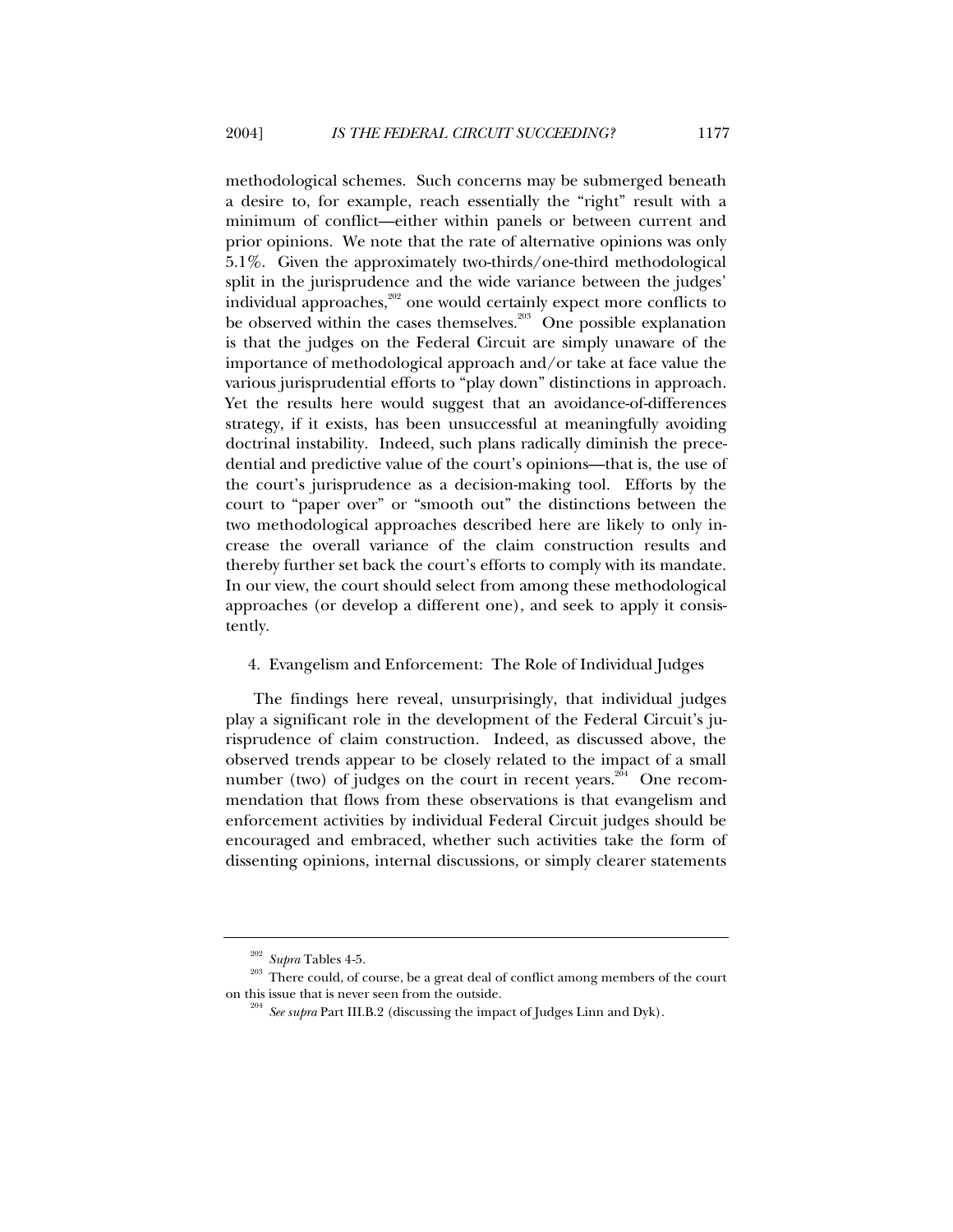methodological schemes. Such concerns may be submerged beneath a desire to, for example, reach essentially the "right" result with a minimum of conflict—either within panels or between current and prior opinions. We note that the rate of alternative opinions was only 5.1%. Given the approximately two-thirds/one-third methodological split in the jurisprudence and the wide variance between the judges' individual approaches,[202] one would certainly expect more conflicts to be observed within the cases themselves.[203] One possible explanation is that the judges on the Federal Circuit are simply unaware of the importance of methodological approach and/or take at face value the various jurisprudential efforts to "play down" distinctions in approach. Yet the results here would suggest that an avoidance-of-differences strategy, if it exists, has been unsuccessful at meaningfully avoiding doctrinal instability. Indeed, such plans radically diminish the precedential and predictive value of the court's opinions—that is, the use of the court's jurisprudence as a decision-making tool. Efforts by the court to "paper over" or "smooth out" the distinctions between the two methodological approaches described here are likely to only increase the overall variance of the claim construction results and thereby further set back the court's efforts to comply with its mandate. In our view, the court should select from among these methodological approaches (or develop a different one), and seek to apply it consistently.

4. Evangelism and Enforcement: The Role of Individual Judges

The findings here reveal, unsurprisingly, that individual judges play a significant role in the development of the Federal Circuit's jurisprudence of claim construction. Indeed, as discussed above, the observed trends appear to be closely related to the impact of a small number (two) of judges on the court in recent years.[204] One recommendation that flows from these observations is that evangelism and enforcement activities by individual Federal Circuit judges should be encouraged and embraced, whether such activities take the form of dissenting opinions, internal discussions, or simply clearer statements

---

[202] *Supra* Tables 4-5.

[203] There could, of course, be a great deal of conflict among members of the court on this issue that is never seen from the outside.

[204] *See supra* Part III.B.2 (discussing the impact of Judges Linn and Dyk).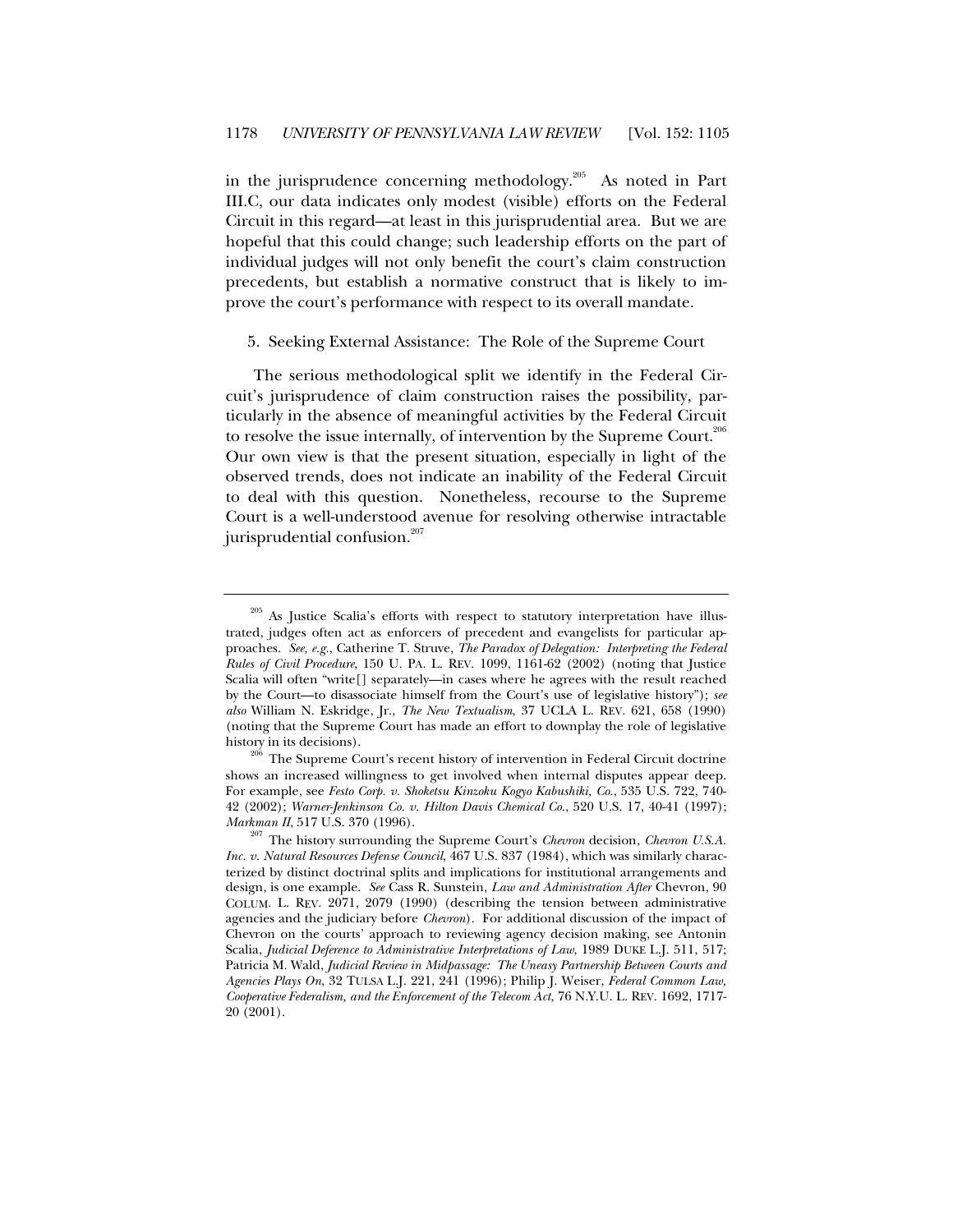in the jurisprudence concerning methodology.[205] As noted in Part III.C, our data indicates only modest (visible) efforts on the Federal Circuit in this regard—at least in this jurisprudential area. But we are hopeful that this could change; such leadership efforts on the part of individual judges will not only benefit the court's claim construction precedents, but establish a normative construct that is likely to improve the court's performance with respect to its overall mandate.

5. Seeking External Assistance: The Role of the Supreme Court

The serious methodological split we identify in the Federal Circuit's jurisprudence of claim construction raises the possibility, particularly in the absence of meaningful activities by the Federal Circuit to resolve the issue internally, of intervention by the Supreme Court.[206] Our own view is that the present situation, especially in light of the observed trends, does not indicate an inability of the Federal Circuit to deal with this question. Nonetheless, recourse to the Supreme Court is a well-understood avenue for resolving otherwise intractable jurisprudential confusion.[207]

---

[205] As Justice Scalia's efforts with respect to statutory interpretation have illustrated, judges often act as enforcers of precedent and evangelists for particular approaches. *See, e.g.*, Catherine T. Struve, *The Paradox of Delegation: Interpreting the Federal Rules of Civil Procedure*, 150 U. PA. L. REV. 1099, 1161-62 (2002) (noting that Justice Scalia will often "write[] separately—in cases where he agrees with the result reached by the Court—to disassociate himself from the Court's use of legislative history"); *see also* William N. Eskridge, Jr., *The New Textualism*, 37 UCLA L. REV. 621, 658 (1990) (noting that the Supreme Court has made an effort to downplay the role of legislative history in its decisions).

[206] The Supreme Court's recent history of intervention in Federal Circuit doctrine shows an increased willingness to get involved when internal disputes appear deep. For example, see *Festo Corp. v. Shoketsu Kinzoku Kogyo Kabushiki, Co.*, 535 U.S. 722, 740-42 (2002); *Warner-Jenkinson Co. v. Hilton Davis Chemical Co.*, 520 U.S. 17, 40-41 (1997); *Markman II*, 517 U.S. 370 (1996).

[207] The history surrounding the Supreme Court's *Chevron* decision, *Chevron U.S.A. Inc. v. Natural Resources Defense Council*, 467 U.S. 837 (1984), which was similarly characterized by distinct doctrinal splits and implications for institutional arrangements and design, is one example. *See* Cass R. Sunstein, *Law and Administration After* Chevron, 90 COLUM. L. REV. 2071, 2079 (1990) (describing the tension between administrative agencies and the judiciary before *Chevron*). For additional discussion of the impact of Chevron on the courts' approach to reviewing agency decision making, see Antonin Scalia, *Judicial Deference to Administrative Interpretations of Law*, 1989 DUKE L.J. 511, 517; Patricia M. Wald, *Judicial Review in Midpassage: The Uneasy Partnership Between Courts and Agencies Plays On*, 32 TULSA L.J. 221, 241 (1996); Philip J. Weiser, *Federal Common Law, Cooperative Federalism, and the Enforcement of the Telecom Act*, 76 N.Y.U. L. REV. 1692, 1717-20 (2001).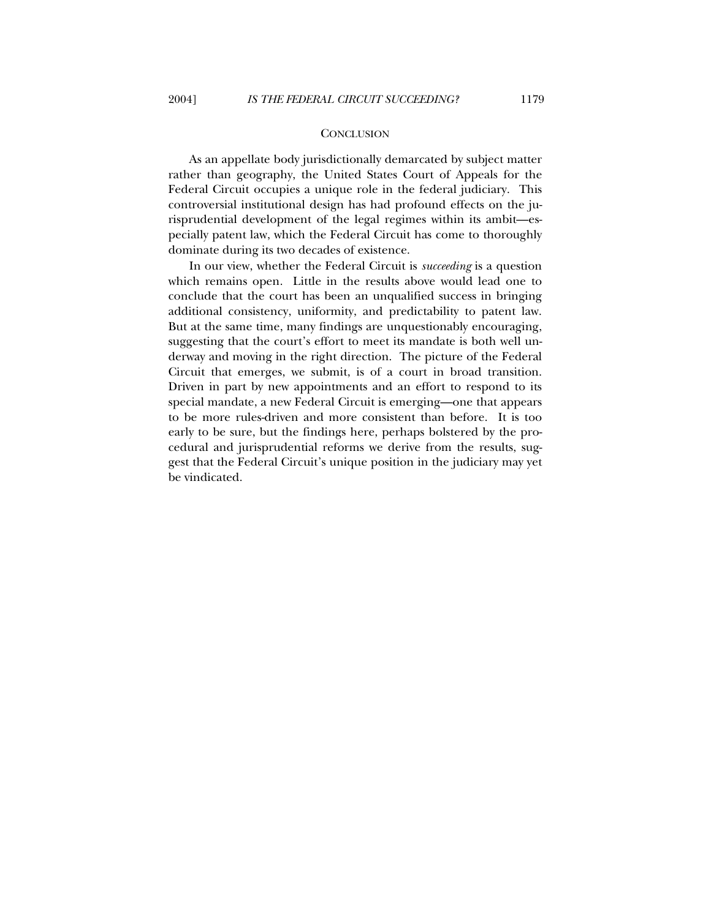## CONCLUSION

As an appellate body jurisdictionally demarcated by subject matter rather than geography, the United States Court of Appeals for the Federal Circuit occupies a unique role in the federal judiciary. This controversial institutional design has had profound effects on the jurisprudential development of the legal regimes within its ambit—especially patent law, which the Federal Circuit has come to thoroughly dominate during its two decades of existence.

In our view, whether the Federal Circuit is *succeeding* is a question which remains open. Little in the results above would lead one to conclude that the court has been an unqualified success in bringing additional consistency, uniformity, and predictability to patent law. But at the same time, many findings are unquestionably encouraging, suggesting that the court's effort to meet its mandate is both well underway and moving in the right direction. The picture of the Federal Circuit that emerges, we submit, is of a court in broad transition. Driven in part by new appointments and an effort to respond to its special mandate, a new Federal Circuit is emerging—one that appears to be more rules-driven and more consistent than before. It is too early to be sure, but the findings here, perhaps bolstered by the procedural and jurisprudential reforms we derive from the results, suggest that the Federal Circuit's unique position in the judiciary may yet be vindicated.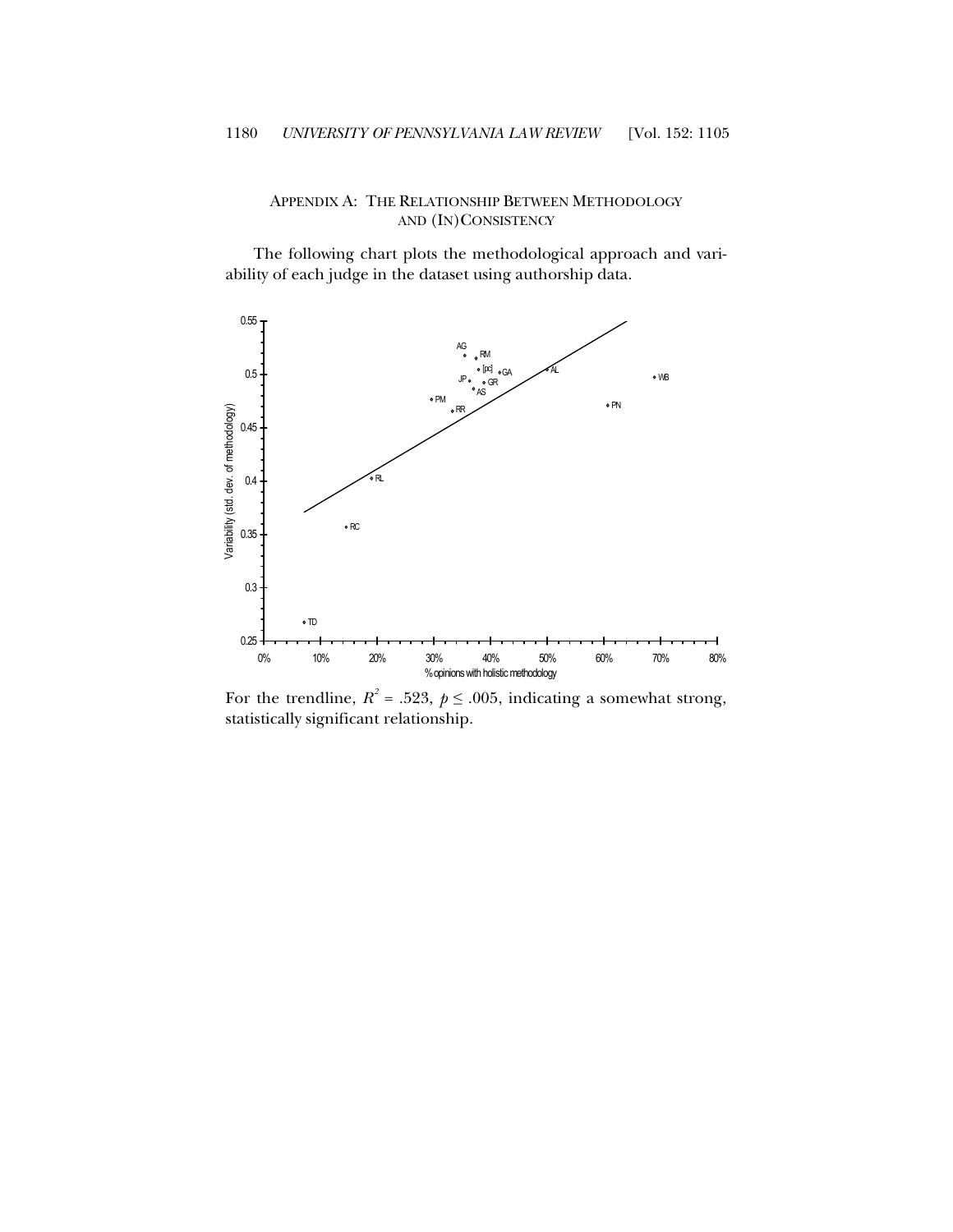## APPENDIX A: THE RELATIONSHIP BETWEEN METHODOLOGY AND (IN)CONSISTENCY

The following chart plots the methodological approach and variability of each judge in the dataset using authorship data.

Variability (std. dev. of methodology)

0.55
0.5
0.45
0.4
0.35
0.3
0.25

0% 10% 20% 30% 40% 50% 60% 70% 80%

% opinions with holistic methodology

AG
RM
[pc]
GA
AL
JP
GR
AS
WB
PM
RR
PN
RL
RC
TD

For the trendline, $R^2 = .523$, $p \leq .005$, indicating a somewhat strong, statistically significant relationship.